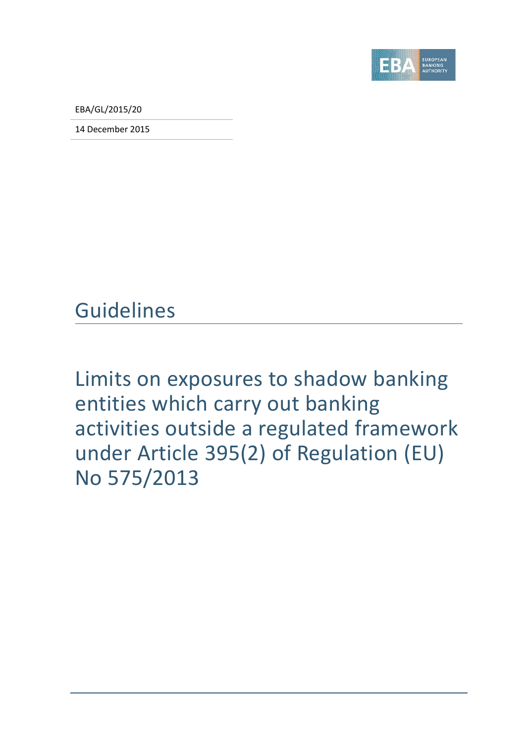EBA/GL/2015/20

14 December 2015

# Guidelines

## Limits on exposures to shadow banking entities which carry out banking activities outside a regulated framework under Article 395(2) of Regulation (EU) No 575/2013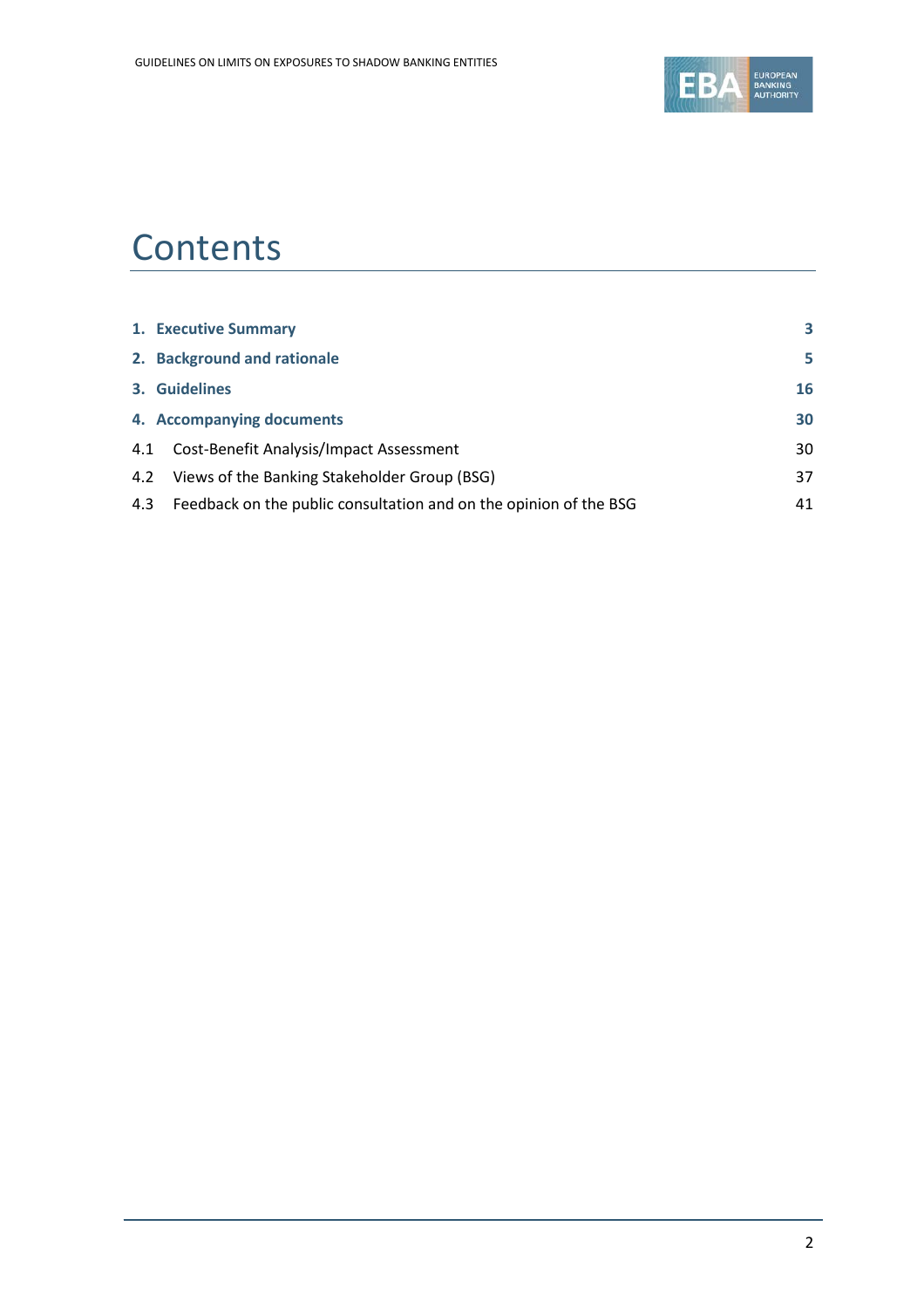# Contents

| | |
|---|---|
| **1. Executive Summary** | **3** |
| **2. Background and rationale** | **5** |
| **3. Guidelines** | **16** |
| **4. Accompanying documents** | **30** |
| 4.1 Cost-Benefit Analysis/Impact Assessment | 30 |
| 4.2 Views of the Banking Stakeholder Group (BSG) | 37 |
| 4.3 Feedback on the public consultation and on the opinion of the BSG | 41 |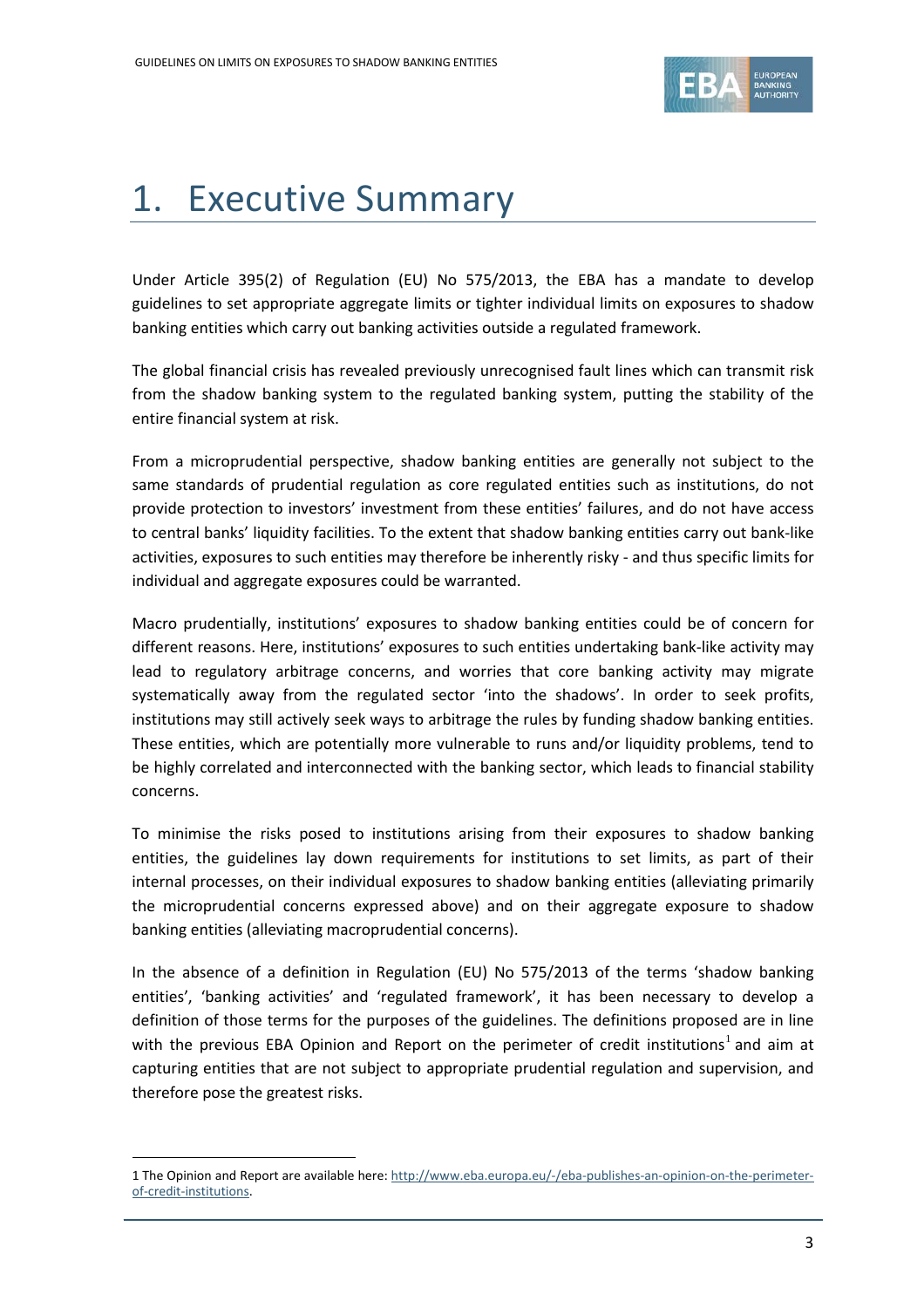# 1. Executive Summary

Under Article 395(2) of Regulation (EU) No 575/2013, the EBA has a mandate to develop guidelines to set appropriate aggregate limits or tighter individual limits on exposures to shadow banking entities which carry out banking activities outside a regulated framework.

The global financial crisis has revealed previously unrecognised fault lines which can transmit risk from the shadow banking system to the regulated banking system, putting the stability of the entire financial system at risk.

From a microprudential perspective, shadow banking entities are generally not subject to the same standards of prudential regulation as core regulated entities such as institutions, do not provide protection to investors' investment from these entities' failures, and do not have access to central banks' liquidity facilities. To the extent that shadow banking entities carry out bank-like activities, exposures to such entities may therefore be inherently risky - and thus specific limits for individual and aggregate exposures could be warranted.

Macro prudentially, institutions' exposures to shadow banking entities could be of concern for different reasons. Here, institutions' exposures to such entities undertaking bank-like activity may lead to regulatory arbitrage concerns, and worries that core banking activity may migrate systematically away from the regulated sector 'into the shadows'. In order to seek profits, institutions may still actively seek ways to arbitrage the rules by funding shadow banking entities. These entities, which are potentially more vulnerable to runs and/or liquidity problems, tend to be highly correlated and interconnected with the banking sector, which leads to financial stability concerns.

To minimise the risks posed to institutions arising from their exposures to shadow banking entities, the guidelines lay down requirements for institutions to set limits, as part of their internal processes, on their individual exposures to shadow banking entities (alleviating primarily the microprudential concerns expressed above) and on their aggregate exposure to shadow banking entities (alleviating macroprudential concerns).

In the absence of a definition in Regulation (EU) No 575/2013 of the terms 'shadow banking entities', 'banking activities' and 'regulated framework', it has been necessary to develop a definition of those terms for the purposes of the guidelines. The definitions proposed are in line with the previous EBA Opinion and Report on the perimeter of credit institutions[1] and aim at capturing entities that are not subject to appropriate prudential regulation and supervision, and therefore pose the greatest risks.

---

1 The Opinion and Report are available here: http://www.eba.europa.eu/-/eba-publishes-an-opinion-on-the-perimeter-of-credit-institutions.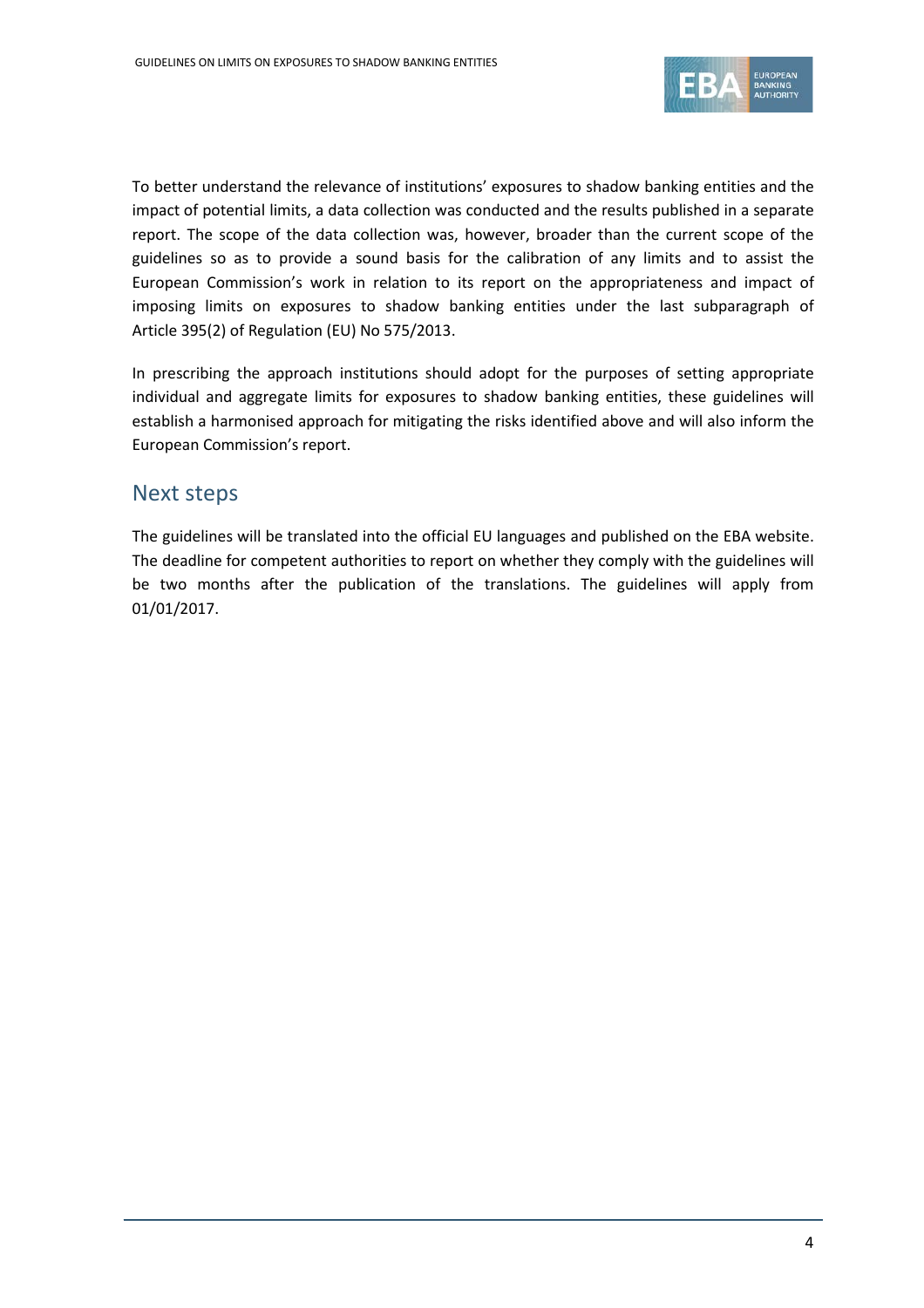To better understand the relevance of institutions' exposures to shadow banking entities and the impact of potential limits, a data collection was conducted and the results published in a separate report. The scope of the data collection was, however, broader than the current scope of the guidelines so as to provide a sound basis for the calibration of any limits and to assist the European Commission's work in relation to its report on the appropriateness and impact of imposing limits on exposures to shadow banking entities under the last subparagraph of Article 395(2) of Regulation (EU) No 575/2013.

In prescribing the approach institutions should adopt for the purposes of setting appropriate individual and aggregate limits for exposures to shadow banking entities, these guidelines will establish a harmonised approach for mitigating the risks identified above and will also inform the European Commission's report.

## Next steps

The guidelines will be translated into the official EU languages and published on the EBA website. The deadline for competent authorities to report on whether they comply with the guidelines will be two months after the publication of the translations. The guidelines will apply from 01/01/2017.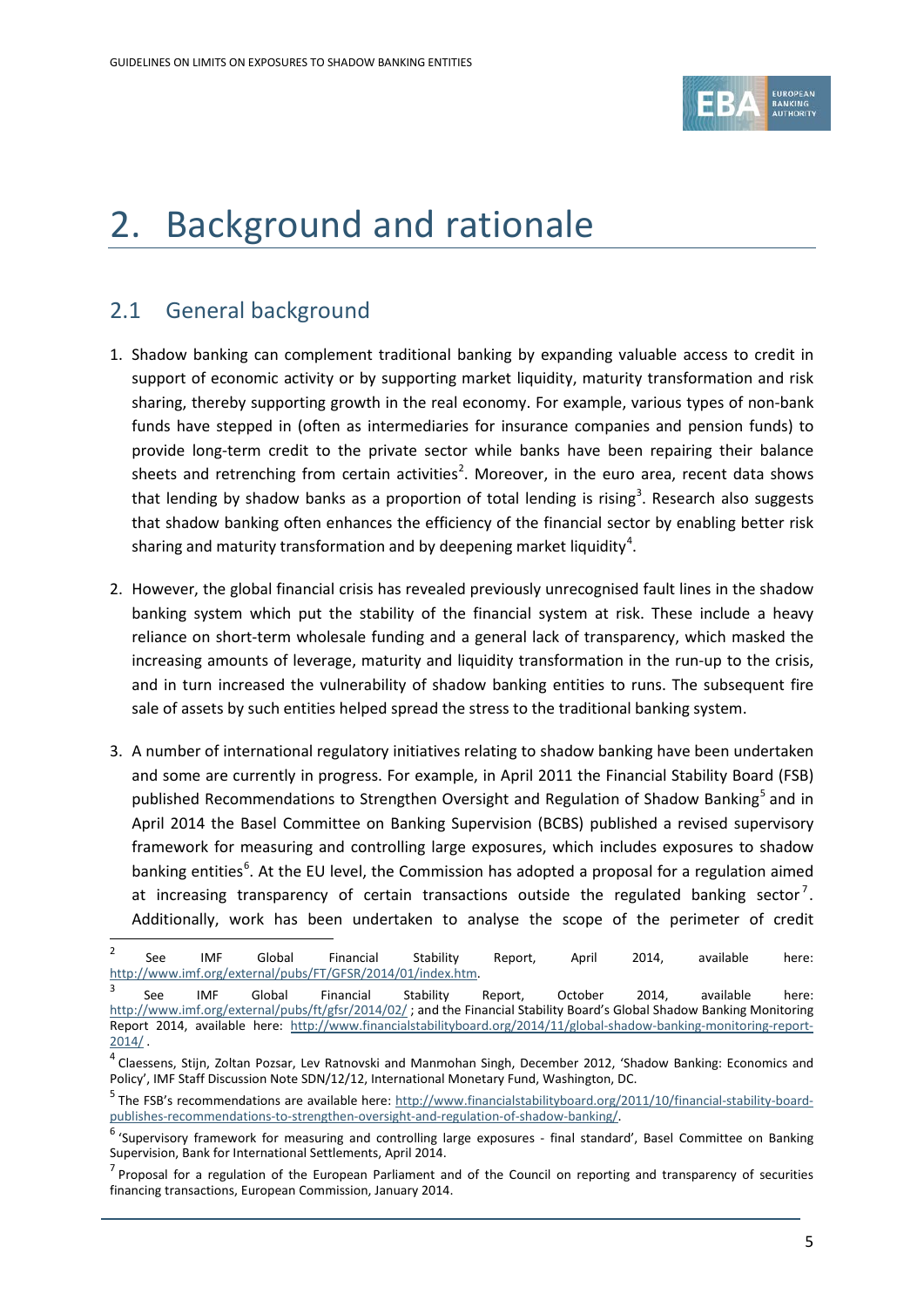# 2. Background and rationale

## 2.1 General background

1. Shadow banking can complement traditional banking by expanding valuable access to credit in support of economic activity or by supporting market liquidity, maturity transformation and risk sharing, thereby supporting growth in the real economy. For example, various types of non-bank funds have stepped in (often as intermediaries for insurance companies and pension funds) to provide long-term credit to the private sector while banks have been repairing their balance sheets and retrenching from certain activities[2]. Moreover, in the euro area, recent data shows that lending by shadow banks as a proportion of total lending is rising[3]. Research also suggests that shadow banking often enhances the efficiency of the financial sector by enabling better risk sharing and maturity transformation and by deepening market liquidity[4].

2. However, the global financial crisis has revealed previously unrecognised fault lines in the shadow banking system which put the stability of the financial system at risk. These include a heavy reliance on short-term wholesale funding and a general lack of transparency, which masked the increasing amounts of leverage, maturity and liquidity transformation in the run-up to the crisis, and in turn increased the vulnerability of shadow banking entities to runs. The subsequent fire sale of assets by such entities helped spread the stress to the traditional banking system.

3. A number of international regulatory initiatives relating to shadow banking have been undertaken and some are currently in progress. For example, in April 2011 the Financial Stability Board (FSB) published Recommendations to Strengthen Oversight and Regulation of Shadow Banking[5] and in April 2014 the Basel Committee on Banking Supervision (BCBS) published a revised supervisory framework for measuring and controlling large exposures, which includes exposures to shadow banking entities[6]. At the EU level, the Commission has adopted a proposal for a regulation aimed at increasing transparency of certain transactions outside the regulated banking sector[7]. Additionally, work has been undertaken to analyse the scope of the perimeter of credit

---

[2] See IMF Global Financial Stability Report, April 2014, available here: http://www.imf.org/external/pubs/FT/GFSR/2014/01/index.htm.

[3] See IMF Global Financial Stability Report, October 2014, available here: http://www.imf.org/external/pubs/ft/gfsr/2014/02/ ; and the Financial Stability Board's Global Shadow Banking Monitoring Report 2014, available here: http://www.financialstabilityboard.org/2014/11/global-shadow-banking-monitoring-report-2014/ .

[4] Claessens, Stijn, Zoltan Pozsar, Lev Ratnovski and Manmohan Singh, December 2012, 'Shadow Banking: Economics and Policy', IMF Staff Discussion Note SDN/12/12, International Monetary Fund, Washington, DC.

[5] The FSB's recommendations are available here: http://www.financialstabilityboard.org/2011/10/financial-stability-board-publishes-recommendations-to-strengthen-oversight-and-regulation-of-shadow-banking/.

[6] 'Supervisory framework for measuring and controlling large exposures - final standard', Basel Committee on Banking Supervision, Bank for International Settlements, April 2014.

[7] Proposal for a regulation of the European Parliament and of the Council on reporting and transparency of securities financing transactions, European Commission, January 2014.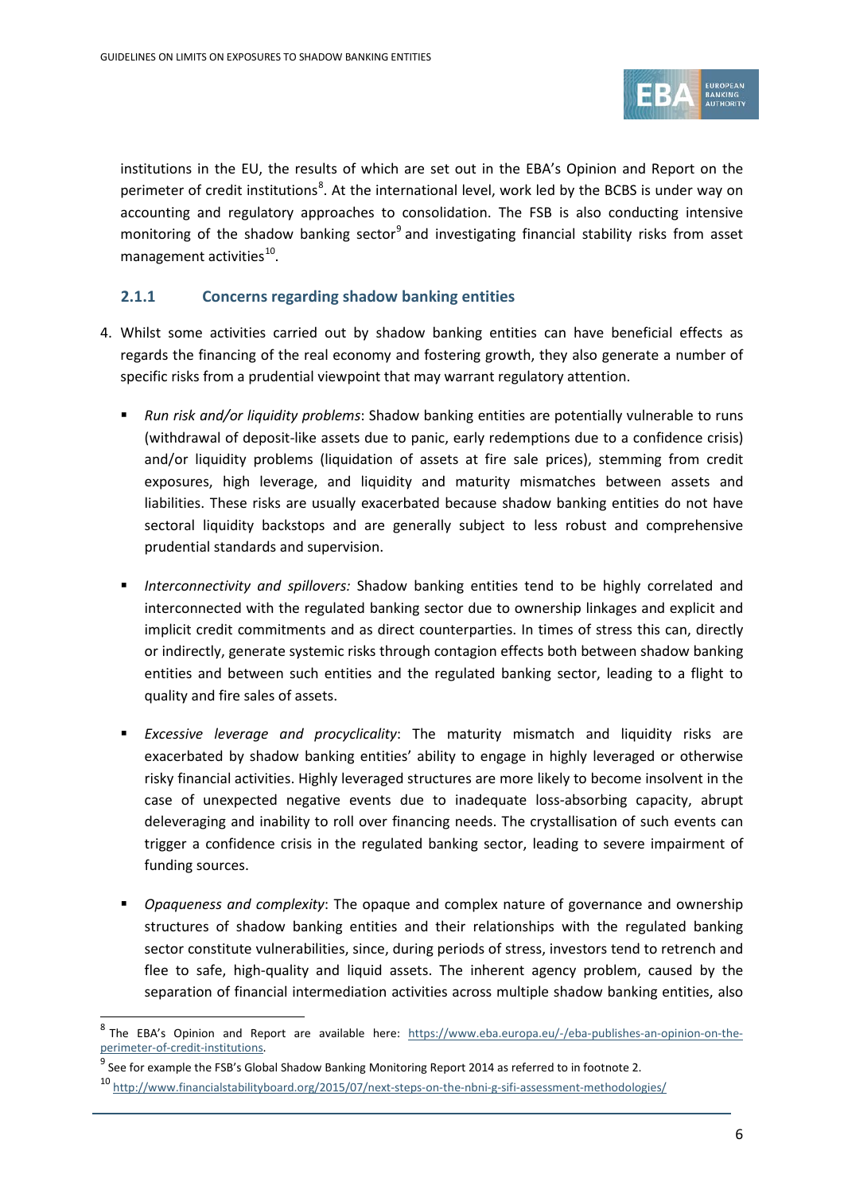institutions in the EU, the results of which are set out in the EBA's Opinion and Report on the perimeter of credit institutions[8]. At the international level, work led by the BCBS is under way on accounting and regulatory approaches to consolidation. The FSB is also conducting intensive monitoring of the shadow banking sector[9] and investigating financial stability risks from asset management activities[10].

### 2.1.1 Concerns regarding shadow banking entities

4. Whilst some activities carried out by shadow banking entities can have beneficial effects as regards the financing of the real economy and fostering growth, they also generate a number of specific risks from a prudential viewpoint that may warrant regulatory attention.

   - *Run risk and/or liquidity problems*: Shadow banking entities are potentially vulnerable to runs (withdrawal of deposit-like assets due to panic, early redemptions due to a confidence crisis) and/or liquidity problems (liquidation of assets at fire sale prices), stemming from credit exposures, high leverage, and liquidity and maturity mismatches between assets and liabilities. These risks are usually exacerbated because shadow banking entities do not have sectoral liquidity backstops and are generally subject to less robust and comprehensive prudential standards and supervision.

   - *Interconnectivity and spillovers:* Shadow banking entities tend to be highly correlated and interconnected with the regulated banking sector due to ownership linkages and explicit and implicit credit commitments and as direct counterparties. In times of stress this can, directly or indirectly, generate systemic risks through contagion effects both between shadow banking entities and between such entities and the regulated banking sector, leading to a flight to quality and fire sales of assets.

   - *Excessive leverage and procyclicality*: The maturity mismatch and liquidity risks are exacerbated by shadow banking entities' ability to engage in highly leveraged or otherwise risky financial activities. Highly leveraged structures are more likely to become insolvent in the case of unexpected negative events due to inadequate loss-absorbing capacity, abrupt deleveraging and inability to roll over financing needs. The crystallisation of such events can trigger a confidence crisis in the regulated banking sector, leading to severe impairment of funding sources.

   - *Opaqueness and complexity*: The opaque and complex nature of governance and ownership structures of shadow banking entities and their relationships with the regulated banking sector constitute vulnerabilities, since, during periods of stress, investors tend to retrench and flee to safe, high-quality and liquid assets. The inherent agency problem, caused by the separation of financial intermediation activities across multiple shadow banking entities, also

---

[8] The EBA's Opinion and Report are available here: https://www.eba.europa.eu/-/eba-publishes-an-opinion-on-the-perimeter-of-credit-institutions.

[9] See for example the FSB's Global Shadow Banking Monitoring Report 2014 as referred to in footnote 2.

[10] http://www.financialstabilityboard.org/2015/07/next-steps-on-the-nbni-g-sifi-assessment-methodologies/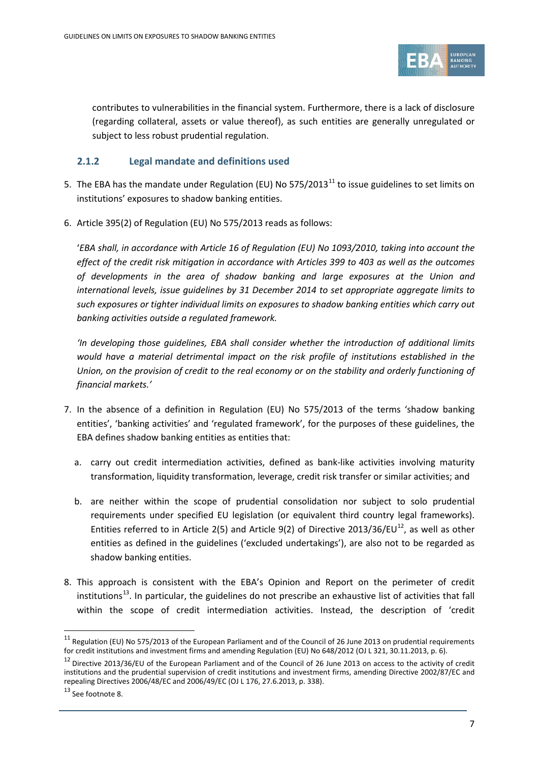contributes to vulnerabilities in the financial system. Furthermore, there is a lack of disclosure (regarding collateral, assets or value thereof), as such entities are generally unregulated or subject to less robust prudential regulation.

### 2.1.2 Legal mandate and definitions used

5. The EBA has the mandate under Regulation (EU) No 575/2013[11] to issue guidelines to set limits on institutions' exposures to shadow banking entities.

6. Article 395(2) of Regulation (EU) No 575/2013 reads as follows:

   '*EBA shall, in accordance with Article 16 of Regulation (EU) No 1093/2010, taking into account the effect of the credit risk mitigation in accordance with Articles 399 to 403 as well as the outcomes of developments in the area of shadow banking and large exposures at the Union and international levels, issue guidelines by 31 December 2014 to set appropriate aggregate limits to such exposures or tighter individual limits on exposures to shadow banking entities which carry out banking activities outside a regulated framework.*

   *'In developing those guidelines, EBA shall consider whether the introduction of additional limits would have a material detrimental impact on the risk profile of institutions established in the Union, on the provision of credit to the real economy or on the stability and orderly functioning of financial markets.'*

7. In the absence of a definition in Regulation (EU) No 575/2013 of the terms 'shadow banking entities', 'banking activities' and 'regulated framework', for the purposes of these guidelines, the EBA defines shadow banking entities as entities that:

   a. carry out credit intermediation activities, defined as bank-like activities involving maturity transformation, liquidity transformation, leverage, credit risk transfer or similar activities; and

   b. are neither within the scope of prudential consolidation nor subject to solo prudential requirements under specified EU legislation (or equivalent third country legal frameworks). Entities referred to in Article 2(5) and Article 9(2) of Directive 2013/36/EU[12], as well as other entities as defined in the guidelines ('excluded undertakings'), are also not to be regarded as shadow banking entities.

8. This approach is consistent with the EBA's Opinion and Report on the perimeter of credit institutions[13]. In particular, the guidelines do not prescribe an exhaustive list of activities that fall within the scope of credit intermediation activities. Instead, the description of 'credit

---

[11] Regulation (EU) No 575/2013 of the European Parliament and of the Council of 26 June 2013 on prudential requirements for credit institutions and investment firms and amending Regulation (EU) No 648/2012 (OJ L 321, 30.11.2013, p. 6).

[12] Directive 2013/36/EU of the European Parliament and of the Council of 26 June 2013 on access to the activity of credit institutions and the prudential supervision of credit institutions and investment firms, amending Directive 2002/87/EC and repealing Directives 2006/48/EC and 2006/49/EC (OJ L 176, 27.6.2013, p. 338).

[13] See footnote 8.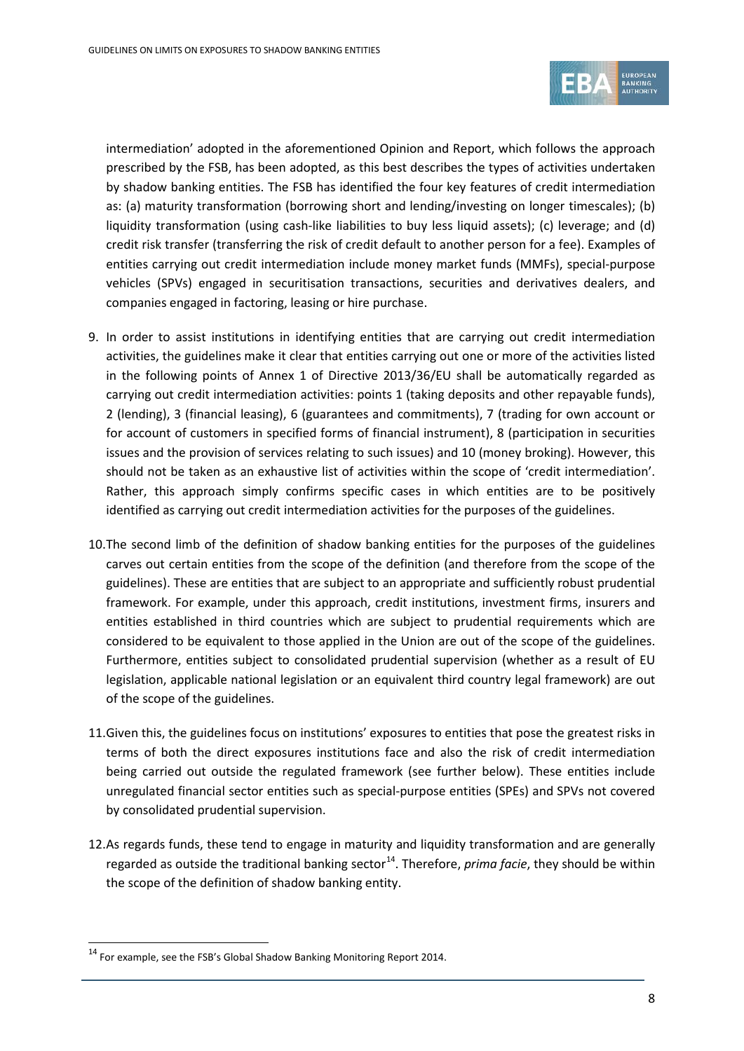intermediation' adopted in the aforementioned Opinion and Report, which follows the approach prescribed by the FSB, has been adopted, as this best describes the types of activities undertaken by shadow banking entities. The FSB has identified the four key features of credit intermediation as: (a) maturity transformation (borrowing short and lending/investing on longer timescales); (b) liquidity transformation (using cash-like liabilities to buy less liquid assets); (c) leverage; and (d) credit risk transfer (transferring the risk of credit default to another person for a fee). Examples of entities carrying out credit intermediation include money market funds (MMFs), special-purpose vehicles (SPVs) engaged in securitisation transactions, securities and derivatives dealers, and companies engaged in factoring, leasing or hire purchase.

9. In order to assist institutions in identifying entities that are carrying out credit intermediation activities, the guidelines make it clear that entities carrying out one or more of the activities listed in the following points of Annex 1 of Directive 2013/36/EU shall be automatically regarded as carrying out credit intermediation activities: points 1 (taking deposits and other repayable funds), 2 (lending), 3 (financial leasing), 6 (guarantees and commitments), 7 (trading for own account or for account of customers in specified forms of financial instrument), 8 (participation in securities issues and the provision of services relating to such issues) and 10 (money broking). However, this should not be taken as an exhaustive list of activities within the scope of 'credit intermediation'. Rather, this approach simply confirms specific cases in which entities are to be positively identified as carrying out credit intermediation activities for the purposes of the guidelines.

10. The second limb of the definition of shadow banking entities for the purposes of the guidelines carves out certain entities from the scope of the definition (and therefore from the scope of the guidelines). These are entities that are subject to an appropriate and sufficiently robust prudential framework. For example, under this approach, credit institutions, investment firms, insurers and entities established in third countries which are subject to prudential requirements which are considered to be equivalent to those applied in the Union are out of the scope of the guidelines. Furthermore, entities subject to consolidated prudential supervision (whether as a result of EU legislation, applicable national legislation or an equivalent third country legal framework) are out of the scope of the guidelines.

11. Given this, the guidelines focus on institutions' exposures to entities that pose the greatest risks in terms of both the direct exposures institutions face and also the risk of credit intermediation being carried out outside the regulated framework (see further below). These entities include unregulated financial sector entities such as special-purpose entities (SPEs) and SPVs not covered by consolidated prudential supervision.

12. As regards funds, these tend to engage in maturity and liquidity transformation and are generally regarded as outside the traditional banking sector[14]. Therefore, *prima facie*, they should be within the scope of the definition of shadow banking entity.

[14] For example, see the FSB's Global Shadow Banking Monitoring Report 2014.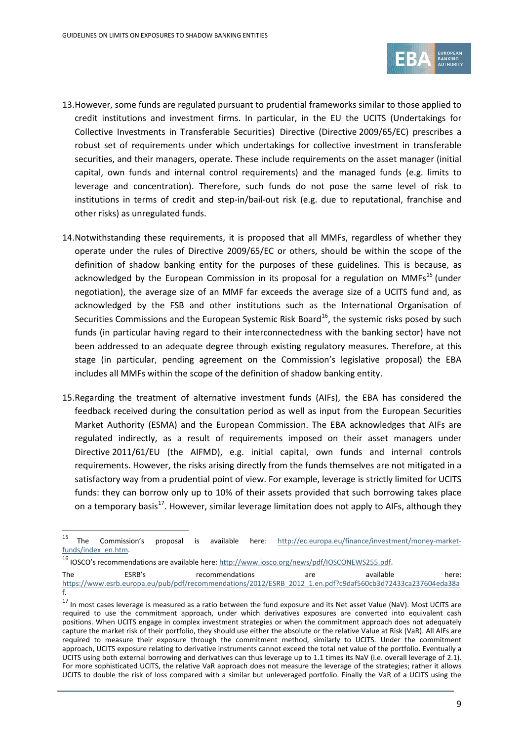13. However, some funds are regulated pursuant to prudential frameworks similar to those applied to credit institutions and investment firms. In particular, in the EU the UCITS (Undertakings for Collective Investments in Transferable Securities) Directive (Directive 2009/65/EC) prescribes a robust set of requirements under which undertakings for collective investment in transferable securities, and their managers, operate. These include requirements on the asset manager (initial capital, own funds and internal control requirements) and the managed funds (e.g. limits to leverage and concentration). Therefore, such funds do not pose the same level of risk to institutions in terms of credit and step-in/bail-out risk (e.g. due to reputational, franchise and other risks) as unregulated funds.

14. Notwithstanding these requirements, it is proposed that all MMFs, regardless of whether they operate under the rules of Directive 2009/65/EC or others, should be within the scope of the definition of shadow banking entity for the purposes of these guidelines. This is because, as acknowledged by the European Commission in its proposal for a regulation on MMFs[15] (under negotiation), the average size of an MMF far exceeds the average size of a UCITS fund and, as acknowledged by the FSB and other institutions such as the International Organisation of Securities Commissions and the European Systemic Risk Board[16], the systemic risks posed by such funds (in particular having regard to their interconnectedness with the banking sector) have not been addressed to an adequate degree through existing regulatory measures. Therefore, at this stage (in particular, pending agreement on the Commission's legislative proposal) the EBA includes all MMFs within the scope of the definition of shadow banking entity.

15. Regarding the treatment of alternative investment funds (AIFs), the EBA has considered the feedback received during the consultation period as well as input from the European Securities Market Authority (ESMA) and the European Commission. The EBA acknowledges that AIFs are regulated indirectly, as a result of requirements imposed on their asset managers under Directive 2011/61/EU (the AIFMD), e.g. initial capital, own funds and internal controls requirements. However, the risks arising directly from the funds themselves are not mitigated in a satisfactory way from a prudential point of view. For example, leverage is strictly limited for UCITS funds: they can borrow only up to 10% of their assets provided that such borrowing takes place on a temporary basis[17]. However, similar leverage limitation does not apply to AIFs, although they

---

[15] The Commission's proposal is available here: http://ec.europa.eu/finance/investment/money-market-funds/index_en.htm.

[16] IOSCO's recommendations are available here: http://www.iosco.org/news/pdf/IOSCONEWS255.pdf.

The ESRB's recommendations are available here: https://www.esrb.europa.eu/pub/pdf/recommendations/2012/ESRB_2012_1.en.pdf?c9daf560cb3d72433ca237604eda38af.

[17] In most cases leverage is measured as a ratio between the fund exposure and its Net asset Value (NaV). Most UCITS are required to use the commitment approach, under which derivatives exposures are converted into equivalent cash positions. When UCITS engage in complex investment strategies or when the commitment approach does not adequately capture the market risk of their portfolio, they should use either the absolute or the relative Value at Risk (VaR). All AIFs are required to measure their exposure through the commitment method, similarly to UCITS. Under the commitment approach, UCITS exposure relating to derivative instruments cannot exceed the total net value of the portfolio. Eventually a UCITS using both external borrowing and derivatives can thus leverage up to 1.1 times its NaV (i.e. overall leverage of 2.1). For more sophisticated UCITS, the relative VaR approach does not measure the leverage of the strategies; rather it allows UCITS to double the risk of loss compared with a similar but unleveraged portfolio. Finally the VaR of a UCITS using the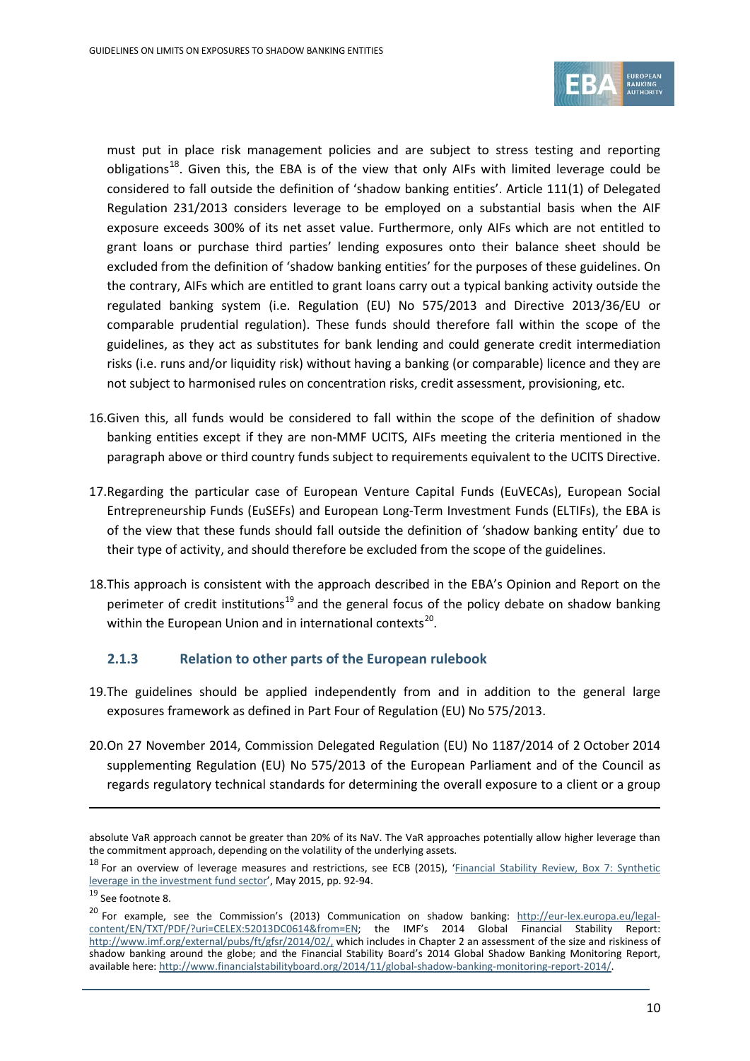must put in place risk management policies and are subject to stress testing and reporting obligations[18]. Given this, the EBA is of the view that only AIFs with limited leverage could be considered to fall outside the definition of 'shadow banking entities'. Article 111(1) of Delegated Regulation 231/2013 considers leverage to be employed on a substantial basis when the AIF exposure exceeds 300% of its net asset value. Furthermore, only AIFs which are not entitled to grant loans or purchase third parties' lending exposures onto their balance sheet should be excluded from the definition of 'shadow banking entities' for the purposes of these guidelines. On the contrary, AIFs which are entitled to grant loans carry out a typical banking activity outside the regulated banking system (i.e. Regulation (EU) No 575/2013 and Directive 2013/36/EU or comparable prudential regulation). These funds should therefore fall within the scope of the guidelines, as they act as substitutes for bank lending and could generate credit intermediation risks (i.e. runs and/or liquidity risk) without having a banking (or comparable) licence and they are not subject to harmonised rules on concentration risks, credit assessment, provisioning, etc.

16. Given this, all funds would be considered to fall within the scope of the definition of shadow banking entities except if they are non-MMF UCITS, AIFs meeting the criteria mentioned in the paragraph above or third country funds subject to requirements equivalent to the UCITS Directive.

17. Regarding the particular case of European Venture Capital Funds (EuVECAs), European Social Entrepreneurship Funds (EuSEFs) and European Long-Term Investment Funds (ELTIFs), the EBA is of the view that these funds should fall outside the definition of 'shadow banking entity' due to their type of activity, and should therefore be excluded from the scope of the guidelines.

18. This approach is consistent with the approach described in the EBA's Opinion and Report on the perimeter of credit institutions[19] and the general focus of the policy debate on shadow banking within the European Union and in international contexts[20].

### 2.1.3 Relation to other parts of the European rulebook

19. The guidelines should be applied independently from and in addition to the general large exposures framework as defined in Part Four of Regulation (EU) No 575/2013.

20. On 27 November 2014, Commission Delegated Regulation (EU) No 1187/2014 of 2 October 2014 supplementing Regulation (EU) No 575/2013 of the European Parliament and of the Council as regards regulatory technical standards for determining the overall exposure to a client or a group

---

absolute VaR approach cannot be greater than 20% of its NaV. The VaR approaches potentially allow higher leverage than the commitment approach, depending on the volatility of the underlying assets.

[18] For an overview of leverage measures and restrictions, see ECB (2015), '[Financial Stability Review, Box 7: Synthetic leverage in the investment fund sector](#)', May 2015, pp. 92-94.

[19] See footnote 8.

[20] For example, see the Commission's (2013) Communication on shadow banking: http://eur-lex.europa.eu/legal-content/EN/TXT/PDF/?uri=CELEX:52013DC0614&from=EN; the IMF's 2014 Global Financial Stability Report: http://www.imf.org/external/pubs/ft/gfsr/2014/02/, which includes in Chapter 2 an assessment of the size and riskiness of shadow banking around the globe; and the Financial Stability Board's 2014 Global Shadow Banking Monitoring Report, available here: http://www.financialstabilityboard.org/2014/11/global-shadow-banking-monitoring-report-2014/.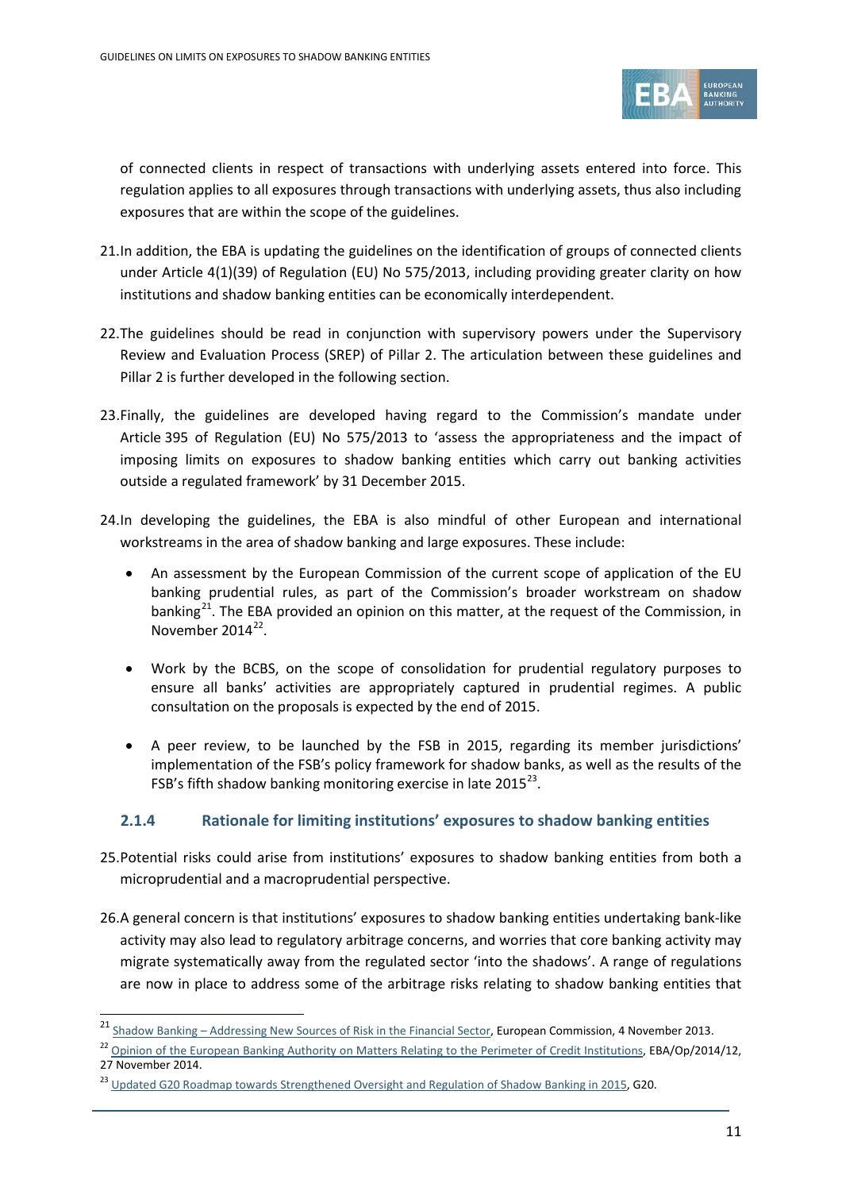of connected clients in respect of transactions with underlying assets entered into force. This regulation applies to all exposures through transactions with underlying assets, thus also including exposures that are within the scope of the guidelines.

21. In addition, the EBA is updating the guidelines on the identification of groups of connected clients under Article 4(1)(39) of Regulation (EU) No 575/2013, including providing greater clarity on how institutions and shadow banking entities can be economically interdependent.

22. The guidelines should be read in conjunction with supervisory powers under the Supervisory Review and Evaluation Process (SREP) of Pillar 2. The articulation between these guidelines and Pillar 2 is further developed in the following section.

23. Finally, the guidelines are developed having regard to the Commission's mandate under Article 395 of Regulation (EU) No 575/2013 to 'assess the appropriateness and the impact of imposing limits on exposures to shadow banking entities which carry out banking activities outside a regulated framework' by 31 December 2015.

24. In developing the guidelines, the EBA is also mindful of other European and international workstreams in the area of shadow banking and large exposures. These include:

- An assessment by the European Commission of the current scope of application of the EU banking prudential rules, as part of the Commission's broader workstream on shadow banking[21]. The EBA provided an opinion on this matter, at the request of the Commission, in November 2014[22].
- Work by the BCBS, on the scope of consolidation for prudential regulatory purposes to ensure all banks' activities are appropriately captured in prudential regimes. A public consultation on the proposals is expected by the end of 2015.
- A peer review, to be launched by the FSB in 2015, regarding its member jurisdictions' implementation of the FSB's policy framework for shadow banks, as well as the results of the FSB's fifth shadow banking monitoring exercise in late 2015[23].

### 2.1.4 Rationale for limiting institutions' exposures to shadow banking entities

25. Potential risks could arise from institutions' exposures to shadow banking entities from both a microprudential and a macroprudential perspective.

26. A general concern is that institutions' exposures to shadow banking entities undertaking bank-like activity may also lead to regulatory arbitrage concerns, and worries that core banking activity may migrate systematically away from the regulated sector 'into the shadows'. A range of regulations are now in place to address some of the arbitrage risks relating to shadow banking entities that

---

[21] Shadow Banking – Addressing New Sources of Risk in the Financial Sector, European Commission, 4 November 2013.

[22] Opinion of the European Banking Authority on Matters Relating to the Perimeter of Credit Institutions, EBA/Op/2014/12, 27 November 2014.

[23] Updated G20 Roadmap towards Strengthened Oversight and Regulation of Shadow Banking in 2015, G20.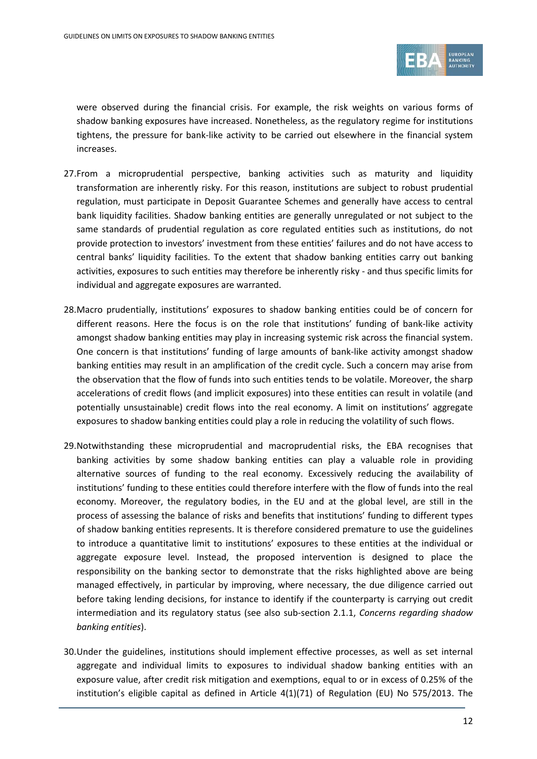were observed during the financial crisis. For example, the risk weights on various forms of shadow banking exposures have increased. Nonetheless, as the regulatory regime for institutions tightens, the pressure for bank-like activity to be carried out elsewhere in the financial system increases.

27. From a microprudential perspective, banking activities such as maturity and liquidity transformation are inherently risky. For this reason, institutions are subject to robust prudential regulation, must participate in Deposit Guarantee Schemes and generally have access to central bank liquidity facilities. Shadow banking entities are generally unregulated or not subject to the same standards of prudential regulation as core regulated entities such as institutions, do not provide protection to investors' investment from these entities' failures and do not have access to central banks' liquidity facilities. To the extent that shadow banking entities carry out banking activities, exposures to such entities may therefore be inherently risky - and thus specific limits for individual and aggregate exposures are warranted.

28. Macro prudentially, institutions' exposures to shadow banking entities could be of concern for different reasons. Here the focus is on the role that institutions' funding of bank-like activity amongst shadow banking entities may play in increasing systemic risk across the financial system. One concern is that institutions' funding of large amounts of bank-like activity amongst shadow banking entities may result in an amplification of the credit cycle. Such a concern may arise from the observation that the flow of funds into such entities tends to be volatile. Moreover, the sharp accelerations of credit flows (and implicit exposures) into these entities can result in volatile (and potentially unsustainable) credit flows into the real economy. A limit on institutions' aggregate exposures to shadow banking entities could play a role in reducing the volatility of such flows.

29. Notwithstanding these microprudential and macroprudential risks, the EBA recognises that banking activities by some shadow banking entities can play a valuable role in providing alternative sources of funding to the real economy. Excessively reducing the availability of institutions' funding to these entities could therefore interfere with the flow of funds into the real economy. Moreover, the regulatory bodies, in the EU and at the global level, are still in the process of assessing the balance of risks and benefits that institutions' funding to different types of shadow banking entities represents. It is therefore considered premature to use the guidelines to introduce a quantitative limit to institutions' exposures to these entities at the individual or aggregate exposure level. Instead, the proposed intervention is designed to place the responsibility on the banking sector to demonstrate that the risks highlighted above are being managed effectively, in particular by improving, where necessary, the due diligence carried out before taking lending decisions, for instance to identify if the counterparty is carrying out credit intermediation and its regulatory status (see also sub-section 2.1.1, *Concerns regarding shadow banking entities*).

30. Under the guidelines, institutions should implement effective processes, as well as set internal aggregate and individual limits to exposures to individual shadow banking entities with an exposure value, after credit risk mitigation and exemptions, equal to or in excess of 0.25% of the institution's eligible capital as defined in Article 4(1)(71) of Regulation (EU) No 575/2013. The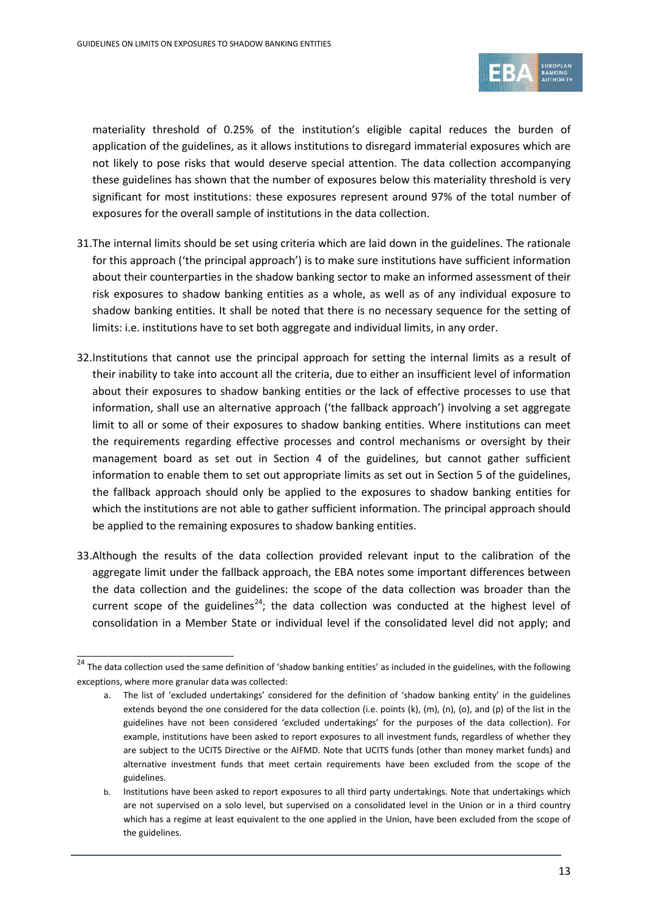materiality threshold of 0.25% of the institution's eligible capital reduces the burden of application of the guidelines, as it allows institutions to disregard immaterial exposures which are not likely to pose risks that would deserve special attention. The data collection accompanying these guidelines has shown that the number of exposures below this materiality threshold is very significant for most institutions: these exposures represent around 97% of the total number of exposures for the overall sample of institutions in the data collection.

31. The internal limits should be set using criteria which are laid down in the guidelines. The rationale for this approach ('the principal approach') is to make sure institutions have sufficient information about their counterparties in the shadow banking sector to make an informed assessment of their risk exposures to shadow banking entities as a whole, as well as of any individual exposure to shadow banking entities. It shall be noted that there is no necessary sequence for the setting of limits: i.e. institutions have to set both aggregate and individual limits, in any order.

32. Institutions that cannot use the principal approach for setting the internal limits as a result of their inability to take into account all the criteria, due to either an insufficient level of information about their exposures to shadow banking entities or the lack of effective processes to use that information, shall use an alternative approach ('the fallback approach') involving a set aggregate limit to all or some of their exposures to shadow banking entities. Where institutions can meet the requirements regarding effective processes and control mechanisms or oversight by their management board as set out in Section 4 of the guidelines, but cannot gather sufficient information to enable them to set out appropriate limits as set out in Section 5 of the guidelines, the fallback approach should only be applied to the exposures to shadow banking entities for which the institutions are not able to gather sufficient information. The principal approach should be applied to the remaining exposures to shadow banking entities.

33. Although the results of the data collection provided relevant input to the calibration of the aggregate limit under the fallback approach, the EBA notes some important differences between the data collection and the guidelines: the scope of the data collection was broader than the current scope of the guidelines[24]; the data collection was conducted at the highest level of consolidation in a Member State or individual level if the consolidated level did not apply; and

---

[24] The data collection used the same definition of 'shadow banking entities' as included in the guidelines, with the following exceptions, where more granular data was collected:

a. The list of 'excluded undertakings' considered for the definition of 'shadow banking entity' in the guidelines extends beyond the one considered for the data collection (i.e. points (k), (m), (n), (o), and (p) of the list in the guidelines have not been considered 'excluded undertakings' for the purposes of the data collection). For example, institutions have been asked to report exposures to all investment funds, regardless of whether they are subject to the UCITS Directive or the AIFMD. Note that UCITS funds (other than money market funds) and alternative investment funds that meet certain requirements have been excluded from the scope of the guidelines.

b. Institutions have been asked to report exposures to all third party undertakings. Note that undertakings which are not supervised on a solo level, but supervised on a consolidated level in the Union or in a third country which has a regime at least equivalent to the one applied in the Union, have been excluded from the scope of the guidelines.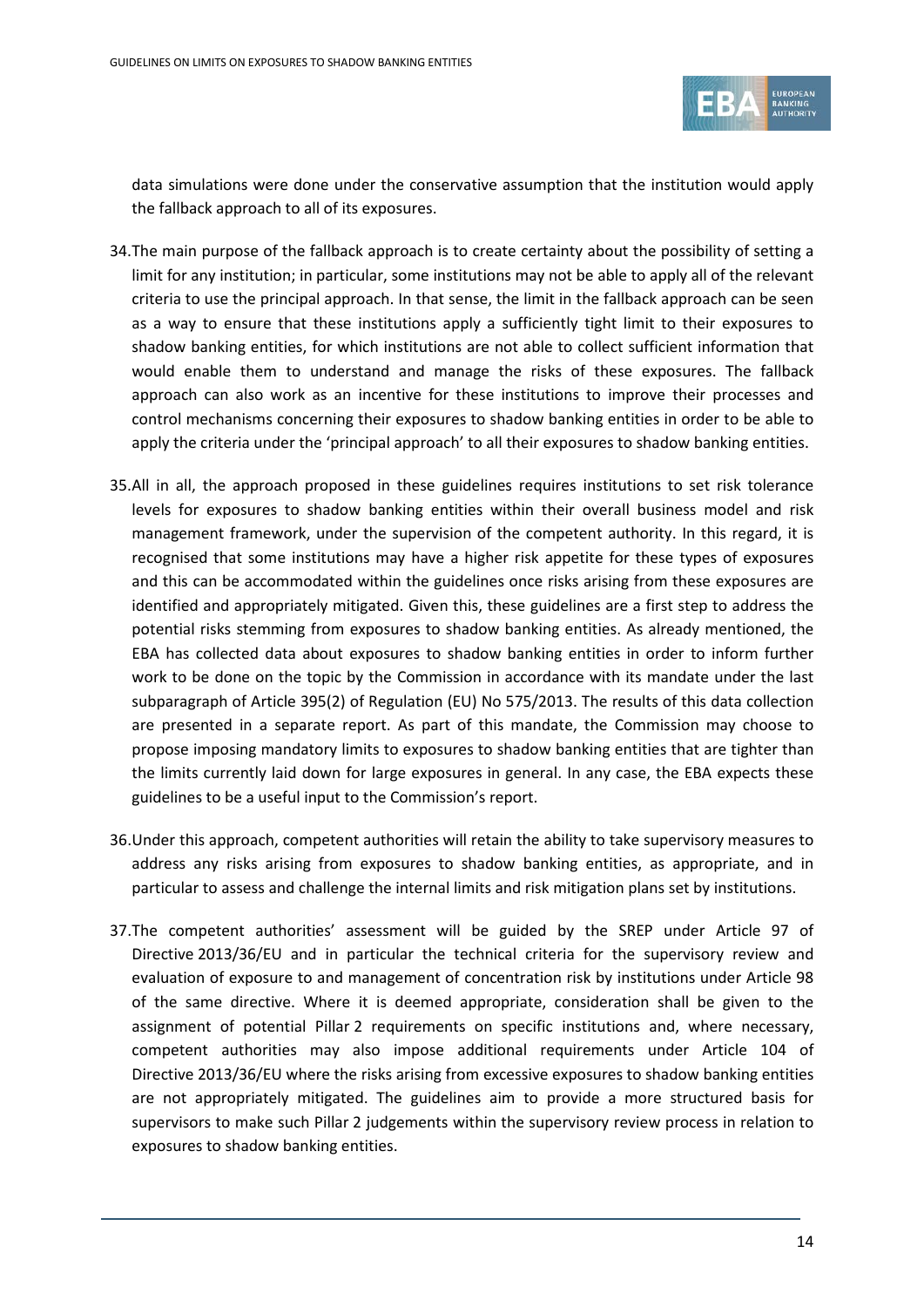data simulations were done under the conservative assumption that the institution would apply the fallback approach to all of its exposures.

34. The main purpose of the fallback approach is to create certainty about the possibility of setting a limit for any institution; in particular, some institutions may not be able to apply all of the relevant criteria to use the principal approach. In that sense, the limit in the fallback approach can be seen as a way to ensure that these institutions apply a sufficiently tight limit to their exposures to shadow banking entities, for which institutions are not able to collect sufficient information that would enable them to understand and manage the risks of these exposures. The fallback approach can also work as an incentive for these institutions to improve their processes and control mechanisms concerning their exposures to shadow banking entities in order to be able to apply the criteria under the 'principal approach' to all their exposures to shadow banking entities.

35. All in all, the approach proposed in these guidelines requires institutions to set risk tolerance levels for exposures to shadow banking entities within their overall business model and risk management framework, under the supervision of the competent authority. In this regard, it is recognised that some institutions may have a higher risk appetite for these types of exposures and this can be accommodated within the guidelines once risks arising from these exposures are identified and appropriately mitigated. Given this, these guidelines are a first step to address the potential risks stemming from exposures to shadow banking entities. As already mentioned, the EBA has collected data about exposures to shadow banking entities in order to inform further work to be done on the topic by the Commission in accordance with its mandate under the last subparagraph of Article 395(2) of Regulation (EU) No 575/2013. The results of this data collection are presented in a separate report. As part of this mandate, the Commission may choose to propose imposing mandatory limits to exposures to shadow banking entities that are tighter than the limits currently laid down for large exposures in general. In any case, the EBA expects these guidelines to be a useful input to the Commission's report.

36. Under this approach, competent authorities will retain the ability to take supervisory measures to address any risks arising from exposures to shadow banking entities, as appropriate, and in particular to assess and challenge the internal limits and risk mitigation plans set by institutions.

37. The competent authorities' assessment will be guided by the SREP under Article 97 of Directive 2013/36/EU and in particular the technical criteria for the supervisory review and evaluation of exposure to and management of concentration risk by institutions under Article 98 of the same directive. Where it is deemed appropriate, consideration shall be given to the assignment of potential Pillar 2 requirements on specific institutions and, where necessary, competent authorities may also impose additional requirements under Article 104 of Directive 2013/36/EU where the risks arising from excessive exposures to shadow banking entities are not appropriately mitigated. The guidelines aim to provide a more structured basis for supervisors to make such Pillar 2 judgements within the supervisory review process in relation to exposures to shadow banking entities.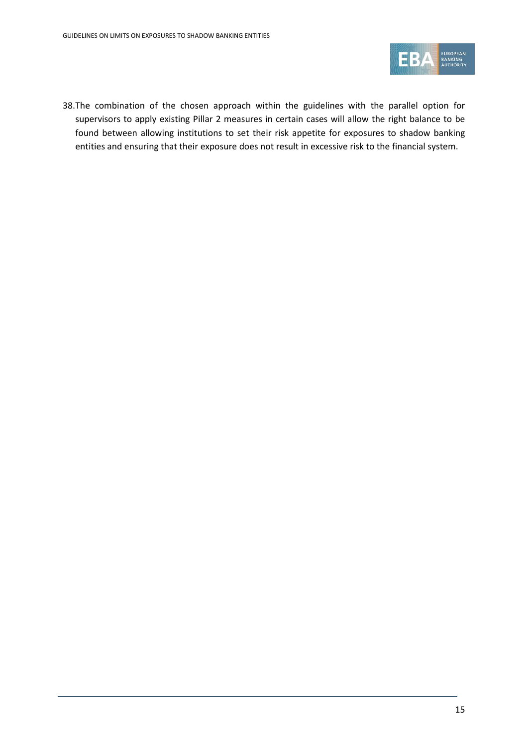38. The combination of the chosen approach within the guidelines with the parallel option for supervisors to apply existing Pillar 2 measures in certain cases will allow the right balance to be found between allowing institutions to set their risk appetite for exposures to shadow banking entities and ensuring that their exposure does not result in excessive risk to the financial system.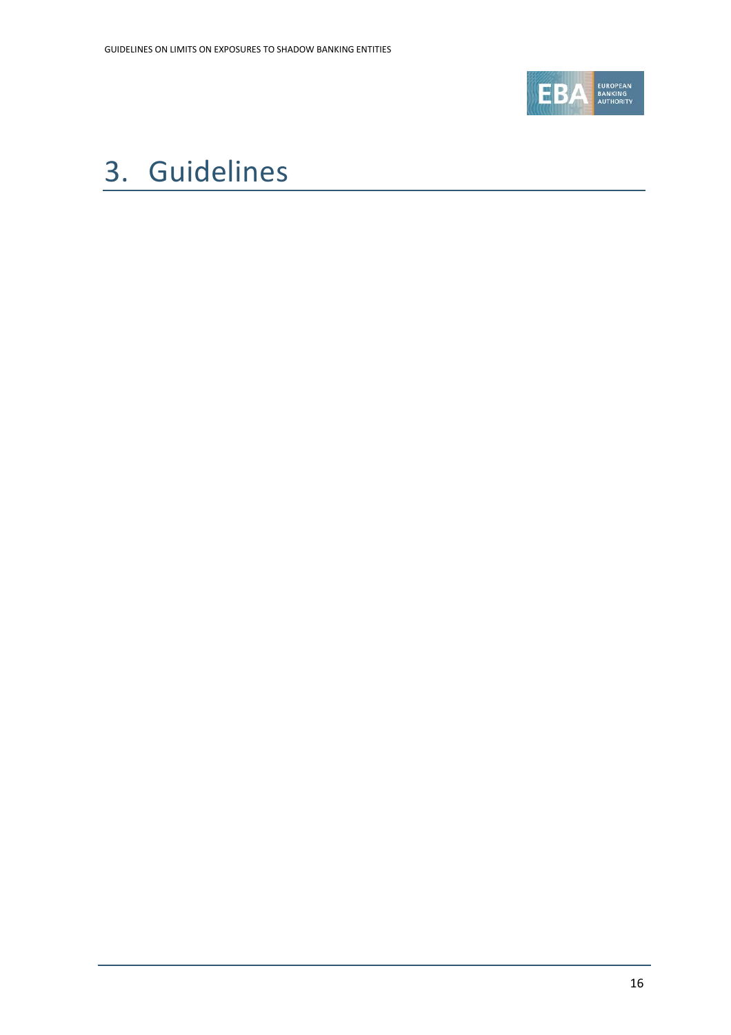# 3. Guidelines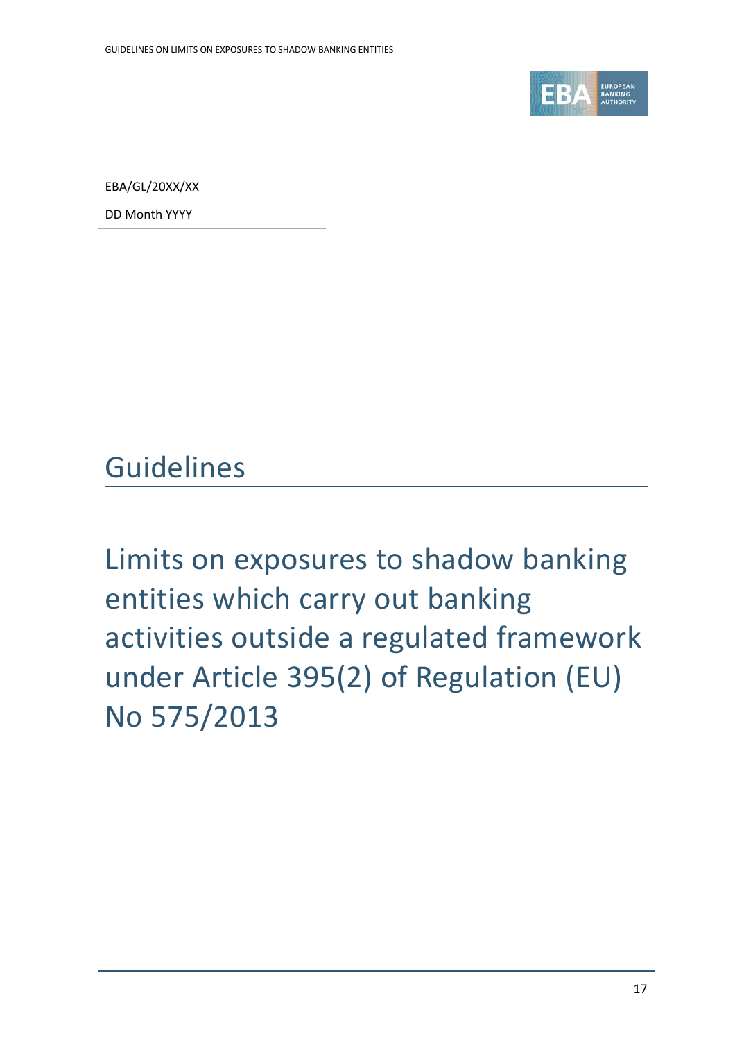EBA/GL/20XX/XX

DD Month YYYY

# Guidelines

## Limits on exposures to shadow banking entities which carry out banking activities outside a regulated framework under Article 395(2) of Regulation (EU) No 575/2013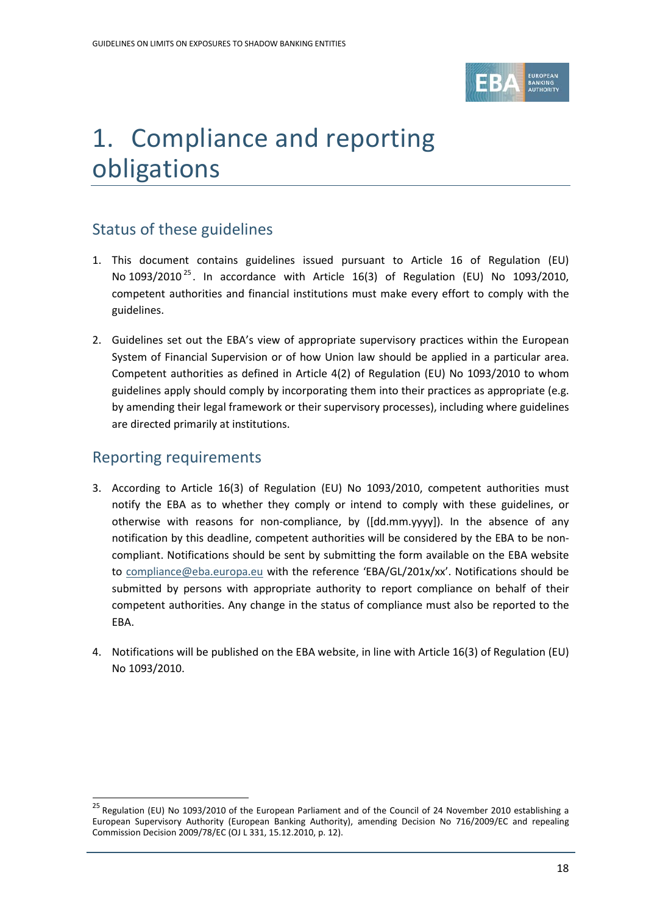# 1. Compliance and reporting obligations

## Status of these guidelines

1. This document contains guidelines issued pursuant to Article 16 of Regulation (EU) No 1093/2010[25]. In accordance with Article 16(3) of Regulation (EU) No 1093/2010, competent authorities and financial institutions must make every effort to comply with the guidelines.

2. Guidelines set out the EBA's view of appropriate supervisory practices within the European System of Financial Supervision or of how Union law should be applied in a particular area. Competent authorities as defined in Article 4(2) of Regulation (EU) No 1093/2010 to whom guidelines apply should comply by incorporating them into their practices as appropriate (e.g. by amending their legal framework or their supervisory processes), including where guidelines are directed primarily at institutions.

## Reporting requirements

3. According to Article 16(3) of Regulation (EU) No 1093/2010, competent authorities must notify the EBA as to whether they comply or intend to comply with these guidelines, or otherwise with reasons for non-compliance, by ([dd.mm.yyyy]). In the absence of any notification by this deadline, competent authorities will be considered by the EBA to be non-compliant. Notifications should be sent by submitting the form available on the EBA website to compliance@eba.europa.eu with the reference 'EBA/GL/201x/xx'. Notifications should be submitted by persons with appropriate authority to report compliance on behalf of their competent authorities. Any change in the status of compliance must also be reported to the EBA.

4. Notifications will be published on the EBA website, in line with Article 16(3) of Regulation (EU) No 1093/2010.

---

[25] Regulation (EU) No 1093/2010 of the European Parliament and of the Council of 24 November 2010 establishing a European Supervisory Authority (European Banking Authority), amending Decision No 716/2009/EC and repealing Commission Decision 2009/78/EC (OJ L 331, 15.12.2010, p. 12).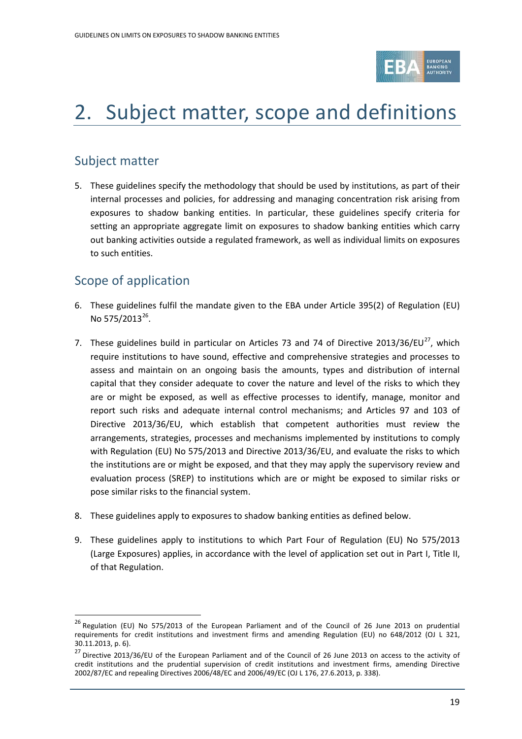# 2. Subject matter, scope and definitions

## Subject matter

5. These guidelines specify the methodology that should be used by institutions, as part of their internal processes and policies, for addressing and managing concentration risk arising from exposures to shadow banking entities. In particular, these guidelines specify criteria for setting an appropriate aggregate limit on exposures to shadow banking entities which carry out banking activities outside a regulated framework, as well as individual limits on exposures to such entities.

## Scope of application

6. These guidelines fulfil the mandate given to the EBA under Article 395(2) of Regulation (EU) No 575/2013[26].

7. These guidelines build in particular on Articles 73 and 74 of Directive 2013/36/EU[27], which require institutions to have sound, effective and comprehensive strategies and processes to assess and maintain on an ongoing basis the amounts, types and distribution of internal capital that they consider adequate to cover the nature and level of the risks to which they are or might be exposed, as well as effective processes to identify, manage, monitor and report such risks and adequate internal control mechanisms; and Articles 97 and 103 of Directive 2013/36/EU, which establish that competent authorities must review the arrangements, strategies, processes and mechanisms implemented by institutions to comply with Regulation (EU) No 575/2013 and Directive 2013/36/EU, and evaluate the risks to which the institutions are or might be exposed, and that they may apply the supervisory review and evaluation process (SREP) to institutions which are or might be exposed to similar risks or pose similar risks to the financial system.

8. These guidelines apply to exposures to shadow banking entities as defined below.

9. These guidelines apply to institutions to which Part Four of Regulation (EU) No 575/2013 (Large Exposures) applies, in accordance with the level of application set out in Part I, Title II, of that Regulation.

---

[26] Regulation (EU) No 575/2013 of the European Parliament and of the Council of 26 June 2013 on prudential requirements for credit institutions and investment firms and amending Regulation (EU) no 648/2012 (OJ L 321, 30.11.2013, p. 6).

[27] Directive 2013/36/EU of the European Parliament and of the Council of 26 June 2013 on access to the activity of credit institutions and the prudential supervision of credit institutions and investment firms, amending Directive 2002/87/EC and repealing Directives 2006/48/EC and 2006/49/EC (OJ L 176, 27.6.2013, p. 338).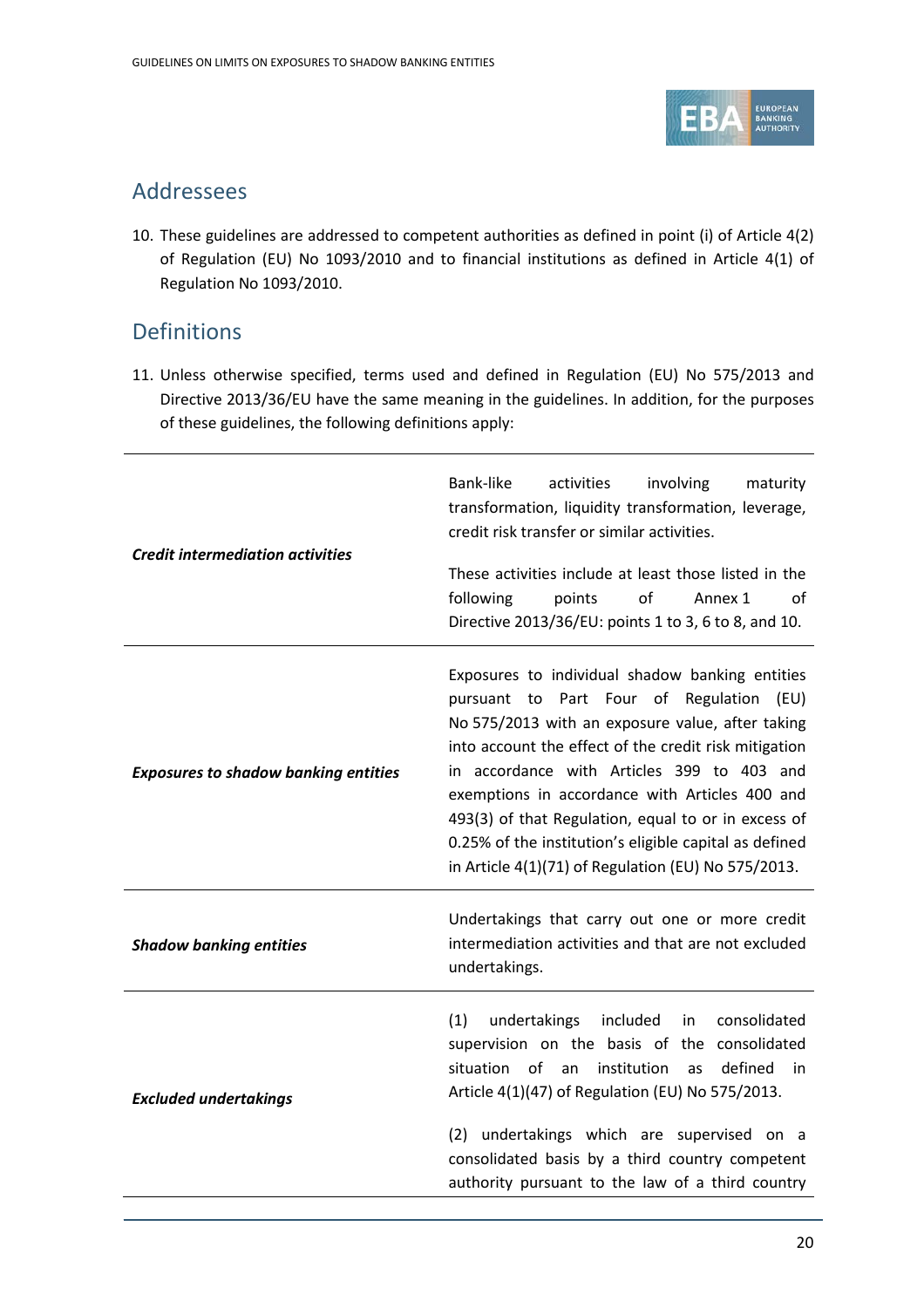## Addressees

10. These guidelines are addressed to competent authorities as defined in point (i) of Article 4(2) of Regulation (EU) No 1093/2010 and to financial institutions as defined in Article 4(1) of Regulation No 1093/2010.

## Definitions

11. Unless otherwise specified, terms used and defined in Regulation (EU) No 575/2013 and Directive 2013/36/EU have the same meaning in the guidelines. In addition, for the purposes of these guidelines, the following definitions apply:

| | |
|---|---|
| ***Credit intermediation activities*** | Bank-like activities involving maturity transformation, liquidity transformation, leverage, credit risk transfer or similar activities.<br><br>These activities include at least those listed in the following points of Annex 1 of Directive 2013/36/EU: points 1 to 3, 6 to 8, and 10. |
| ***Exposures to shadow banking entities*** | Exposures to individual shadow banking entities pursuant to Part Four of Regulation (EU) No 575/2013 with an exposure value, after taking into account the effect of the credit risk mitigation in accordance with Articles 399 to 403 and exemptions in accordance with Articles 400 and 493(3) of that Regulation, equal to or in excess of 0.25% of the institution's eligible capital as defined in Article 4(1)(71) of Regulation (EU) No 575/2013. |
| ***Shadow banking entities*** | Undertakings that carry out one or more credit intermediation activities and that are not excluded undertakings. |
| ***Excluded undertakings*** | (1) undertakings included in consolidated supervision on the basis of the consolidated situation of an institution as defined in Article 4(1)(47) of Regulation (EU) No 575/2013.<br><br>(2) undertakings which are supervised on a consolidated basis by a third country competent authority pursuant to the law of a third country |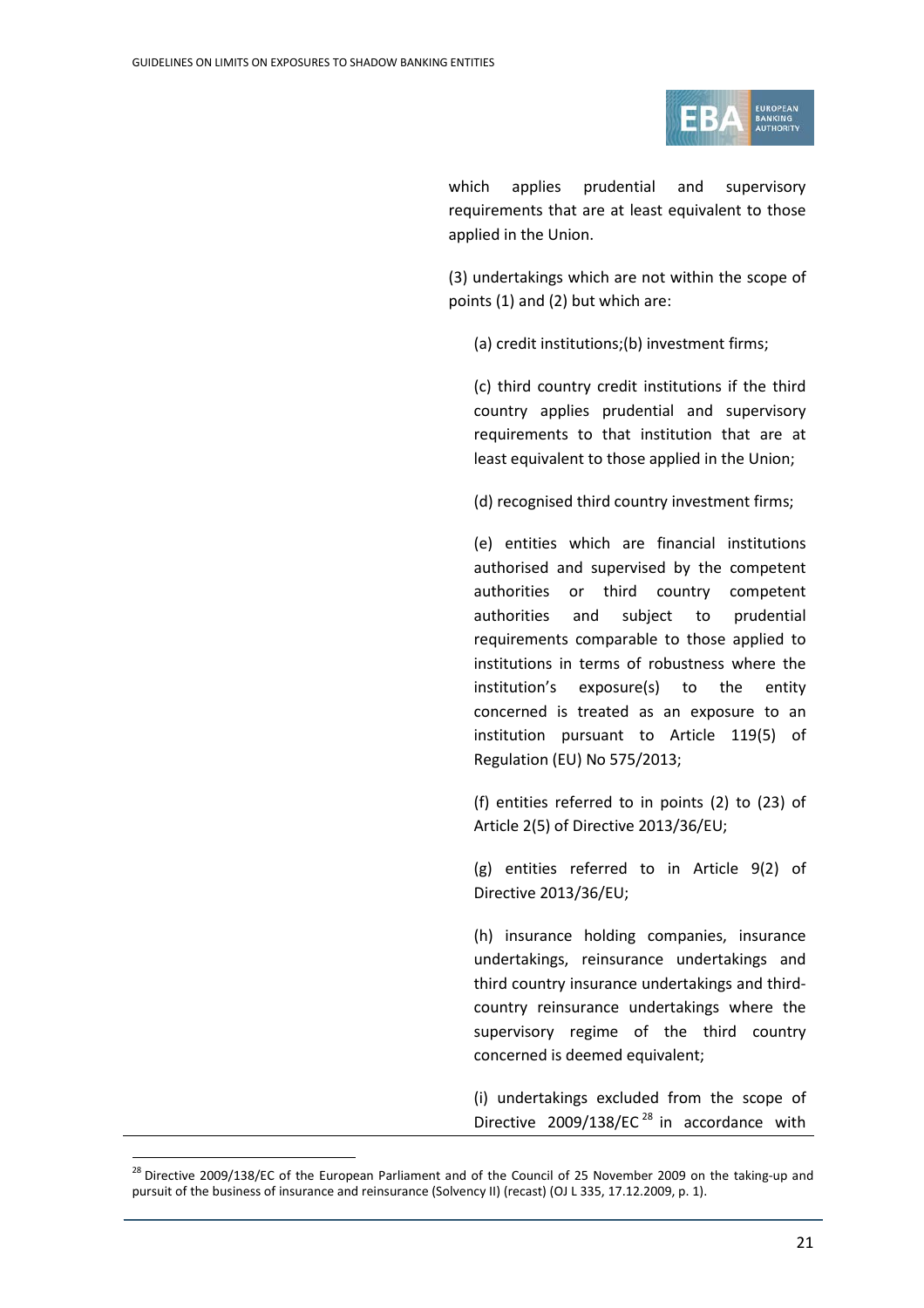which applies prudential and supervisory requirements that are at least equivalent to those applied in the Union.

(3) undertakings which are not within the scope of points (1) and (2) but which are:

(a) credit institutions;(b) investment firms;

(c) third country credit institutions if the third country applies prudential and supervisory requirements to that institution that are at least equivalent to those applied in the Union;

(d) recognised third country investment firms;

(e) entities which are financial institutions authorised and supervised by the competent authorities or third country competent authorities and subject to prudential requirements comparable to those applied to institutions in terms of robustness where the institution's exposure(s) to the entity concerned is treated as an exposure to an institution pursuant to Article 119(5) of Regulation (EU) No 575/2013;

(f) entities referred to in points (2) to (23) of Article 2(5) of Directive 2013/36/EU;

(g) entities referred to in Article 9(2) of Directive 2013/36/EU;

(h) insurance holding companies, insurance undertakings, reinsurance undertakings and third country insurance undertakings and third-country reinsurance undertakings where the supervisory regime of the third country concerned is deemed equivalent;

(i) undertakings excluded from the scope of Directive 2009/138/EC[28] in accordance with

[28] Directive 2009/138/EC of the European Parliament and of the Council of 25 November 2009 on the taking-up and pursuit of the business of insurance and reinsurance (Solvency II) (recast) (OJ L 335, 17.12.2009, p. 1).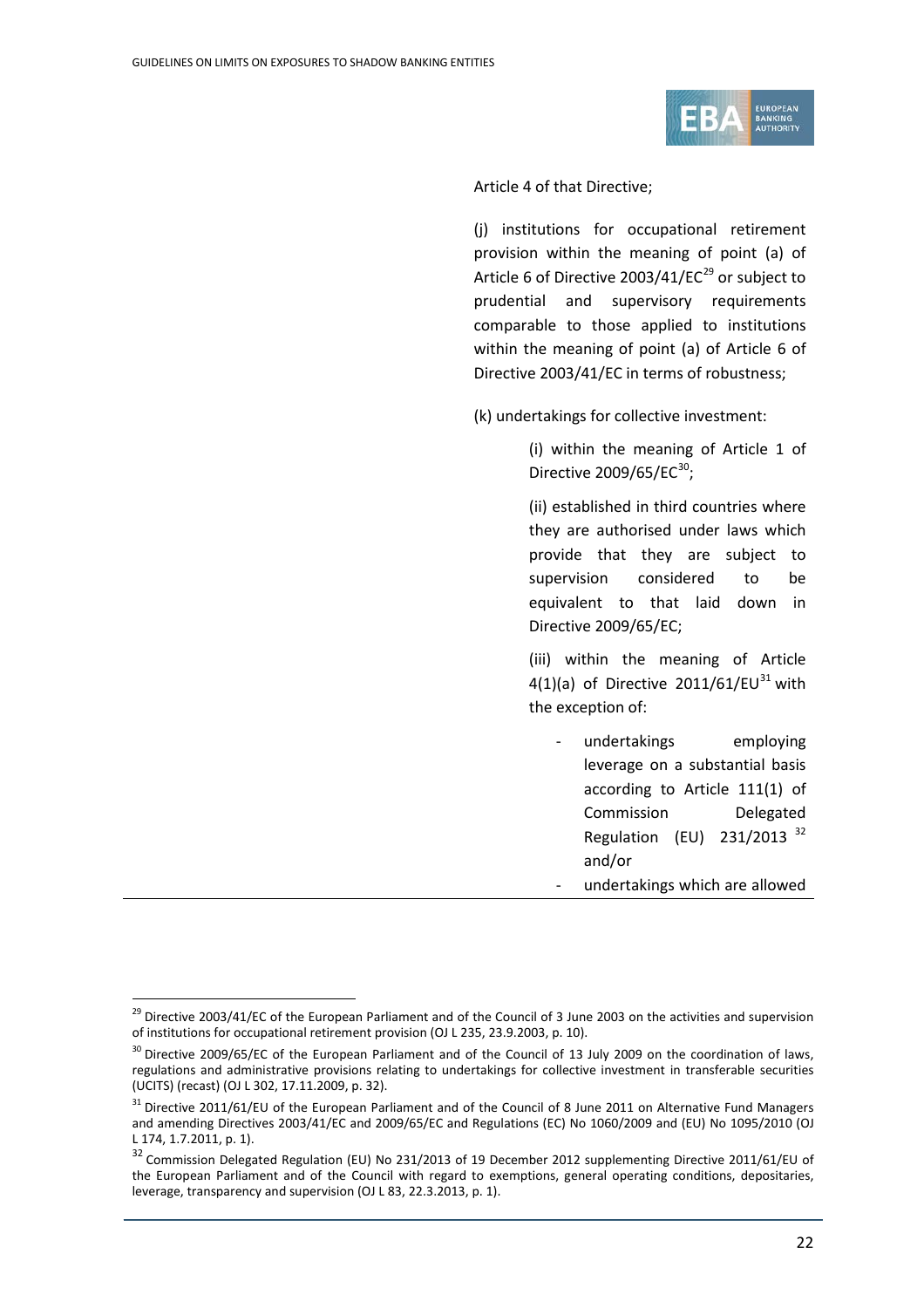Article 4 of that Directive;

(j) institutions for occupational retirement provision within the meaning of point (a) of Article 6 of Directive 2003/41/EC[29] or subject to prudential and supervisory requirements comparable to those applied to institutions within the meaning of point (a) of Article 6 of Directive 2003/41/EC in terms of robustness;

(k) undertakings for collective investment:

(i) within the meaning of Article 1 of Directive 2009/65/EC[30];

(ii) established in third countries where they are authorised under laws which provide that they are subject to supervision considered to be equivalent to that laid down in Directive 2009/65/EC;

(iii) within the meaning of Article 4(1)(a) of Directive 2011/61/EU[31] with the exception of:

- undertakings employing leverage on a substantial basis according to Article 111(1) of Commission Delegated Regulation (EU) 231/2013 [32] and/or
- undertakings which are allowed

---

[29] Directive 2003/41/EC of the European Parliament and of the Council of 3 June 2003 on the activities and supervision of institutions for occupational retirement provision (OJ L 235, 23.9.2003, p. 10).

[30] Directive 2009/65/EC of the European Parliament and of the Council of 13 July 2009 on the coordination of laws, regulations and administrative provisions relating to undertakings for collective investment in transferable securities (UCITS) (recast) (OJ L 302, 17.11.2009, p. 32).

[31] Directive 2011/61/EU of the European Parliament and of the Council of 8 June 2011 on Alternative Fund Managers and amending Directives 2003/41/EC and 2009/65/EC and Regulations (EC) No 1060/2009 and (EU) No 1095/2010 (OJ L 174, 1.7.2011, p. 1).

[32] Commission Delegated Regulation (EU) No 231/2013 of 19 December 2012 supplementing Directive 2011/61/EU of the European Parliament and of the Council with regard to exemptions, general operating conditions, depositaries, leverage, transparency and supervision (OJ L 83, 22.3.2013, p. 1).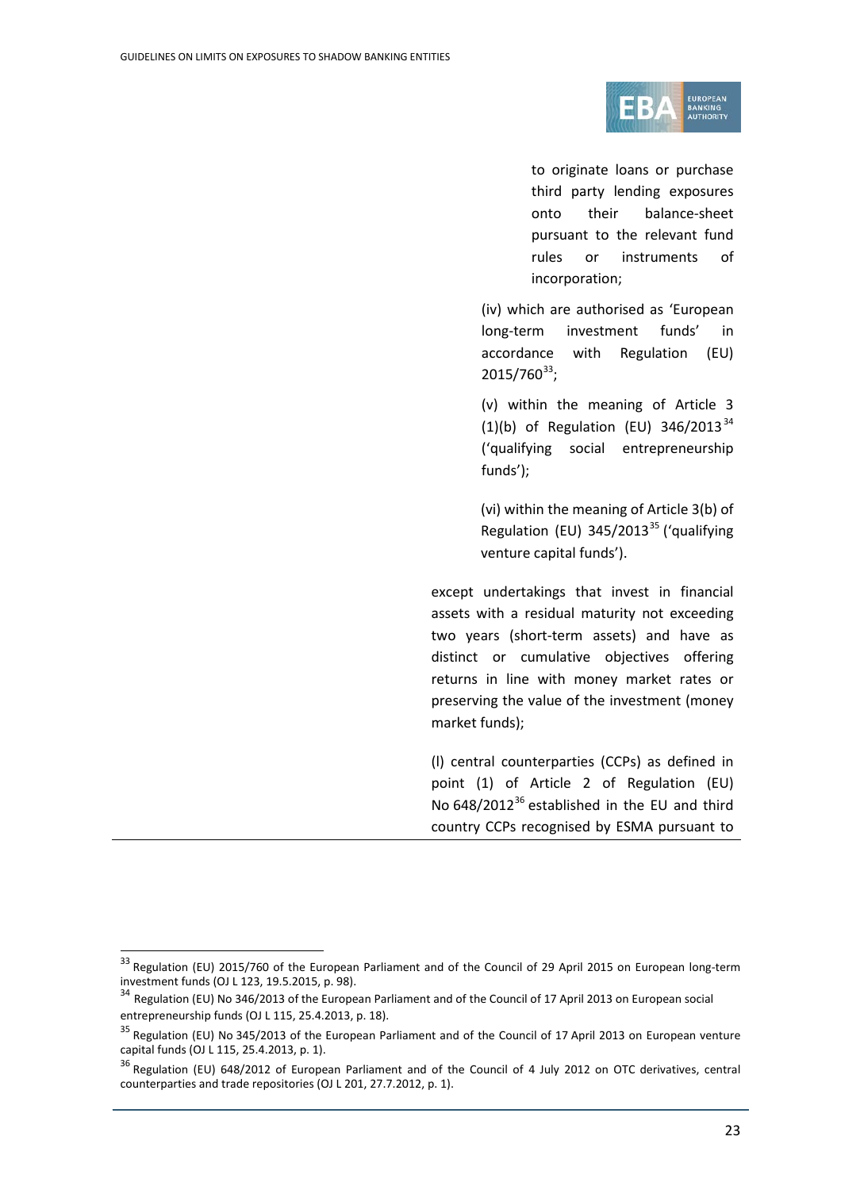to originate loans or purchase third party lending exposures onto their balance-sheet pursuant to the relevant fund rules or instruments of incorporation;

(iv) which are authorised as 'European long-term investment funds' in accordance with Regulation (EU) 2015/760[33];

(v) within the meaning of Article 3 (1)(b) of Regulation (EU) 346/2013[34] ('qualifying social entrepreneurship funds');

(vi) within the meaning of Article 3(b) of Regulation (EU) 345/2013[35] ('qualifying venture capital funds').

except undertakings that invest in financial assets with a residual maturity not exceeding two years (short-term assets) and have as distinct or cumulative objectives offering returns in line with money market rates or preserving the value of the investment (money market funds);

(l) central counterparties (CCPs) as defined in point (1) of Article 2 of Regulation (EU) No 648/2012[36] established in the EU and third country CCPs recognised by ESMA pursuant to

---

[33] Regulation (EU) 2015/760 of the European Parliament and of the Council of 29 April 2015 on European long-term investment funds (OJ L 123, 19.5.2015, p. 98).

[34] Regulation (EU) No 346/2013 of the European Parliament and of the Council of 17 April 2013 on European social entrepreneurship funds (OJ L 115, 25.4.2013, p. 18).

[35] Regulation (EU) No 345/2013 of the European Parliament and of the Council of 17 April 2013 on European venture capital funds (OJ L 115, 25.4.2013, p. 1).

[36] Regulation (EU) 648/2012 of European Parliament and of the Council of 4 July 2012 on OTC derivatives, central counterparties and trade repositories (OJ L 201, 27.7.2012, p. 1).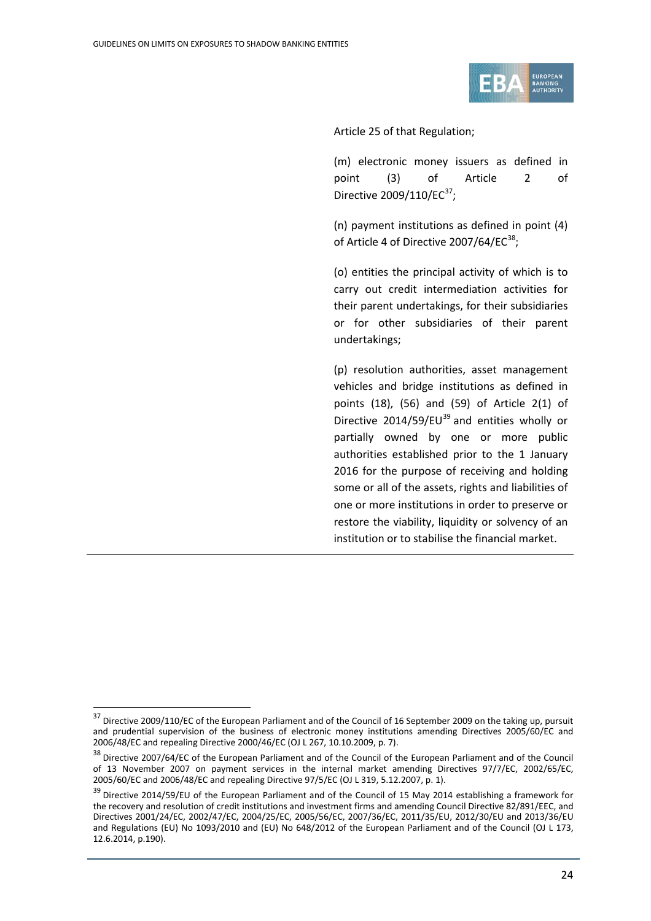Article 25 of that Regulation;

(m) electronic money issuers as defined in point (3) of Article 2 of Directive 2009/110/EC[37];

(n) payment institutions as defined in point (4) of Article 4 of Directive 2007/64/EC[38];

(o) entities the principal activity of which is to carry out credit intermediation activities for their parent undertakings, for their subsidiaries or for other subsidiaries of their parent undertakings;

(p) resolution authorities, asset management vehicles and bridge institutions as defined in points (18), (56) and (59) of Article 2(1) of Directive 2014/59/EU[39] and entities wholly or partially owned by one or more public authorities established prior to the 1 January 2016 for the purpose of receiving and holding some or all of the assets, rights and liabilities of one or more institutions in order to preserve or restore the viability, liquidity or solvency of an institution or to stabilise the financial market.

---

[37] Directive 2009/110/EC of the European Parliament and of the Council of 16 September 2009 on the taking up, pursuit and prudential supervision of the business of electronic money institutions amending Directives 2005/60/EC and 2006/48/EC and repealing Directive 2000/46/EC (OJ L 267, 10.10.2009, p. 7).

[38] Directive 2007/64/EC of the European Parliament and of the Council of the European Parliament and of the Council of 13 November 2007 on payment services in the internal market amending Directives 97/7/EC, 2002/65/EC, 2005/60/EC and 2006/48/EC and repealing Directive 97/5/EC (OJ L 319, 5.12.2007, p. 1).

[39] Directive 2014/59/EU of the European Parliament and of the Council of 15 May 2014 establishing a framework for the recovery and resolution of credit institutions and investment firms and amending Council Directive 82/891/EEC, and Directives 2001/24/EC, 2002/47/EC, 2004/25/EC, 2005/56/EC, 2007/36/EC, 2011/35/EU, 2012/30/EU and 2013/36/EU and Regulations (EU) No 1093/2010 and (EU) No 648/2012 of the European Parliament and of the Council (OJ L 173, 12.6.2014, p.190).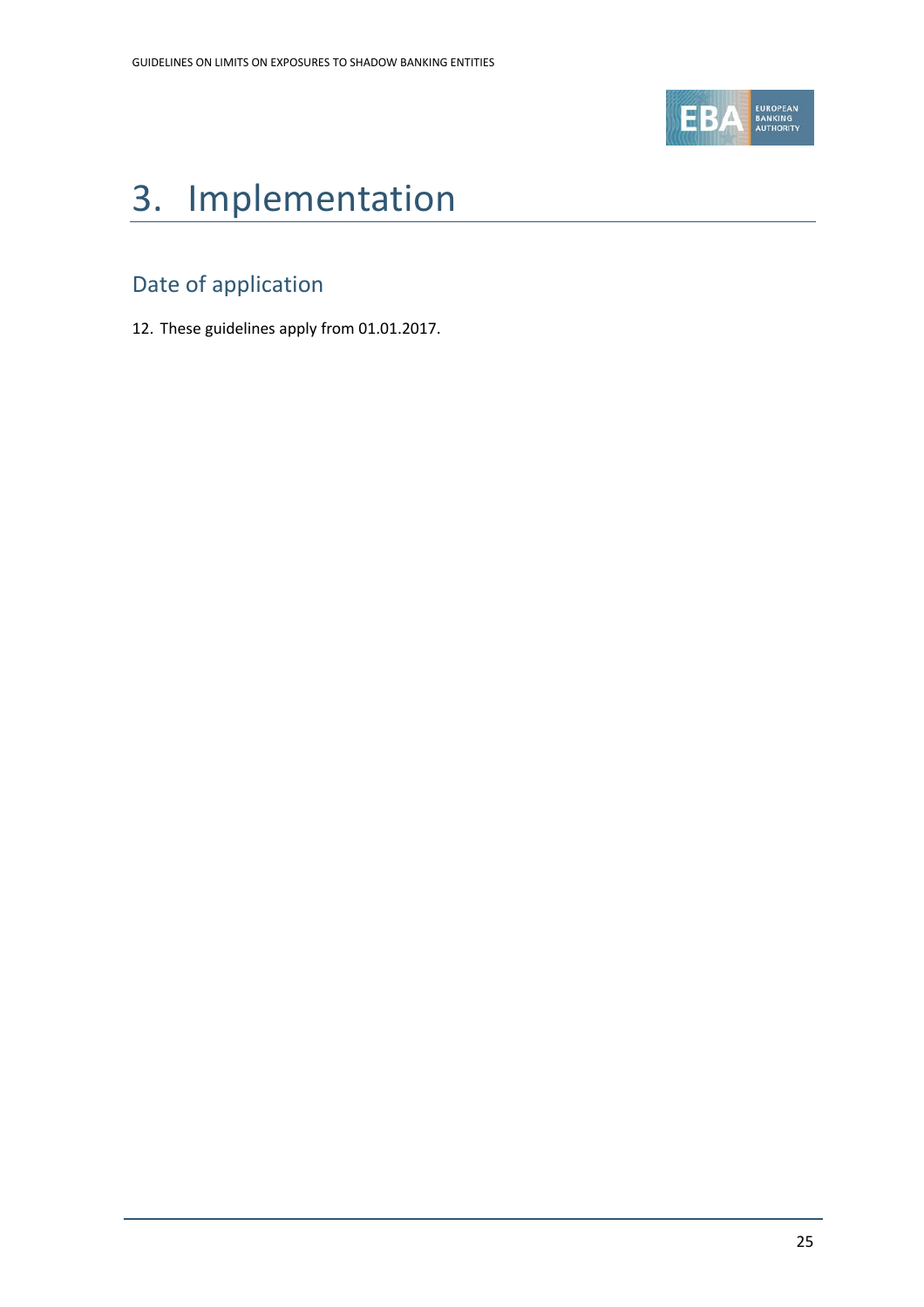# 3. Implementation

## Date of application

12. These guidelines apply from 01.01.2017.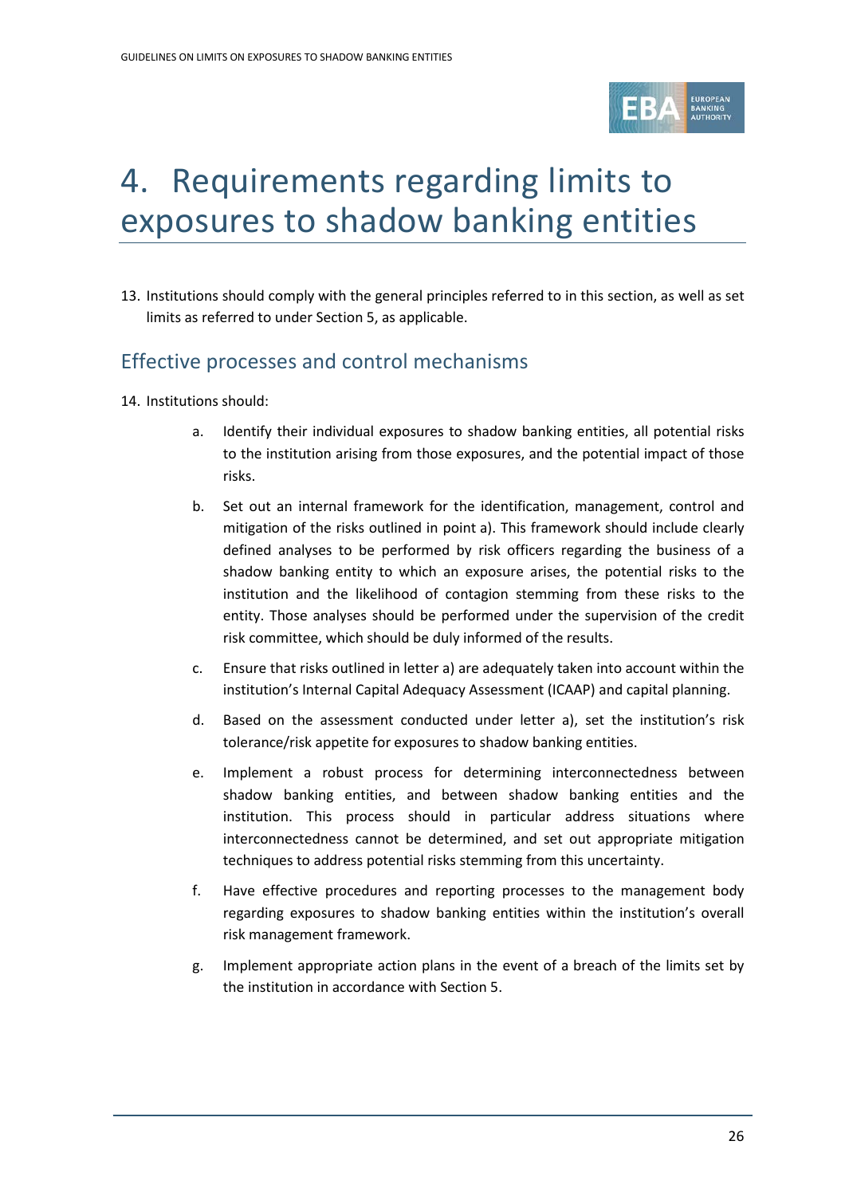# 4. Requirements regarding limits to exposures to shadow banking entities

13. Institutions should comply with the general principles referred to in this section, as well as set limits as referred to under Section 5, as applicable.

## Effective processes and control mechanisms

14. Institutions should:

    a. Identify their individual exposures to shadow banking entities, all potential risks to the institution arising from those exposures, and the potential impact of those risks.

    b. Set out an internal framework for the identification, management, control and mitigation of the risks outlined in point a). This framework should include clearly defined analyses to be performed by risk officers regarding the business of a shadow banking entity to which an exposure arises, the potential risks to the institution and the likelihood of contagion stemming from these risks to the entity. Those analyses should be performed under the supervision of the credit risk committee, which should be duly informed of the results.

    c. Ensure that risks outlined in letter a) are adequately taken into account within the institution's Internal Capital Adequacy Assessment (ICAAP) and capital planning.

    d. Based on the assessment conducted under letter a), set the institution's risk tolerance/risk appetite for exposures to shadow banking entities.

    e. Implement a robust process for determining interconnectedness between shadow banking entities, and between shadow banking entities and the institution. This process should in particular address situations where interconnectedness cannot be determined, and set out appropriate mitigation techniques to address potential risks stemming from this uncertainty.

    f. Have effective procedures and reporting processes to the management body regarding exposures to shadow banking entities within the institution's overall risk management framework.

    g. Implement appropriate action plans in the event of a breach of the limits set by the institution in accordance with Section 5.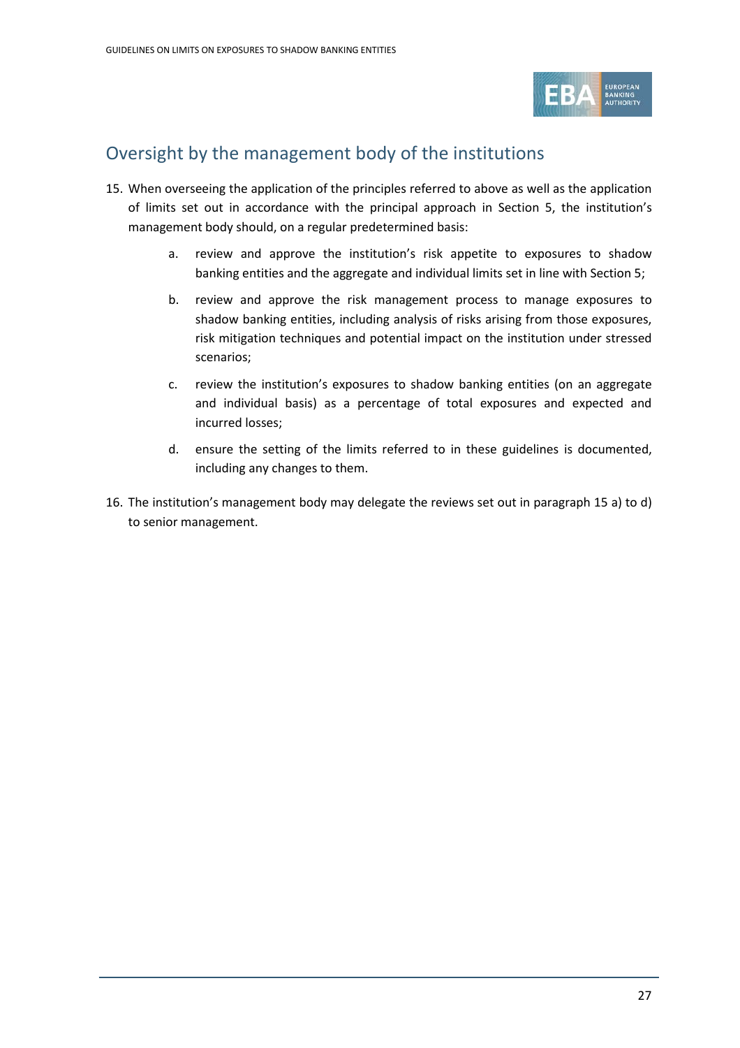## Oversight by the management body of the institutions

15. When overseeing the application of the principles referred to above as well as the application of limits set out in accordance with the principal approach in Section 5, the institution's management body should, on a regular predetermined basis:

    a. review and approve the institution's risk appetite to exposures to shadow banking entities and the aggregate and individual limits set in line with Section 5;

    b. review and approve the risk management process to manage exposures to shadow banking entities, including analysis of risks arising from those exposures, risk mitigation techniques and potential impact on the institution under stressed scenarios;

    c. review the institution's exposures to shadow banking entities (on an aggregate and individual basis) as a percentage of total exposures and expected and incurred losses;

    d. ensure the setting of the limits referred to in these guidelines is documented, including any changes to them.

16. The institution's management body may delegate the reviews set out in paragraph 15 a) to d) to senior management.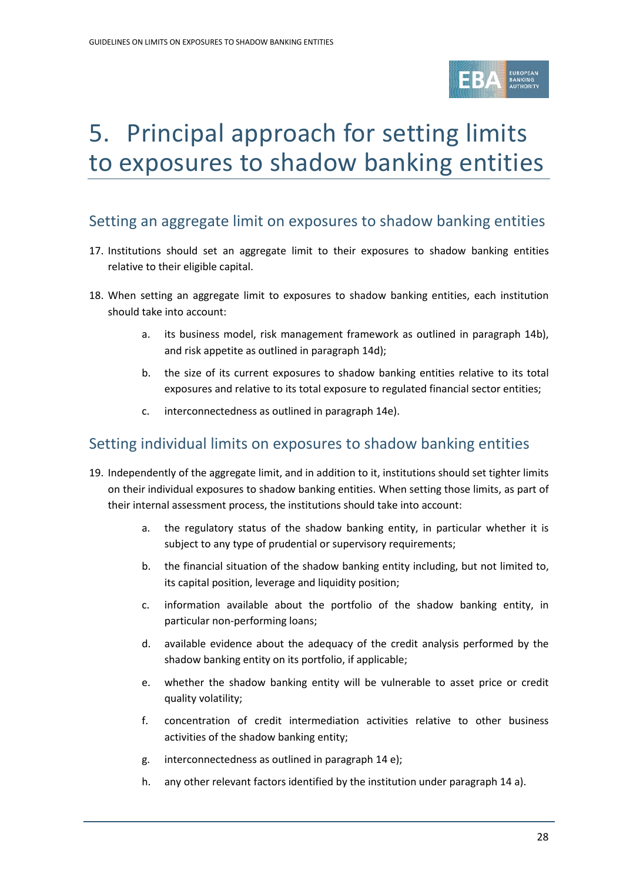# 5. Principal approach for setting limits to exposures to shadow banking entities

## Setting an aggregate limit on exposures to shadow banking entities

17. Institutions should set an aggregate limit to their exposures to shadow banking entities relative to their eligible capital.

18. When setting an aggregate limit to exposures to shadow banking entities, each institution should take into account:

    a. its business model, risk management framework as outlined in paragraph 14b), and risk appetite as outlined in paragraph 14d);

    b. the size of its current exposures to shadow banking entities relative to its total exposures and relative to its total exposure to regulated financial sector entities;

    c. interconnectedness as outlined in paragraph 14e).

## Setting individual limits on exposures to shadow banking entities

19. Independently of the aggregate limit, and in addition to it, institutions should set tighter limits on their individual exposures to shadow banking entities. When setting those limits, as part of their internal assessment process, the institutions should take into account:

    a. the regulatory status of the shadow banking entity, in particular whether it is subject to any type of prudential or supervisory requirements;

    b. the financial situation of the shadow banking entity including, but not limited to, its capital position, leverage and liquidity position;

    c. information available about the portfolio of the shadow banking entity, in particular non-performing loans;

    d. available evidence about the adequacy of the credit analysis performed by the shadow banking entity on its portfolio, if applicable;

    e. whether the shadow banking entity will be vulnerable to asset price or credit quality volatility;

    f. concentration of credit intermediation activities relative to other business activities of the shadow banking entity;

    g. interconnectedness as outlined in paragraph 14 e);

    h. any other relevant factors identified by the institution under paragraph 14 a).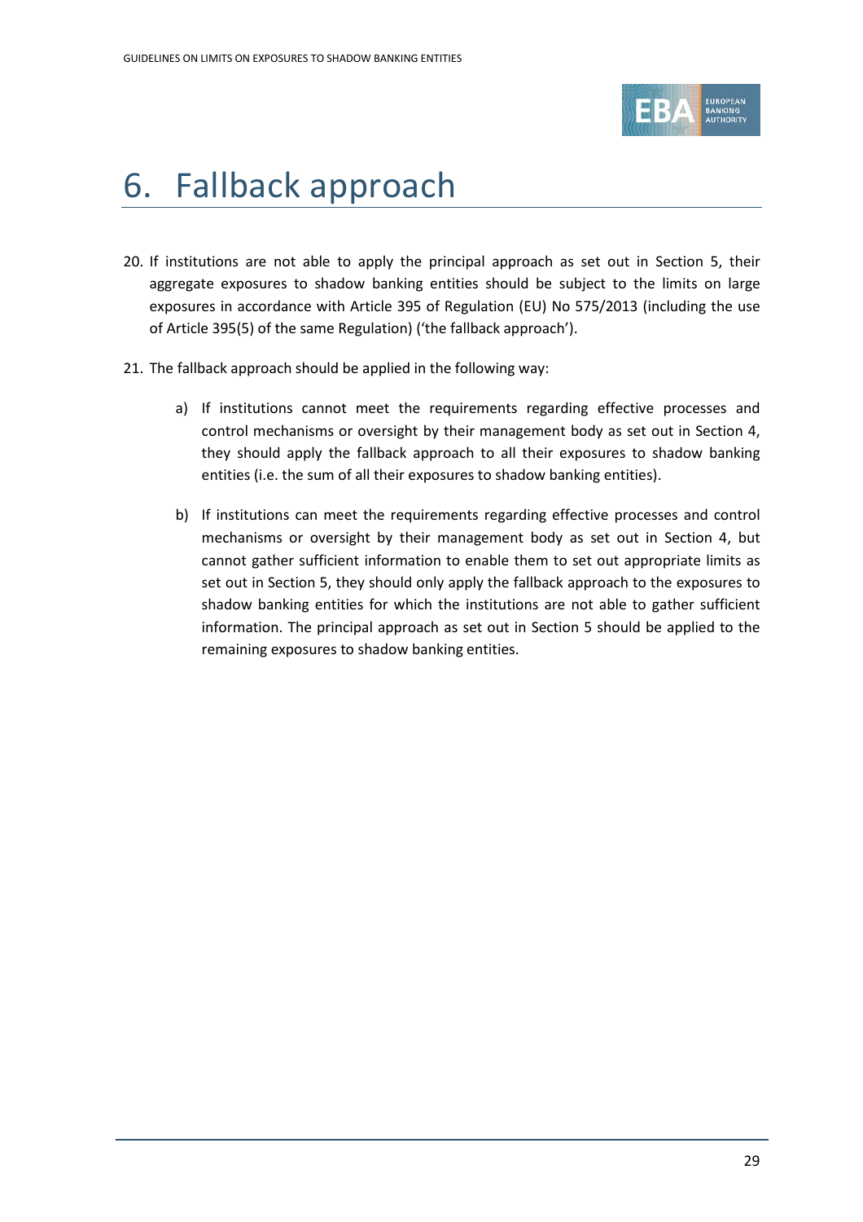# 6. Fallback approach

20. If institutions are not able to apply the principal approach as set out in Section 5, their aggregate exposures to shadow banking entities should be subject to the limits on large exposures in accordance with Article 395 of Regulation (EU) No 575/2013 (including the use of Article 395(5) of the same Regulation) ('the fallback approach').

21. The fallback approach should be applied in the following way:

    a) If institutions cannot meet the requirements regarding effective processes and control mechanisms or oversight by their management body as set out in Section 4, they should apply the fallback approach to all their exposures to shadow banking entities (i.e. the sum of all their exposures to shadow banking entities).

    b) If institutions can meet the requirements regarding effective processes and control mechanisms or oversight by their management body as set out in Section 4, but cannot gather sufficient information to enable them to set out appropriate limits as set out in Section 5, they should only apply the fallback approach to the exposures to shadow banking entities for which the institutions are not able to gather sufficient information. The principal approach as set out in Section 5 should be applied to the remaining exposures to shadow banking entities.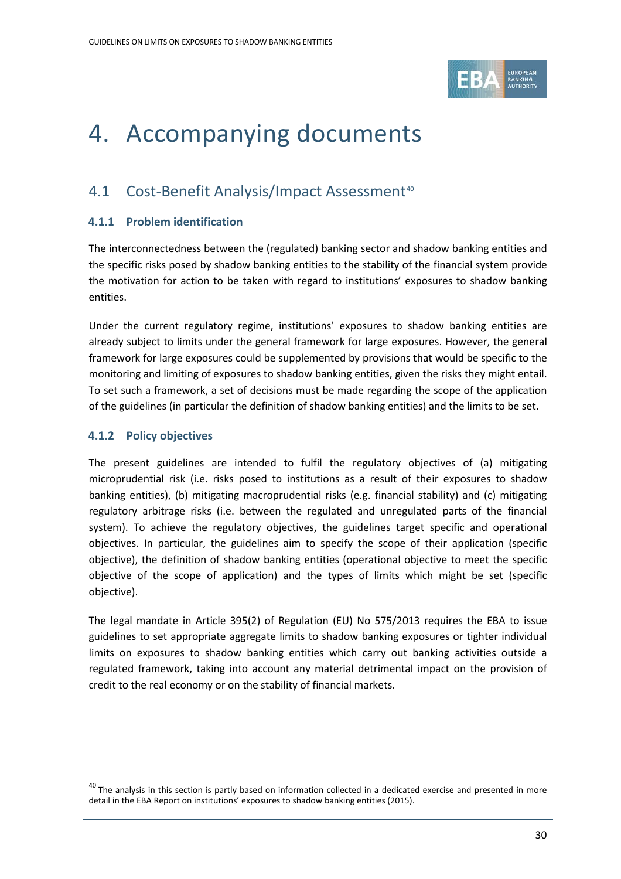# 4. Accompanying documents

## 4.1 Cost-Benefit Analysis/Impact Assessment[40]

### 4.1.1 Problem identification

The interconnectedness between the (regulated) banking sector and shadow banking entities and the specific risks posed by shadow banking entities to the stability of the financial system provide the motivation for action to be taken with regard to institutions' exposures to shadow banking entities.

Under the current regulatory regime, institutions' exposures to shadow banking entities are already subject to limits under the general framework for large exposures. However, the general framework for large exposures could be supplemented by provisions that would be specific to the monitoring and limiting of exposures to shadow banking entities, given the risks they might entail. To set such a framework, a set of decisions must be made regarding the scope of the application of the guidelines (in particular the definition of shadow banking entities) and the limits to be set.

### 4.1.2 Policy objectives

The present guidelines are intended to fulfil the regulatory objectives of (a) mitigating microprudential risk (i.e. risks posed to institutions as a result of their exposures to shadow banking entities), (b) mitigating macroprudential risks (e.g. financial stability) and (c) mitigating regulatory arbitrage risks (i.e. between the regulated and unregulated parts of the financial system). To achieve the regulatory objectives, the guidelines target specific and operational objectives. In particular, the guidelines aim to specify the scope of their application (specific objective), the definition of shadow banking entities (operational objective to meet the specific objective of the scope of application) and the types of limits which might be set (specific objective).

The legal mandate in Article 395(2) of Regulation (EU) No 575/2013 requires the EBA to issue guidelines to set appropriate aggregate limits to shadow banking exposures or tighter individual limits on exposures to shadow banking entities which carry out banking activities outside a regulated framework, taking into account any material detrimental impact on the provision of credit to the real economy or on the stability of financial markets.

[40] The analysis in this section is partly based on information collected in a dedicated exercise and presented in more detail in the EBA Report on institutions' exposures to shadow banking entities (2015).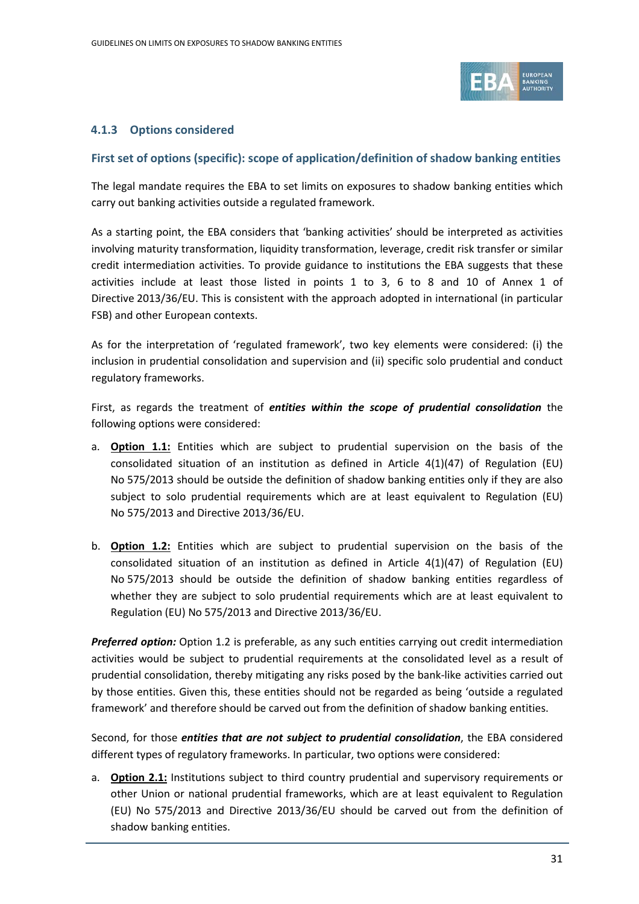### 4.1.3 Options considered

#### First set of options (specific): scope of application/definition of shadow banking entities

The legal mandate requires the EBA to set limits on exposures to shadow banking entities which carry out banking activities outside a regulated framework.

As a starting point, the EBA considers that 'banking activities' should be interpreted as activities involving maturity transformation, liquidity transformation, leverage, credit risk transfer or similar credit intermediation activities. To provide guidance to institutions the EBA suggests that these activities include at least those listed in points 1 to 3, 6 to 8 and 10 of Annex 1 of Directive 2013/36/EU. This is consistent with the approach adopted in international (in particular FSB) and other European contexts.

As for the interpretation of 'regulated framework', two key elements were considered: (i) the inclusion in prudential consolidation and supervision and (ii) specific solo prudential and conduct regulatory frameworks.

First, as regards the treatment of ***entities within the scope of prudential consolidation*** the following options were considered:

a. **Option 1.1:** Entities which are subject to prudential supervision on the basis of the consolidated situation of an institution as defined in Article 4(1)(47) of Regulation (EU) No 575/2013 should be outside the definition of shadow banking entities only if they are also subject to solo prudential requirements which are at least equivalent to Regulation (EU) No 575/2013 and Directive 2013/36/EU.

b. **Option 1.2:** Entities which are subject to prudential supervision on the basis of the consolidated situation of an institution as defined in Article 4(1)(47) of Regulation (EU) No 575/2013 should be outside the definition of shadow banking entities regardless of whether they are subject to solo prudential requirements which are at least equivalent to Regulation (EU) No 575/2013 and Directive 2013/36/EU.

***Preferred option:*** Option 1.2 is preferable, as any such entities carrying out credit intermediation activities would be subject to prudential requirements at the consolidated level as a result of prudential consolidation, thereby mitigating any risks posed by the bank-like activities carried out by those entities. Given this, these entities should not be regarded as being 'outside a regulated framework' and therefore should be carved out from the definition of shadow banking entities.

Second, for those ***entities that are not subject to prudential consolidation***, the EBA considered different types of regulatory frameworks. In particular, two options were considered:

a. **Option 2.1:** Institutions subject to third country prudential and supervisory requirements or other Union or national prudential frameworks, which are at least equivalent to Regulation (EU) No 575/2013 and Directive 2013/36/EU should be carved out from the definition of shadow banking entities.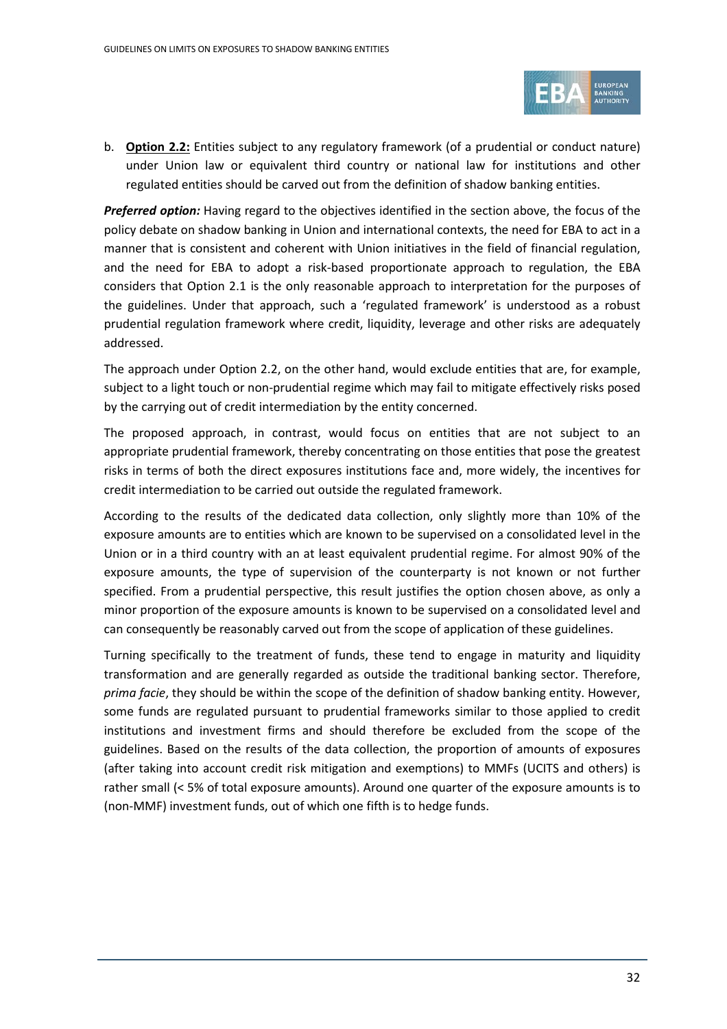b. **Option 2.2:** Entities subject to any regulatory framework (of a prudential or conduct nature) under Union law or equivalent third country or national law for institutions and other regulated entities should be carved out from the definition of shadow banking entities.

***Preferred option:*** Having regard to the objectives identified in the section above, the focus of the policy debate on shadow banking in Union and international contexts, the need for EBA to act in a manner that is consistent and coherent with Union initiatives in the field of financial regulation, and the need for EBA to adopt a risk-based proportionate approach to regulation, the EBA considers that Option 2.1 is the only reasonable approach to interpretation for the purposes of the guidelines. Under that approach, such a 'regulated framework' is understood as a robust prudential regulation framework where credit, liquidity, leverage and other risks are adequately addressed.

The approach under Option 2.2, on the other hand, would exclude entities that are, for example, subject to a light touch or non-prudential regime which may fail to mitigate effectively risks posed by the carrying out of credit intermediation by the entity concerned.

The proposed approach, in contrast, would focus on entities that are not subject to an appropriate prudential framework, thereby concentrating on those entities that pose the greatest risks in terms of both the direct exposures institutions face and, more widely, the incentives for credit intermediation to be carried out outside the regulated framework.

According to the results of the dedicated data collection, only slightly more than 10% of the exposure amounts are to entities which are known to be supervised on a consolidated level in the Union or in a third country with an at least equivalent prudential regime. For almost 90% of the exposure amounts, the type of supervision of the counterparty is not known or not further specified. From a prudential perspective, this result justifies the option chosen above, as only a minor proportion of the exposure amounts is known to be supervised on a consolidated level and can consequently be reasonably carved out from the scope of application of these guidelines.

Turning specifically to the treatment of funds, these tend to engage in maturity and liquidity transformation and are generally regarded as outside the traditional banking sector. Therefore, *prima facie*, they should be within the scope of the definition of shadow banking entity. However, some funds are regulated pursuant to prudential frameworks similar to those applied to credit institutions and investment firms and should therefore be excluded from the scope of the guidelines. Based on the results of the data collection, the proportion of amounts of exposures (after taking into account credit risk mitigation and exemptions) to MMFs (UCITS and others) is rather small (< 5% of total exposure amounts). Around one quarter of the exposure amounts is to (non-MMF) investment funds, out of which one fifth is to hedge funds.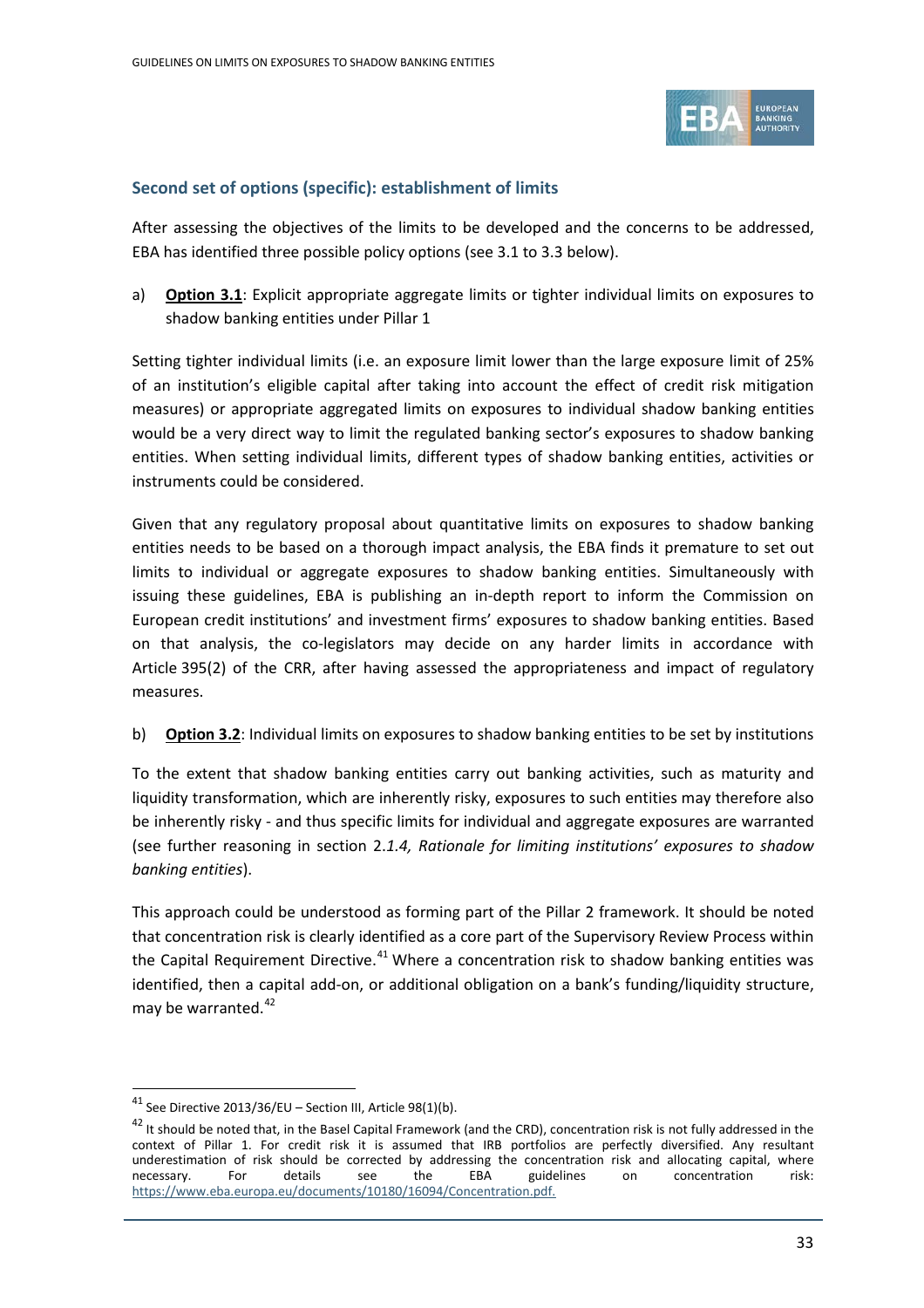### Second set of options (specific): establishment of limits

After assessing the objectives of the limits to be developed and the concerns to be addressed, EBA has identified three possible policy options (see 3.1 to 3.3 below).

a) **Option 3.1**: Explicit appropriate aggregate limits or tighter individual limits on exposures to shadow banking entities under Pillar 1

Setting tighter individual limits (i.e. an exposure limit lower than the large exposure limit of 25% of an institution's eligible capital after taking into account the effect of credit risk mitigation measures) or appropriate aggregated limits on exposures to individual shadow banking entities would be a very direct way to limit the regulated banking sector's exposures to shadow banking entities. When setting individual limits, different types of shadow banking entities, activities or instruments could be considered.

Given that any regulatory proposal about quantitative limits on exposures to shadow banking entities needs to be based on a thorough impact analysis, the EBA finds it premature to set out limits to individual or aggregate exposures to shadow banking entities. Simultaneously with issuing these guidelines, EBA is publishing an in-depth report to inform the Commission on European credit institutions' and investment firms' exposures to shadow banking entities. Based on that analysis, the co-legislators may decide on any harder limits in accordance with Article 395(2) of the CRR, after having assessed the appropriateness and impact of regulatory measures.

b) **Option 3.2**: Individual limits on exposures to shadow banking entities to be set by institutions

To the extent that shadow banking entities carry out banking activities, such as maturity and liquidity transformation, which are inherently risky, exposures to such entities may therefore also be inherently risky - and thus specific limits for individual and aggregate exposures are warranted (see further reasoning in section 2*.1.4, Rationale for limiting institutions' exposures to shadow banking entities*).

This approach could be understood as forming part of the Pillar 2 framework. It should be noted that concentration risk is clearly identified as a core part of the Supervisory Review Process within the Capital Requirement Directive.[41] Where a concentration risk to shadow banking entities was identified, then a capital add-on, or additional obligation on a bank's funding/liquidity structure, may be warranted.[42]

---

[41] See Directive 2013/36/EU – Section III, Article 98(1)(b).

[42] It should be noted that, in the Basel Capital Framework (and the CRD), concentration risk is not fully addressed in the context of Pillar 1. For credit risk it is assumed that IRB portfolios are perfectly diversified. Any resultant underestimation of risk should be corrected by addressing the concentration risk and allocating capital, where necessary. For details see the EBA guidelines on concentration risk: https://www.eba.europa.eu/documents/10180/16094/Concentration.pdf.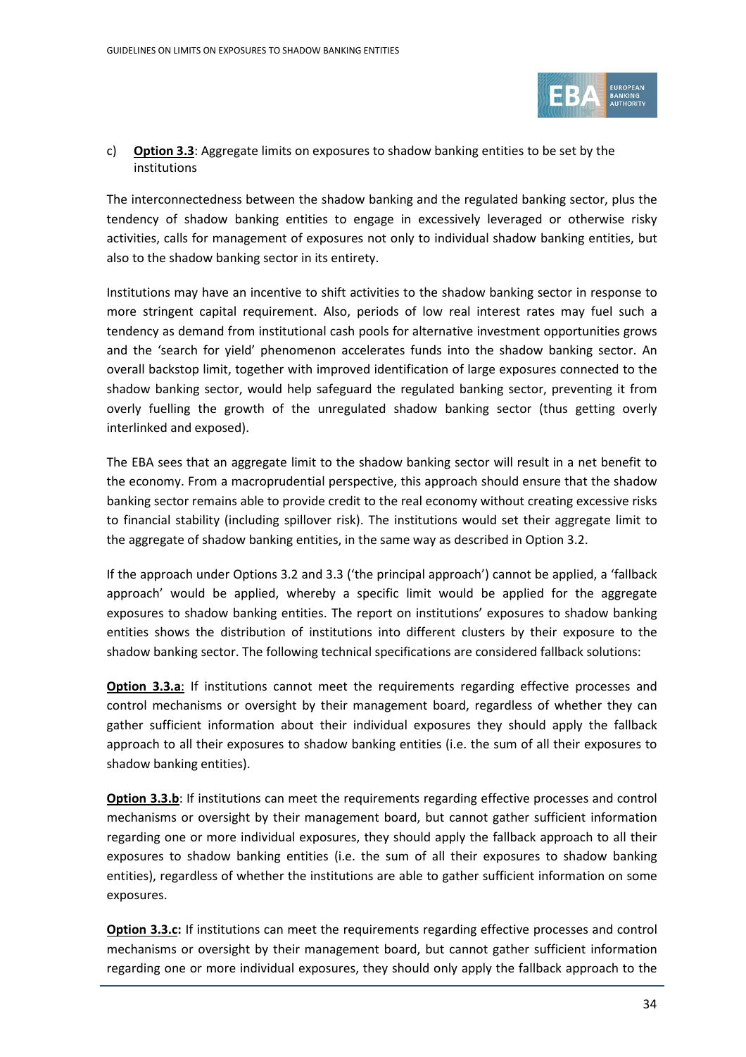c) **Option 3.3**: Aggregate limits on exposures to shadow banking entities to be set by the institutions

The interconnectedness between the shadow banking and the regulated banking sector, plus the tendency of shadow banking entities to engage in excessively leveraged or otherwise risky activities, calls for management of exposures not only to individual shadow banking entities, but also to the shadow banking sector in its entirety.

Institutions may have an incentive to shift activities to the shadow banking sector in response to more stringent capital requirement. Also, periods of low real interest rates may fuel such a tendency as demand from institutional cash pools for alternative investment opportunities grows and the 'search for yield' phenomenon accelerates funds into the shadow banking sector. An overall backstop limit, together with improved identification of large exposures connected to the shadow banking sector, would help safeguard the regulated banking sector, preventing it from overly fuelling the growth of the unregulated shadow banking sector (thus getting overly interlinked and exposed).

The EBA sees that an aggregate limit to the shadow banking sector will result in a net benefit to the economy. From a macroprudential perspective, this approach should ensure that the shadow banking sector remains able to provide credit to the real economy without creating excessive risks to financial stability (including spillover risk). The institutions would set their aggregate limit to the aggregate of shadow banking entities, in the same way as described in Option 3.2.

If the approach under Options 3.2 and 3.3 ('the principal approach') cannot be applied, a 'fallback approach' would be applied, whereby a specific limit would be applied for the aggregate exposures to shadow banking entities. The report on institutions' exposures to shadow banking entities shows the distribution of institutions into different clusters by their exposure to the shadow banking sector. The following technical specifications are considered fallback solutions:

**Option 3.3.a**: If institutions cannot meet the requirements regarding effective processes and control mechanisms or oversight by their management board, regardless of whether they can gather sufficient information about their individual exposures they should apply the fallback approach to all their exposures to shadow banking entities (i.e. the sum of all their exposures to shadow banking entities).

**Option 3.3.b**: If institutions can meet the requirements regarding effective processes and control mechanisms or oversight by their management board, but cannot gather sufficient information regarding one or more individual exposures, they should apply the fallback approach to all their exposures to shadow banking entities (i.e. the sum of all their exposures to shadow banking entities), regardless of whether the institutions are able to gather sufficient information on some exposures.

**Option 3.3.c:** If institutions can meet the requirements regarding effective processes and control mechanisms or oversight by their management board, but cannot gather sufficient information regarding one or more individual exposures, they should only apply the fallback approach to the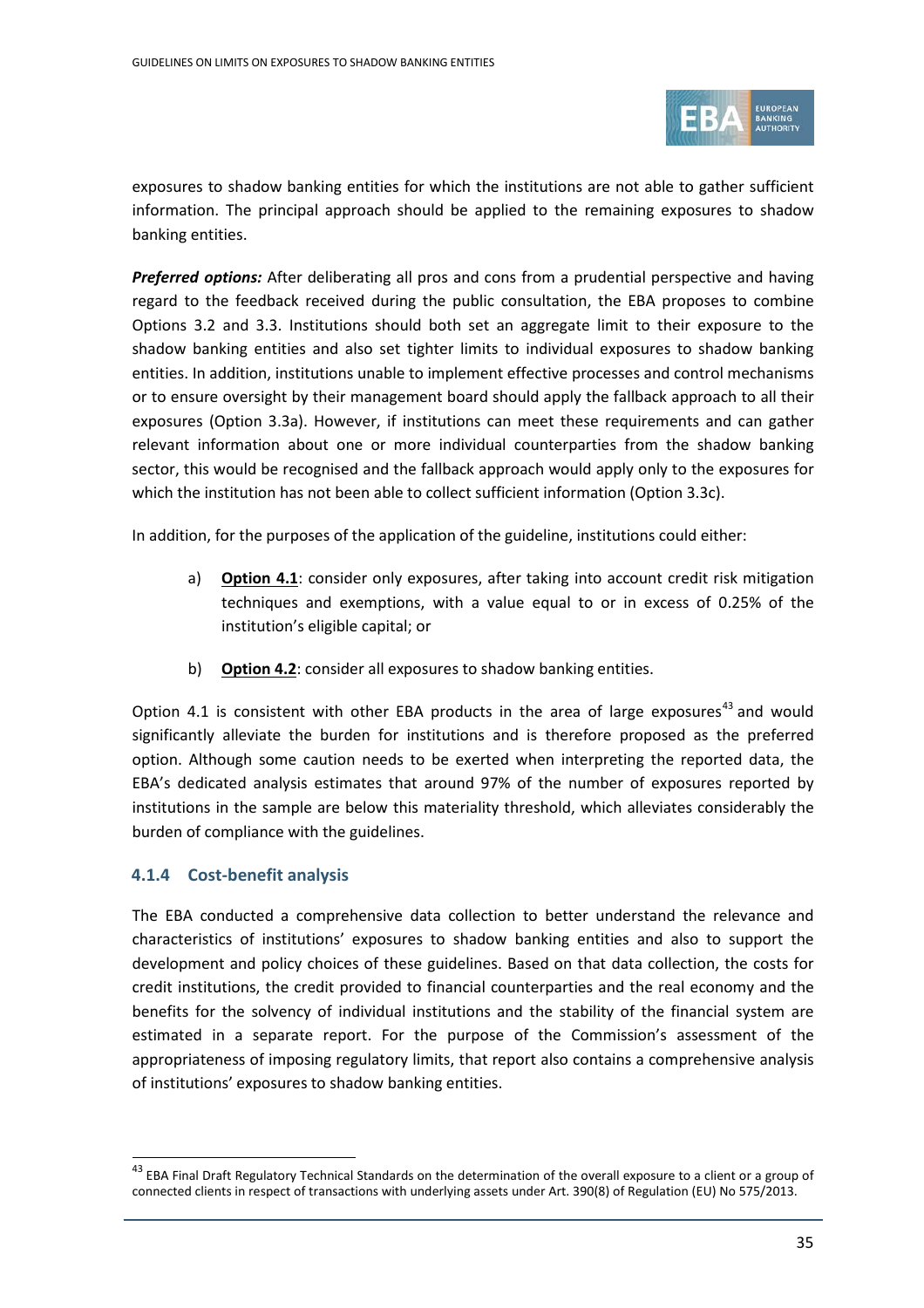exposures to shadow banking entities for which the institutions are not able to gather sufficient information. The principal approach should be applied to the remaining exposures to shadow banking entities.

***Preferred options:*** After deliberating all pros and cons from a prudential perspective and having regard to the feedback received during the public consultation, the EBA proposes to combine Options 3.2 and 3.3. Institutions should both set an aggregate limit to their exposure to the shadow banking entities and also set tighter limits to individual exposures to shadow banking entities. In addition, institutions unable to implement effective processes and control mechanisms or to ensure oversight by their management board should apply the fallback approach to all their exposures (Option 3.3a). However, if institutions can meet these requirements and can gather relevant information about one or more individual counterparties from the shadow banking sector, this would be recognised and the fallback approach would apply only to the exposures for which the institution has not been able to collect sufficient information (Option 3.3c).

In addition, for the purposes of the application of the guideline, institutions could either:

a) **Option 4.1**: consider only exposures, after taking into account credit risk mitigation techniques and exemptions, with a value equal to or in excess of 0.25% of the institution's eligible capital; or

b) **Option 4.2**: consider all exposures to shadow banking entities.

Option 4.1 is consistent with other EBA products in the area of large exposures[43] and would significantly alleviate the burden for institutions and is therefore proposed as the preferred option. Although some caution needs to be exerted when interpreting the reported data, the EBA's dedicated analysis estimates that around 97% of the number of exposures reported by institutions in the sample are below this materiality threshold, which alleviates considerably the burden of compliance with the guidelines.

### 4.1.4 Cost-benefit analysis

The EBA conducted a comprehensive data collection to better understand the relevance and characteristics of institutions' exposures to shadow banking entities and also to support the development and policy choices of these guidelines. Based on that data collection, the costs for credit institutions, the credit provided to financial counterparties and the real economy and the benefits for the solvency of individual institutions and the stability of the financial system are estimated in a separate report. For the purpose of the Commission's assessment of the appropriateness of imposing regulatory limits, that report also contains a comprehensive analysis of institutions' exposures to shadow banking entities.

[43] EBA Final Draft Regulatory Technical Standards on the determination of the overall exposure to a client or a group of connected clients in respect of transactions with underlying assets under Art. 390(8) of Regulation (EU) No 575/2013.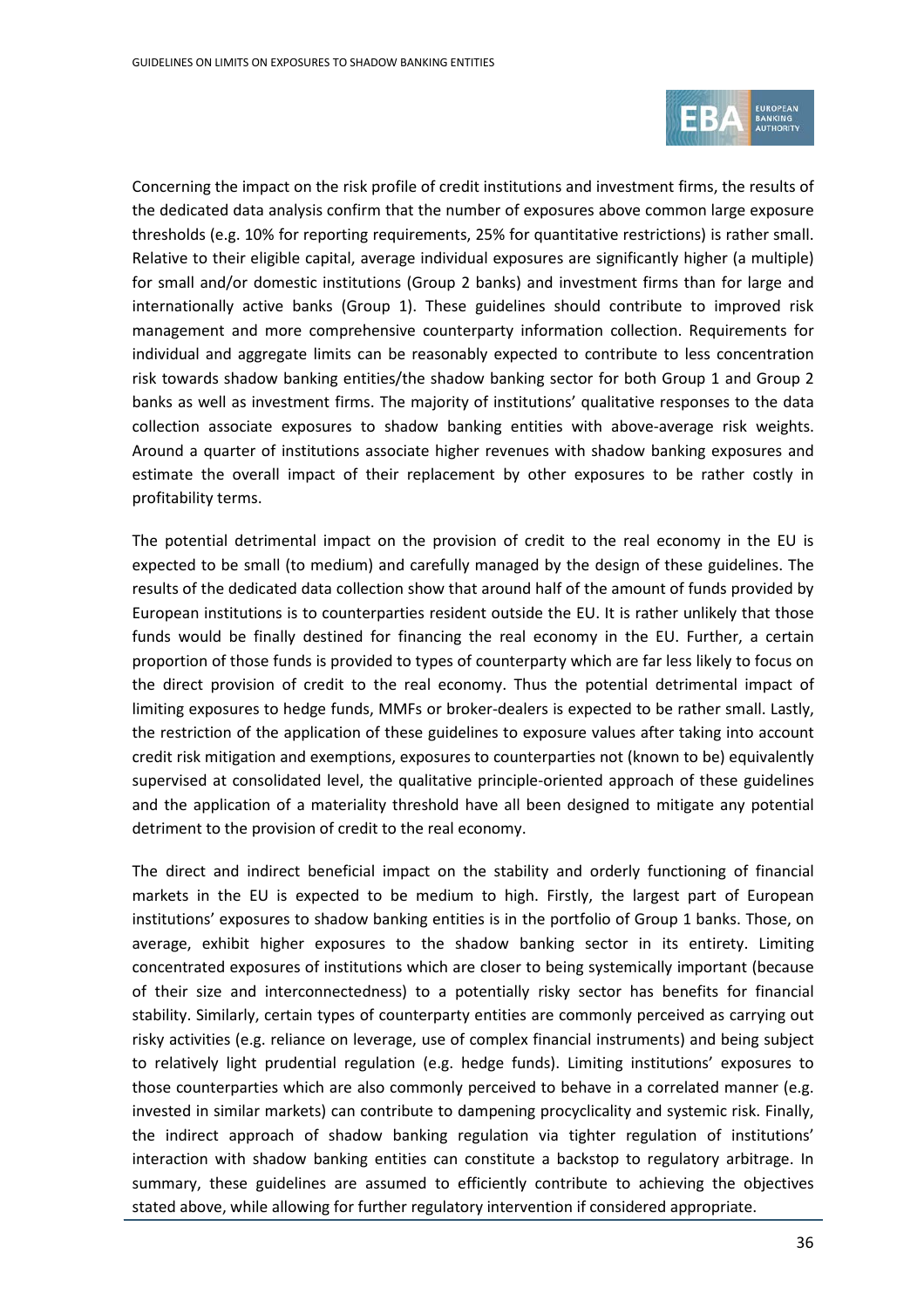Concerning the impact on the risk profile of credit institutions and investment firms, the results of the dedicated data analysis confirm that the number of exposures above common large exposure thresholds (e.g. 10% for reporting requirements, 25% for quantitative restrictions) is rather small. Relative to their eligible capital, average individual exposures are significantly higher (a multiple) for small and/or domestic institutions (Group 2 banks) and investment firms than for large and internationally active banks (Group 1). These guidelines should contribute to improved risk management and more comprehensive counterparty information collection. Requirements for individual and aggregate limits can be reasonably expected to contribute to less concentration risk towards shadow banking entities/the shadow banking sector for both Group 1 and Group 2 banks as well as investment firms. The majority of institutions' qualitative responses to the data collection associate exposures to shadow banking entities with above-average risk weights. Around a quarter of institutions associate higher revenues with shadow banking exposures and estimate the overall impact of their replacement by other exposures to be rather costly in profitability terms.

The potential detrimental impact on the provision of credit to the real economy in the EU is expected to be small (to medium) and carefully managed by the design of these guidelines. The results of the dedicated data collection show that around half of the amount of funds provided by European institutions is to counterparties resident outside the EU. It is rather unlikely that those funds would be finally destined for financing the real economy in the EU. Further, a certain proportion of those funds is provided to types of counterparty which are far less likely to focus on the direct provision of credit to the real economy. Thus the potential detrimental impact of limiting exposures to hedge funds, MMFs or broker-dealers is expected to be rather small. Lastly, the restriction of the application of these guidelines to exposure values after taking into account credit risk mitigation and exemptions, exposures to counterparties not (known to be) equivalently supervised at consolidated level, the qualitative principle-oriented approach of these guidelines and the application of a materiality threshold have all been designed to mitigate any potential detriment to the provision of credit to the real economy.

The direct and indirect beneficial impact on the stability and orderly functioning of financial markets in the EU is expected to be medium to high. Firstly, the largest part of European institutions' exposures to shadow banking entities is in the portfolio of Group 1 banks. Those, on average, exhibit higher exposures to the shadow banking sector in its entirety. Limiting concentrated exposures of institutions which are closer to being systemically important (because of their size and interconnectedness) to a potentially risky sector has benefits for financial stability. Similarly, certain types of counterparty entities are commonly perceived as carrying out risky activities (e.g. reliance on leverage, use of complex financial instruments) and being subject to relatively light prudential regulation (e.g. hedge funds). Limiting institutions' exposures to those counterparties which are also commonly perceived to behave in a correlated manner (e.g. invested in similar markets) can contribute to dampening procyclicality and systemic risk. Finally, the indirect approach of shadow banking regulation via tighter regulation of institutions' interaction with shadow banking entities can constitute a backstop to regulatory arbitrage. In summary, these guidelines are assumed to efficiently contribute to achieving the objectives stated above, while allowing for further regulatory intervention if considered appropriate.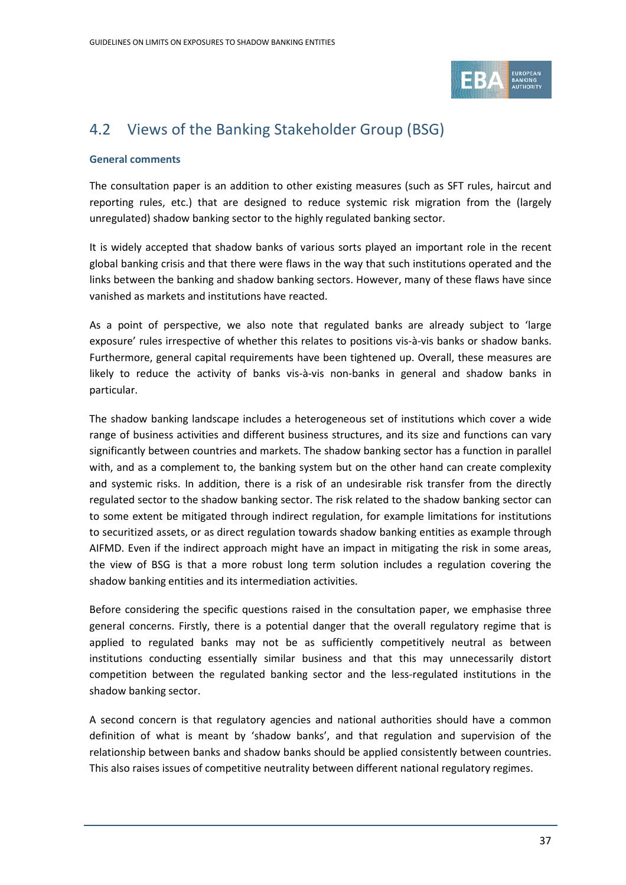## 4.2 Views of the Banking Stakeholder Group (BSG)

**General comments**

The consultation paper is an addition to other existing measures (such as SFT rules, haircut and reporting rules, etc.) that are designed to reduce systemic risk migration from the (largely unregulated) shadow banking sector to the highly regulated banking sector.

It is widely accepted that shadow banks of various sorts played an important role in the recent global banking crisis and that there were flaws in the way that such institutions operated and the links between the banking and shadow banking sectors. However, many of these flaws have since vanished as markets and institutions have reacted.

As a point of perspective, we also note that regulated banks are already subject to 'large exposure' rules irrespective of whether this relates to positions vis-à-vis banks or shadow banks. Furthermore, general capital requirements have been tightened up. Overall, these measures are likely to reduce the activity of banks vis-à-vis non-banks in general and shadow banks in particular.

The shadow banking landscape includes a heterogeneous set of institutions which cover a wide range of business activities and different business structures, and its size and functions can vary significantly between countries and markets. The shadow banking sector has a function in parallel with, and as a complement to, the banking system but on the other hand can create complexity and systemic risks. In addition, there is a risk of an undesirable risk transfer from the directly regulated sector to the shadow banking sector. The risk related to the shadow banking sector can to some extent be mitigated through indirect regulation, for example limitations for institutions to securitized assets, or as direct regulation towards shadow banking entities as example through AIFMD. Even if the indirect approach might have an impact in mitigating the risk in some areas, the view of BSG is that a more robust long term solution includes a regulation covering the shadow banking entities and its intermediation activities.

Before considering the specific questions raised in the consultation paper, we emphasise three general concerns. Firstly, there is a potential danger that the overall regulatory regime that is applied to regulated banks may not be as sufficiently competitively neutral as between institutions conducting essentially similar business and that this may unnecessarily distort competition between the regulated banking sector and the less-regulated institutions in the shadow banking sector.

A second concern is that regulatory agencies and national authorities should have a common definition of what is meant by 'shadow banks', and that regulation and supervision of the relationship between banks and shadow banks should be applied consistently between countries. This also raises issues of competitive neutrality between different national regulatory regimes.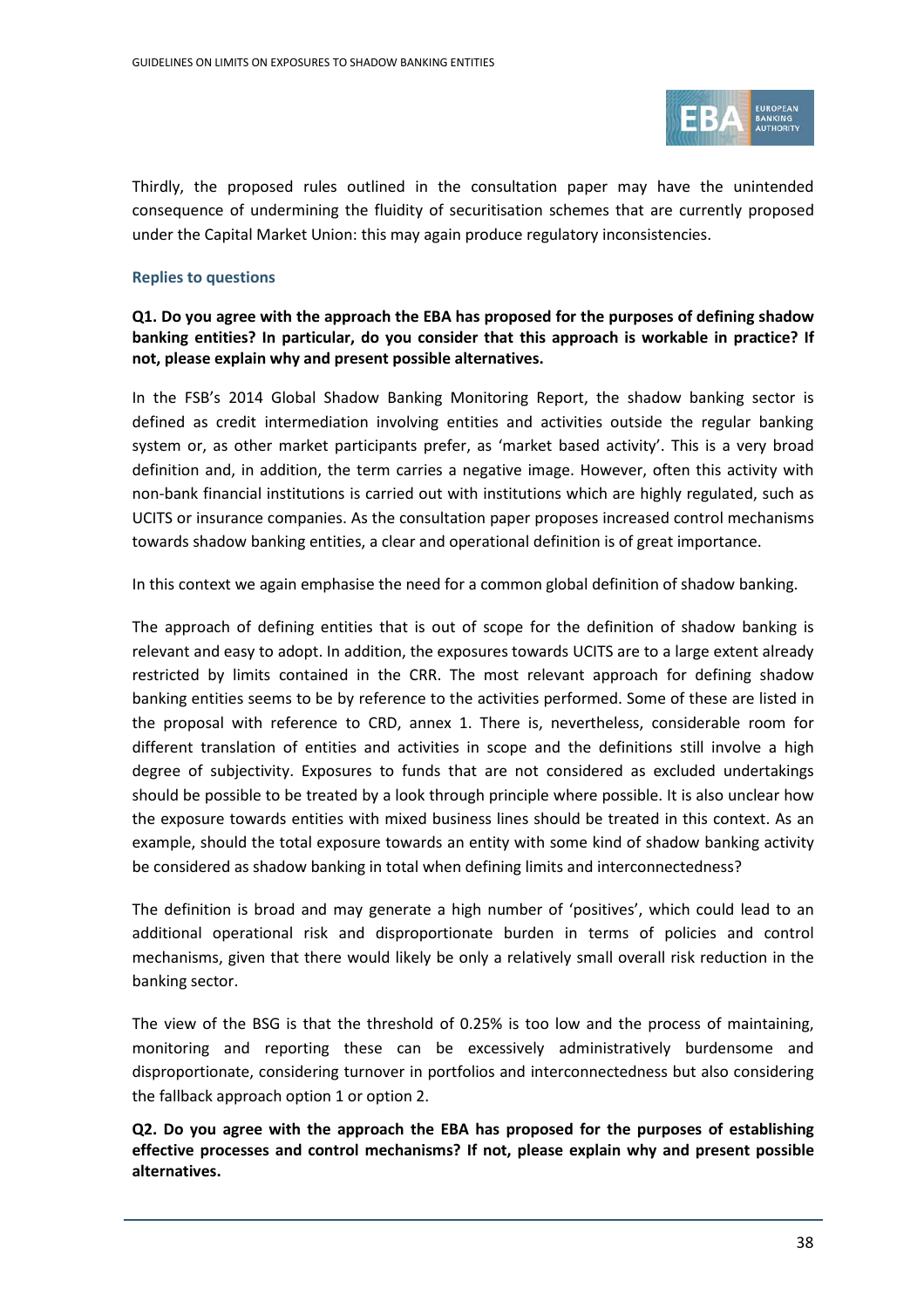Thirdly, the proposed rules outlined in the consultation paper may have the unintended consequence of undermining the fluidity of securitisation schemes that are currently proposed under the Capital Market Union: this may again produce regulatory inconsistencies.

### Replies to questions

**Q1. Do you agree with the approach the EBA has proposed for the purposes of defining shadow banking entities? In particular, do you consider that this approach is workable in practice? If not, please explain why and present possible alternatives.**

In the FSB's 2014 Global Shadow Banking Monitoring Report, the shadow banking sector is defined as credit intermediation involving entities and activities outside the regular banking system or, as other market participants prefer, as 'market based activity'. This is a very broad definition and, in addition, the term carries a negative image. However, often this activity with non-bank financial institutions is carried out with institutions which are highly regulated, such as UCITS or insurance companies. As the consultation paper proposes increased control mechanisms towards shadow banking entities, a clear and operational definition is of great importance.

In this context we again emphasise the need for a common global definition of shadow banking.

The approach of defining entities that is out of scope for the definition of shadow banking is relevant and easy to adopt. In addition, the exposures towards UCITS are to a large extent already restricted by limits contained in the CRR. The most relevant approach for defining shadow banking entities seems to be by reference to the activities performed. Some of these are listed in the proposal with reference to CRD, annex 1. There is, nevertheless, considerable room for different translation of entities and activities in scope and the definitions still involve a high degree of subjectivity. Exposures to funds that are not considered as excluded undertakings should be possible to be treated by a look through principle where possible. It is also unclear how the exposure towards entities with mixed business lines should be treated in this context. As an example, should the total exposure towards an entity with some kind of shadow banking activity be considered as shadow banking in total when defining limits and interconnectedness?

The definition is broad and may generate a high number of 'positives', which could lead to an additional operational risk and disproportionate burden in terms of policies and control mechanisms, given that there would likely be only a relatively small overall risk reduction in the banking sector.

The view of the BSG is that the threshold of 0.25% is too low and the process of maintaining, monitoring and reporting these can be excessively administratively burdensome and disproportionate, considering turnover in portfolios and interconnectedness but also considering the fallback approach option 1 or option 2.

**Q2. Do you agree with the approach the EBA has proposed for the purposes of establishing effective processes and control mechanisms? If not, please explain why and present possible alternatives.**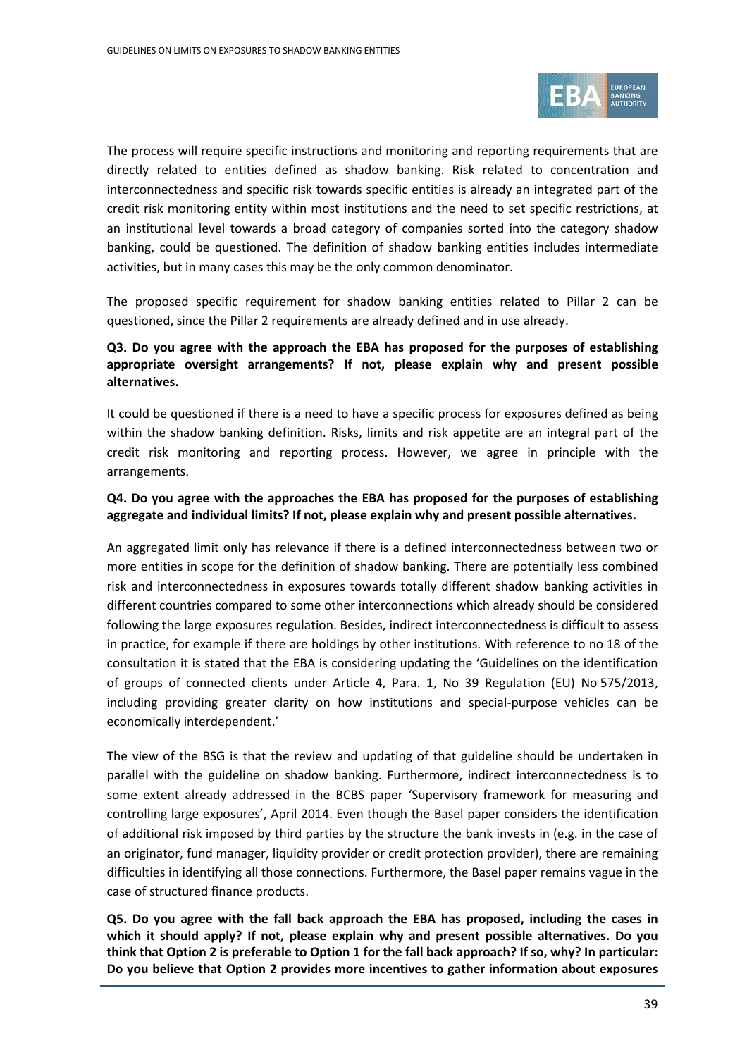The process will require specific instructions and monitoring and reporting requirements that are directly related to entities defined as shadow banking. Risk related to concentration and interconnectedness and specific risk towards specific entities is already an integrated part of the credit risk monitoring entity within most institutions and the need to set specific restrictions, at an institutional level towards a broad category of companies sorted into the category shadow banking, could be questioned. The definition of shadow banking entities includes intermediate activities, but in many cases this may be the only common denominator.

The proposed specific requirement for shadow banking entities related to Pillar 2 can be questioned, since the Pillar 2 requirements are already defined and in use already.

**Q3. Do you agree with the approach the EBA has proposed for the purposes of establishing appropriate oversight arrangements? If not, please explain why and present possible alternatives.**

It could be questioned if there is a need to have a specific process for exposures defined as being within the shadow banking definition. Risks, limits and risk appetite are an integral part of the credit risk monitoring and reporting process. However, we agree in principle with the arrangements.

**Q4. Do you agree with the approaches the EBA has proposed for the purposes of establishing aggregate and individual limits? If not, please explain why and present possible alternatives.**

An aggregated limit only has relevance if there is a defined interconnectedness between two or more entities in scope for the definition of shadow banking. There are potentially less combined risk and interconnectedness in exposures towards totally different shadow banking activities in different countries compared to some other interconnections which already should be considered following the large exposures regulation. Besides, indirect interconnectedness is difficult to assess in practice, for example if there are holdings by other institutions. With reference to no 18 of the consultation it is stated that the EBA is considering updating the 'Guidelines on the identification of groups of connected clients under Article 4, Para. 1, No 39 Regulation (EU) No 575/2013, including providing greater clarity on how institutions and special-purpose vehicles can be economically interdependent.'

The view of the BSG is that the review and updating of that guideline should be undertaken in parallel with the guideline on shadow banking. Furthermore, indirect interconnectedness is to some extent already addressed in the BCBS paper 'Supervisory framework for measuring and controlling large exposures', April 2014. Even though the Basel paper considers the identification of additional risk imposed by third parties by the structure the bank invests in (e.g. in the case of an originator, fund manager, liquidity provider or credit protection provider), there are remaining difficulties in identifying all those connections. Furthermore, the Basel paper remains vague in the case of structured finance products.

**Q5. Do you agree with the fall back approach the EBA has proposed, including the cases in which it should apply? If not, please explain why and present possible alternatives. Do you think that Option 2 is preferable to Option 1 for the fall back approach? If so, why? In particular: Do you believe that Option 2 provides more incentives to gather information about exposures**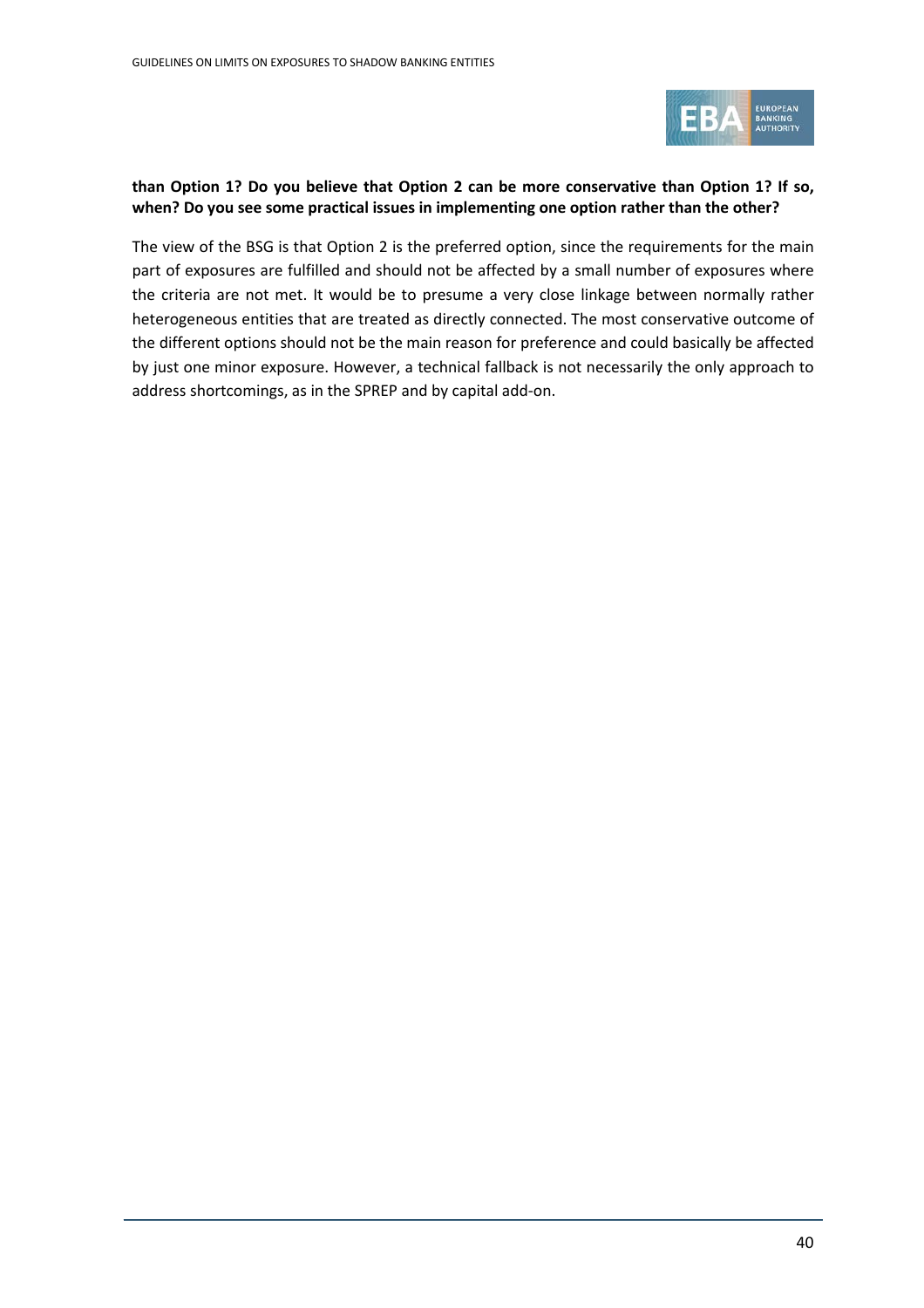**than Option 1? Do you believe that Option 2 can be more conservative than Option 1? If so, when? Do you see some practical issues in implementing one option rather than the other?**

The view of the BSG is that Option 2 is the preferred option, since the requirements for the main part of exposures are fulfilled and should not be affected by a small number of exposures where the criteria are not met. It would be to presume a very close linkage between normally rather heterogeneous entities that are treated as directly connected. The most conservative outcome of the different options should not be the main reason for preference and could basically be affected by just one minor exposure. However, a technical fallback is not necessarily the only approach to address shortcomings, as in the SPREP and by capital add-on.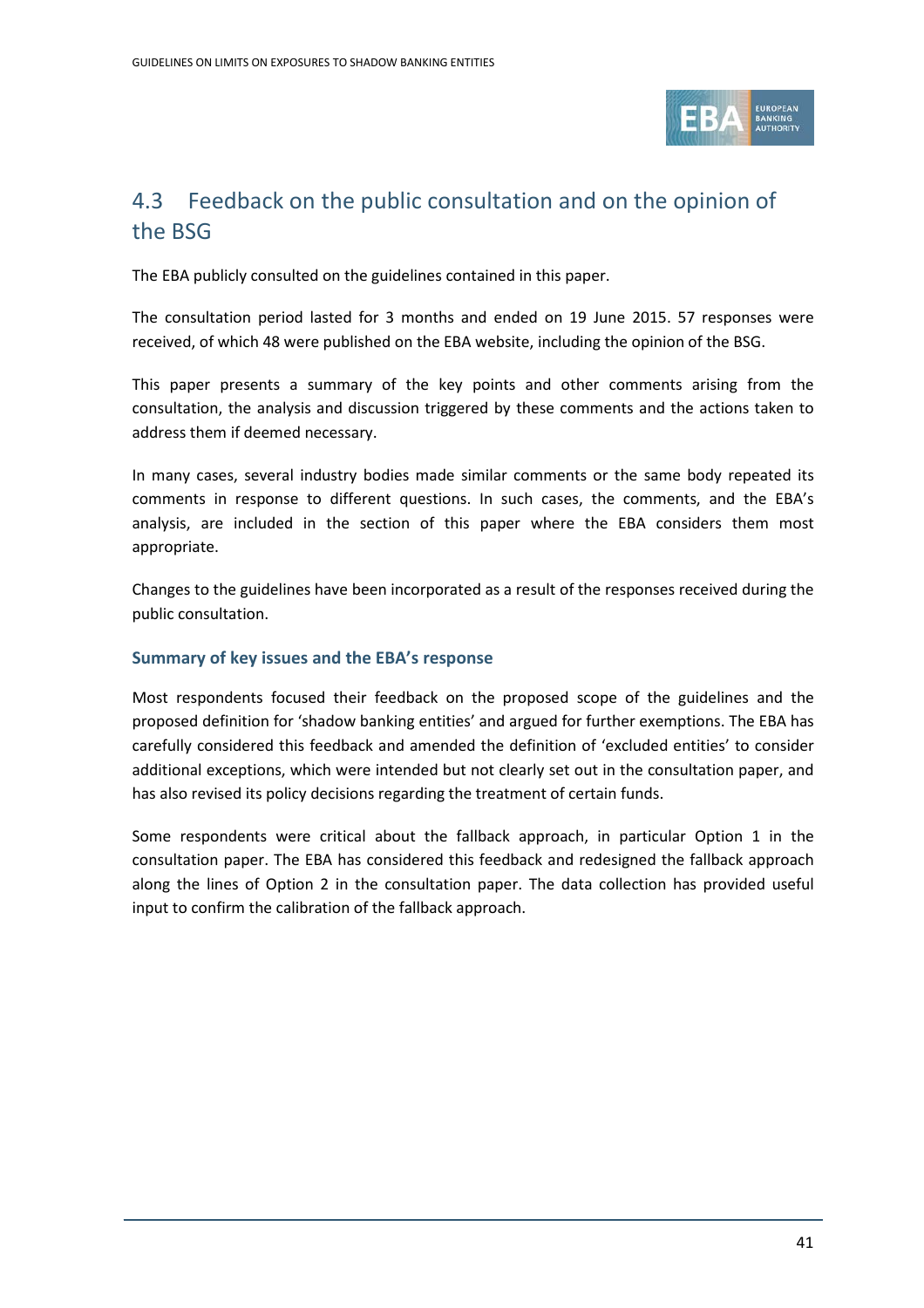## 4.3 Feedback on the public consultation and on the opinion of the BSG

The EBA publicly consulted on the guidelines contained in this paper.

The consultation period lasted for 3 months and ended on 19 June 2015. 57 responses were received, of which 48 were published on the EBA website, including the opinion of the BSG.

This paper presents a summary of the key points and other comments arising from the consultation, the analysis and discussion triggered by these comments and the actions taken to address them if deemed necessary.

In many cases, several industry bodies made similar comments or the same body repeated its comments in response to different questions. In such cases, the comments, and the EBA's analysis, are included in the section of this paper where the EBA considers them most appropriate.

Changes to the guidelines have been incorporated as a result of the responses received during the public consultation.

### Summary of key issues and the EBA's response

Most respondents focused their feedback on the proposed scope of the guidelines and the proposed definition for 'shadow banking entities' and argued for further exemptions. The EBA has carefully considered this feedback and amended the definition of 'excluded entities' to consider additional exceptions, which were intended but not clearly set out in the consultation paper, and has also revised its policy decisions regarding the treatment of certain funds.

Some respondents were critical about the fallback approach, in particular Option 1 in the consultation paper. The EBA has considered this feedback and redesigned the fallback approach along the lines of Option 2 in the consultation paper. The data collection has provided useful input to confirm the calibration of the fallback approach.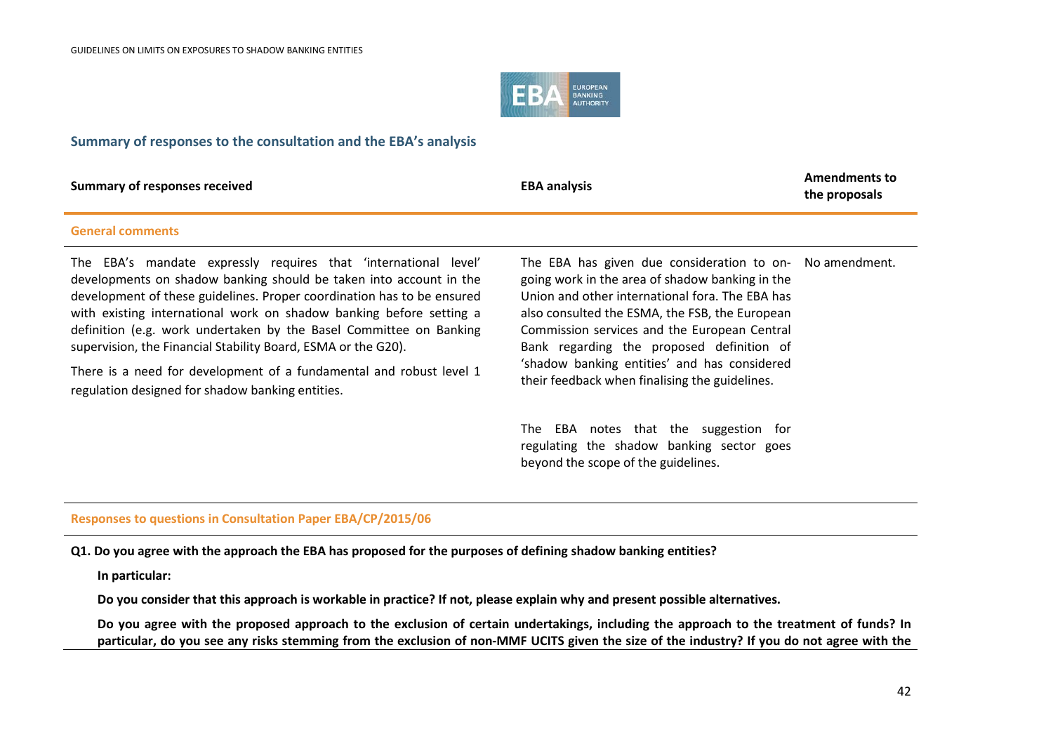## Summary of responses to the consultation and the EBA's analysis

| Summary of responses received | EBA analysis | Amendments to the proposals |
|---|---|---|
| **General comments** | | |
| The EBA's mandate expressly requires that 'international level' developments on shadow banking should be taken into account in the development of these guidelines. Proper coordination has to be ensured with existing international work on shadow banking before setting a definition (e.g. work undertaken by the Basel Committee on Banking supervision, the Financial Stability Board, ESMA or the G20). <br><br> There is a need for development of a fundamental and robust level 1 regulation designed for shadow banking entities. | The EBA has given due consideration to on-going work in the area of shadow banking in the Union and other international fora. The EBA has also consulted the ESMA, the FSB, the European Commission services and the European Central Bank regarding the proposed definition of 'shadow banking entities' and has considered their feedback when finalising the guidelines. <br><br> The EBA notes that the suggestion for regulating the shadow banking sector goes beyond the scope of the guidelines. | No amendment. |
| **Responses to questions in Consultation Paper EBA/CP/2015/06** | | |

**Q1. Do you agree with the approach the EBA has proposed for the purposes of defining shadow banking entities?**

**In particular:**

**Do you consider that this approach is workable in practice? If not, please explain why and present possible alternatives.**

**Do you agree with the proposed approach to the exclusion of certain undertakings, including the approach to the treatment of funds? In particular, do you see any risks stemming from the exclusion of non-MMF UCITS given the size of the industry? If you do not agree with the**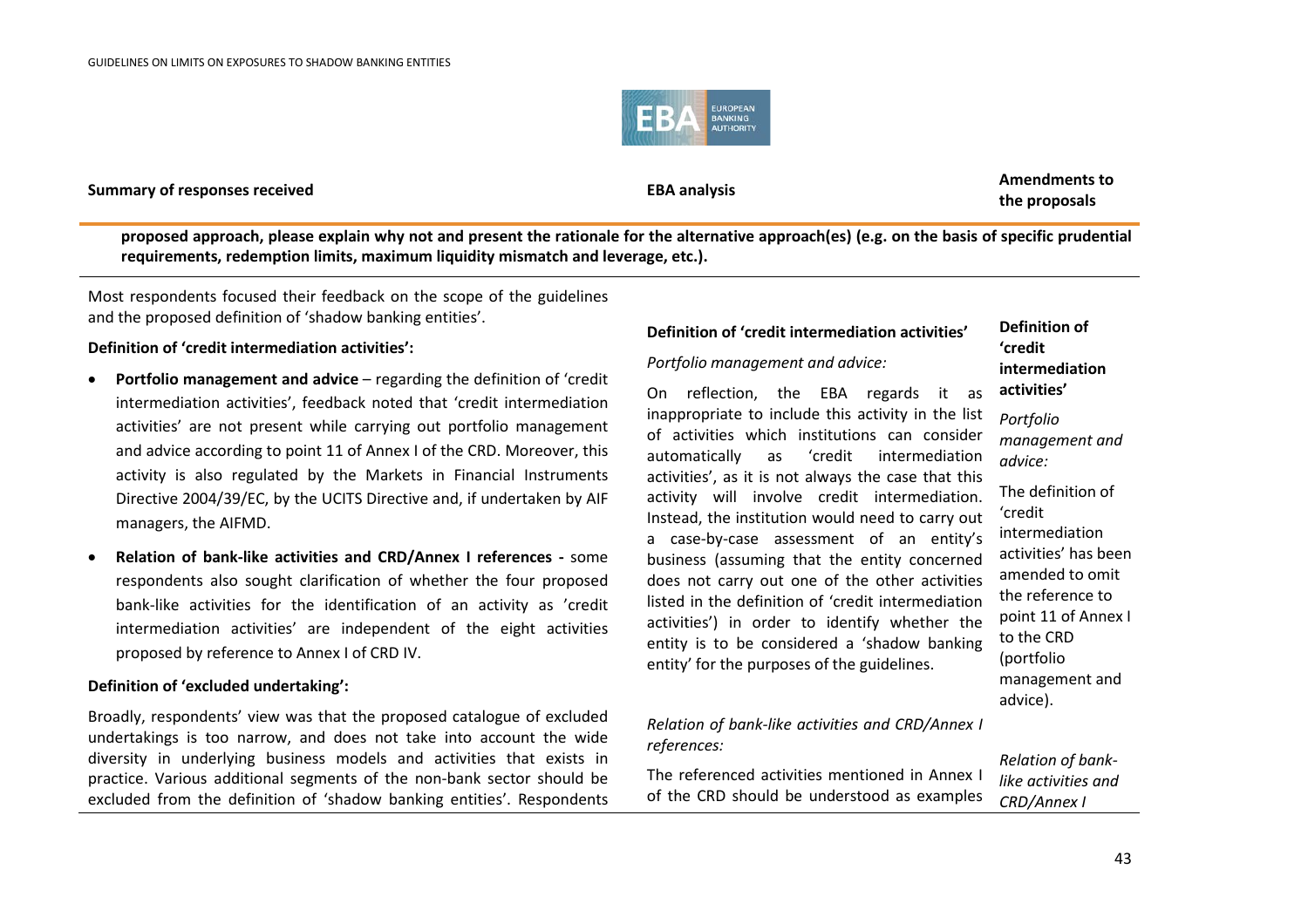| Summary of responses received | EBA analysis | Amendments to the proposals |
|---|---|---|
| **proposed approach, please explain why not and present the rationale for the alternative approach(es) (e.g. on the basis of specific prudential requirements, redemption limits, maximum liquidity mismatch and leverage, etc.).** | | |
| Most respondents focused their feedback on the scope of the guidelines and the proposed definition of 'shadow banking entities'.<br><br>**Definition of 'credit intermediation activities':**<br><br>• **Portfolio management and advice** – regarding the definition of 'credit intermediation activities', feedback noted that 'credit intermediation activities' are not present while carrying out portfolio management and advice according to point 11 of Annex I of the CRD. Moreover, this activity is also regulated by the Markets in Financial Instruments Directive 2004/39/EC, by the UCITS Directive and, if undertaken by AIF managers, the AIFMD.<br><br>• **Relation of bank-like activities and CRD/Annex I references -** some respondents also sought clarification of whether the four proposed bank-like activities for the identification of an activity as 'credit intermediation activities' are independent of the eight activities proposed by reference to Annex I of CRD IV.<br><br>**Definition of 'excluded undertaking':**<br><br>Broadly, respondents' view was that the proposed catalogue of excluded undertakings is too narrow, and does not take into account the wide diversity in underlying business models and activities that exists in practice. Various additional segments of the non-bank sector should be excluded from the definition of 'shadow banking entities'. Respondents | **Definition of 'credit intermediation activities'**<br><br>*Portfolio management and advice:*<br><br>On reflection, the EBA regards it as inappropriate to include this activity in the list of activities which institutions can consider automatically as 'credit intermediation activities', as it is not always the case that this activity will involve credit intermediation. Instead, the institution would need to carry out a case-by-case assessment of an entity's business (assuming that the entity concerned does not carry out one of the other activities listed in the definition of 'credit intermediation activities') in order to identify whether the entity is to be considered a 'shadow banking entity' for the purposes of the guidelines.<br><br>*Relation of bank-like activities and CRD/Annex I references:*<br><br>The referenced activities mentioned in Annex I of the CRD should be understood as examples | **Definition of 'credit intermediation activities'**<br><br>*Portfolio management and advice:*<br><br>The definition of 'credit intermediation activities' has been amended to omit the reference to point 11 of Annex I to the CRD (portfolio management and advice).<br><br>*Relation of bank-like activities and CRD/Annex I* |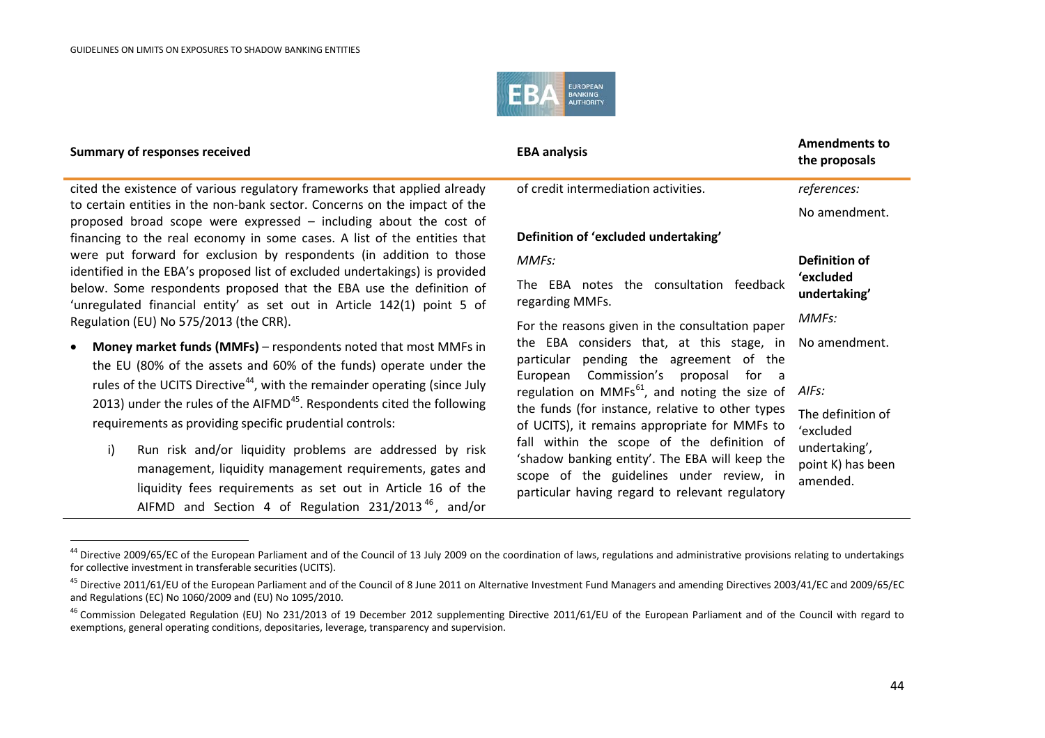| Summary of responses received | EBA analysis | Amendments to the proposals |
|---|---|---|
| cited the existence of various regulatory frameworks that applied already to certain entities in the non-bank sector. Concerns on the impact of the proposed broad scope were expressed – including about the cost of financing to the real economy in some cases. A list of the entities that were put forward for exclusion by respondents (in addition to those identified in the EBA's proposed list of excluded undertakings) is provided below. Some respondents proposed that the EBA use the definition of 'unregulated financial entity' as set out in Article 142(1) point 5 of Regulation (EU) No 575/2013 (the CRR).<br><br>• **Money market funds (MMFs)** – respondents noted that most MMFs in the EU (80% of the assets and 60% of the funds) operate under the rules of the UCITS Directive[44], with the remainder operating (since July 2013) under the rules of the AIFMD[45]. Respondents cited the following requirements as providing specific prudential controls:<br><br>i) Run risk and/or liquidity problems are addressed by risk management, liquidity management requirements, gates and liquidity fees requirements as set out in Article 16 of the AIFMD and Section 4 of Regulation 231/2013[46], and/or | of credit intermediation activities.<br><br>**Definition of 'excluded undertaking'**<br><br>*MMFs:*<br><br>The EBA notes the consultation feedback regarding MMFs.<br><br>For the reasons given in the consultation paper the EBA considers that, at this stage, in particular pending the agreement of the European Commission's proposal for a regulation on MMFs[61], and noting the size of the funds (for instance, relative to other types of UCITS), it remains appropriate for MMFs to fall within the scope of the definition of 'shadow banking entity'. The EBA will keep the scope of the guidelines under review, in particular having regard to relevant regulatory | *references:*<br><br>No amendment.<br><br>**Definition of 'excluded undertaking'**<br><br>*MMFs:*<br><br>No amendment.<br><br>*AIFs:*<br><br>The definition of 'excluded undertaking', point K) has been amended. |

[44] Directive 2009/65/EC of the European Parliament and of the Council of 13 July 2009 on the coordination of laws, regulations and administrative provisions relating to undertakings for collective investment in transferable securities (UCITS).

[45] Directive 2011/61/EU of the European Parliament and of the Council of 8 June 2011 on Alternative Investment Fund Managers and amending Directives 2003/41/EC and 2009/65/EC and Regulations (EC) No 1060/2009 and (EU) No 1095/2010.

[46] Commission Delegated Regulation (EU) No 231/2013 of 19 December 2012 supplementing Directive 2011/61/EU of the European Parliament and of the Council with regard to exemptions, general operating conditions, depositaries, leverage, transparency and supervision.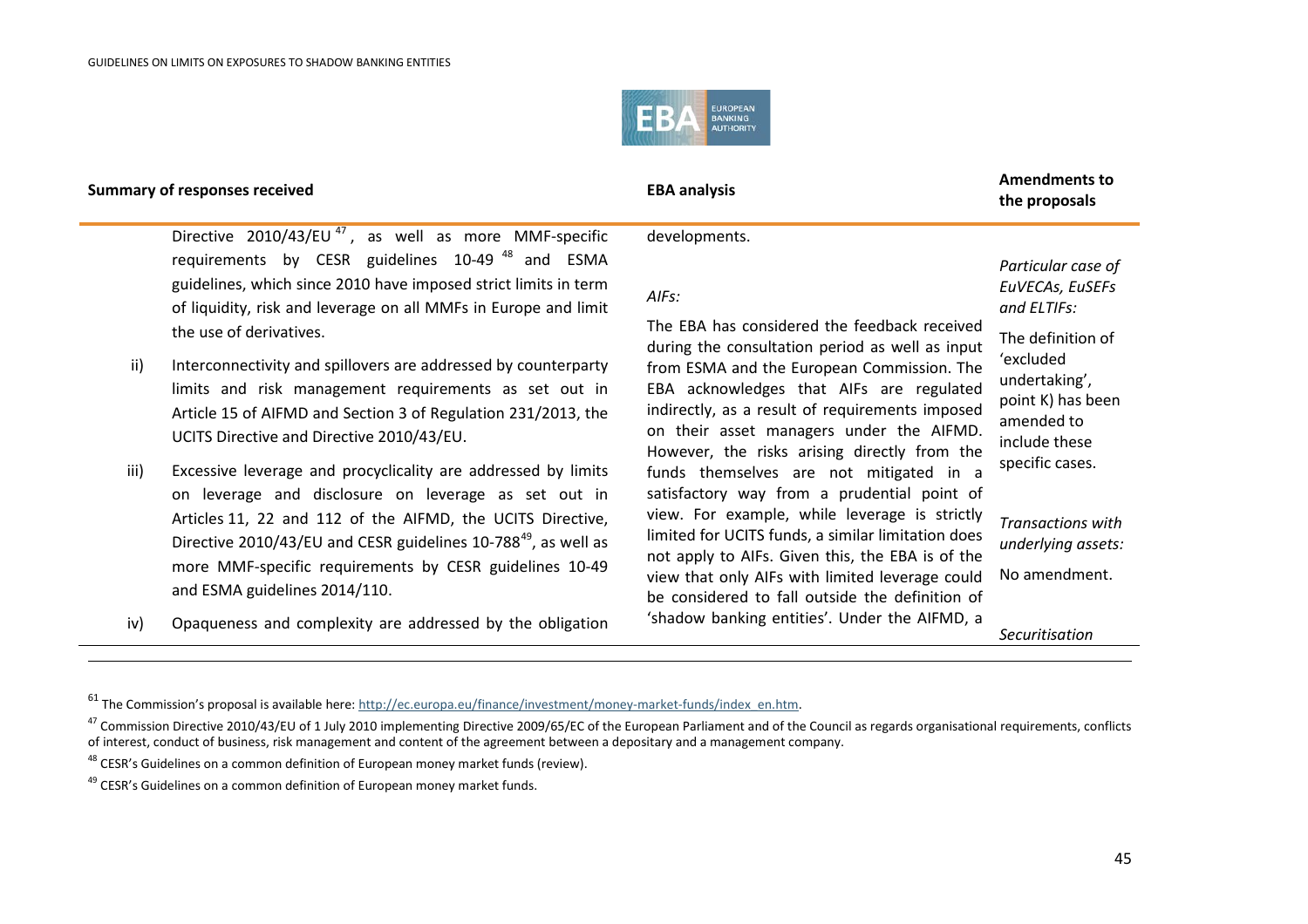| Summary of responses received | EBA analysis | Amendments to the proposals |
|---|---|---|
| Directive 2010/43/EU [47], as well as more MMF-specific requirements by CESR guidelines 10-49 [48] and ESMA guidelines, which since 2010 have imposed strict limits in term of liquidity, risk and leverage on all MMFs in Europe and limit the use of derivatives.<br><br>ii) Interconnectivity and spillovers are addressed by counterparty limits and risk management requirements as set out in Article 15 of AIFMD and Section 3 of Regulation 231/2013, the UCITS Directive and Directive 2010/43/EU.<br><br>iii) Excessive leverage and procyclicality are addressed by limits on leverage and disclosure on leverage as set out in Articles 11, 22 and 112 of the AIFMD, the UCITS Directive, Directive 2010/43/EU and CESR guidelines 10-788[49], as well as more MMF-specific requirements by CESR guidelines 10-49 and ESMA guidelines 2014/110.<br><br>iv) Opaqueness and complexity are addressed by the obligation | developments.<br><br>*AIFs:*<br><br>The EBA has considered the feedback received during the consultation period as well as input from ESMA and the European Commission. The EBA acknowledges that AIFs are regulated indirectly, as a result of requirements imposed on their asset managers under the AIFMD. However, the risks arising directly from the funds themselves are not mitigated in a satisfactory way from a prudential point of view. For example, while leverage is strictly limited for UCITS funds, a similar limitation does not apply to AIFs. Given this, the EBA is of the view that only AIFs with limited leverage could be considered to fall outside the definition of 'shadow banking entities'. Under the AIFMD, a | *Particular case of EuVECAs, EuSEFs and ELTIFs:*<br><br>The definition of 'excluded undertaking', point K) has been amended to include these specific cases.<br><br>*Transactions with underlying assets:*<br><br>No amendment.<br><br>*Securitisation* |

[61] The Commission's proposal is available here: http://ec.europa.eu/finance/investment/money-market-funds/index_en.htm.

[47] Commission Directive 2010/43/EU of 1 July 2010 implementing Directive 2009/65/EC of the European Parliament and of the Council as regards organisational requirements, conflicts of interest, conduct of business, risk management and content of the agreement between a depositary and a management company.

[48] CESR's Guidelines on a common definition of European money market funds (review).

[49] CESR's Guidelines on a common definition of European money market funds.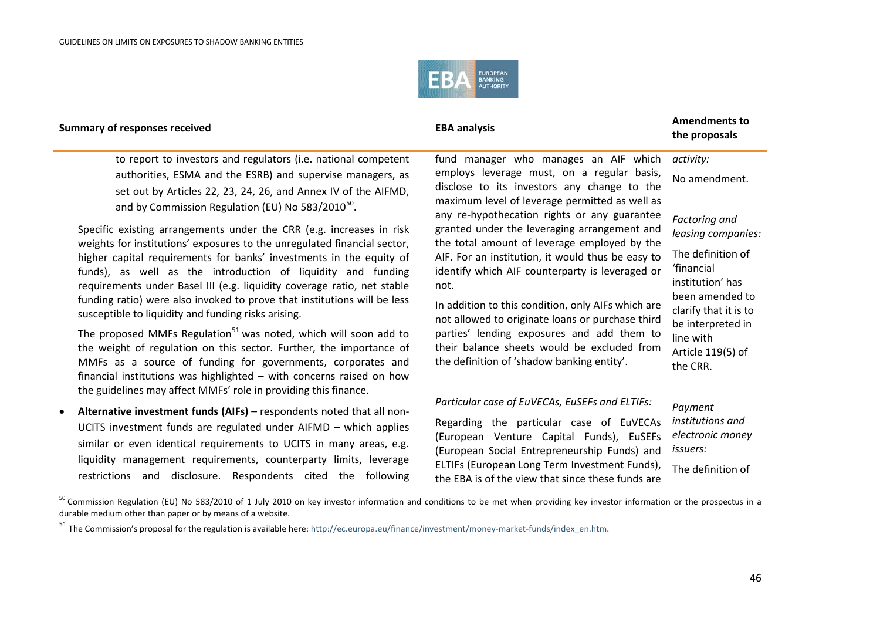| Summary of responses received | EBA analysis | Amendments to the proposals |
| --- | --- | --- |
| to report to investors and regulators (i.e. national competent authorities, ESMA and the ESRB) and supervise managers, as set out by Articles 22, 23, 24, 26, and Annex IV of the AIFMD, and by Commission Regulation (EU) No 583/2010[50].<br><br>Specific existing arrangements under the CRR (e.g. increases in risk weights for institutions' exposures to the unregulated financial sector, higher capital requirements for banks' investments in the equity of funds), as well as the introduction of liquidity and funding requirements under Basel III (e.g. liquidity coverage ratio, net stable funding ratio) were also invoked to prove that institutions will be less susceptible to liquidity and funding risks arising.<br><br>The proposed MMFs Regulation[51] was noted, which will soon add to the weight of regulation on this sector. Further, the importance of MMFs as a source of funding for governments, corporates and financial institutions was highlighted – with concerns raised on how the guidelines may affect MMFs' role in providing this finance.<br><br>• **Alternative investment funds (AIFs)** – respondents noted that all non-UCITS investment funds are regulated under AIFMD – which applies similar or even identical requirements to UCITS in many areas, e.g. liquidity management requirements, counterparty limits, leverage restrictions and disclosure. Respondents cited the following | fund manager who manages an AIF which employs leverage must, on a regular basis, disclose to its investors any change to the maximum level of leverage permitted as well as any re-hypothecation rights or any guarantee granted under the leveraging arrangement and the total amount of leverage employed by the AIF. For an institution, it would thus be easy to identify which AIF counterparty is leveraged or not.<br><br>In addition to this condition, only AIFs which are not allowed to originate loans or purchase third parties' lending exposures and add them to their balance sheets would be excluded from the definition of 'shadow banking entity'.<br><br>*Particular case of EuVECAs, EuSEFs and ELTIFs:*<br><br>Regarding the particular case of EuVECAs (European Venture Capital Funds), EuSEFs (European Social Entrepreneurship Funds) and ELTIFs (European Long Term Investment Funds), the EBA is of the view that since these funds are | *activity:*<br><br>No amendment.<br><br>*Factoring and leasing companies:*<br><br>The definition of 'financial institution' has been amended to clarify that it is to be interpreted in line with Article 119(5) of the CRR.<br><br>*Payment institutions and electronic money issuers:*<br><br>The definition of |

[50] Commission Regulation (EU) No 583/2010 of 1 July 2010 on key investor information and conditions to be met when providing key investor information or the prospectus in a durable medium other than paper or by means of a website.

[51] The Commission's proposal for the regulation is available here: http://ec.europa.eu/finance/investment/money-market-funds/index_en.htm.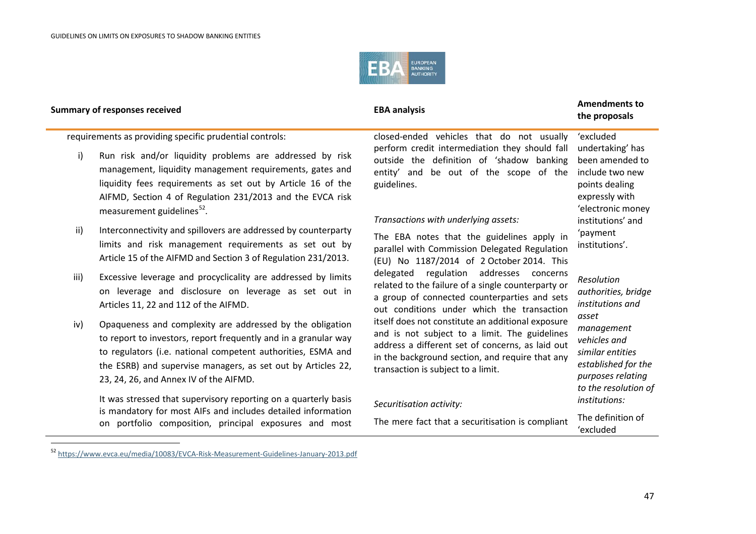| Summary of responses received | EBA analysis | Amendments to the proposals |
|---|---|---|
| requirements as providing specific prudential controls:<br><br>i) Run risk and/or liquidity problems are addressed by risk management, liquidity management requirements, gates and liquidity fees requirements as set out by Article 16 of the AIFMD, Section 4 of Regulation 231/2013 and the EVCA risk measurement guidelines[52].<br><br>ii) Interconnectivity and spillovers are addressed by counterparty limits and risk management requirements as set out by Article 15 of the AIFMD and Section 3 of Regulation 231/2013.<br><br>iii) Excessive leverage and procyclicality are addressed by limits on leverage and disclosure on leverage as set out in Articles 11, 22 and 112 of the AIFMD.<br><br>iv) Opaqueness and complexity are addressed by the obligation to report to investors, report frequently and in a granular way to regulators (i.e. national competent authorities, ESMA and the ESRB) and supervise managers, as set out by Articles 22, 23, 24, 26, and Annex IV of the AIFMD.<br><br>It was stressed that supervisory reporting on a quarterly basis is mandatory for most AIFs and includes detailed information on portfolio composition, principal exposures and most | closed-ended vehicles that do not usually perform credit intermediation they should fall outside the definition of 'shadow banking entity' and be out of the scope of the guidelines.<br><br>*Transactions with underlying assets:*<br><br>The EBA notes that the guidelines apply in parallel with Commission Delegated Regulation (EU) No 1187/2014 of 2 October 2014. This delegated regulation addresses concerns related to the failure of a single counterparty or a group of connected counterparties and sets out conditions under which the transaction itself does not constitute an additional exposure and is not subject to a limit. The guidelines address a different set of concerns, as laid out in the background section, and require that any transaction is subject to a limit.<br><br>*Securitisation activity:*<br><br>The mere fact that a securitisation is compliant | 'excluded undertaking' has been amended to include two new points dealing expressly with 'electronic money institutions' and 'payment institutions'.<br><br>*Resolution authorities, bridge institutions and asset management vehicles and similar entities established for the purposes relating to the resolution of institutions:*<br><br>The definition of 'excluded |

[52] https://www.evca.eu/media/10083/EVCA-Risk-Measurement-Guidelines-January-2013.pdf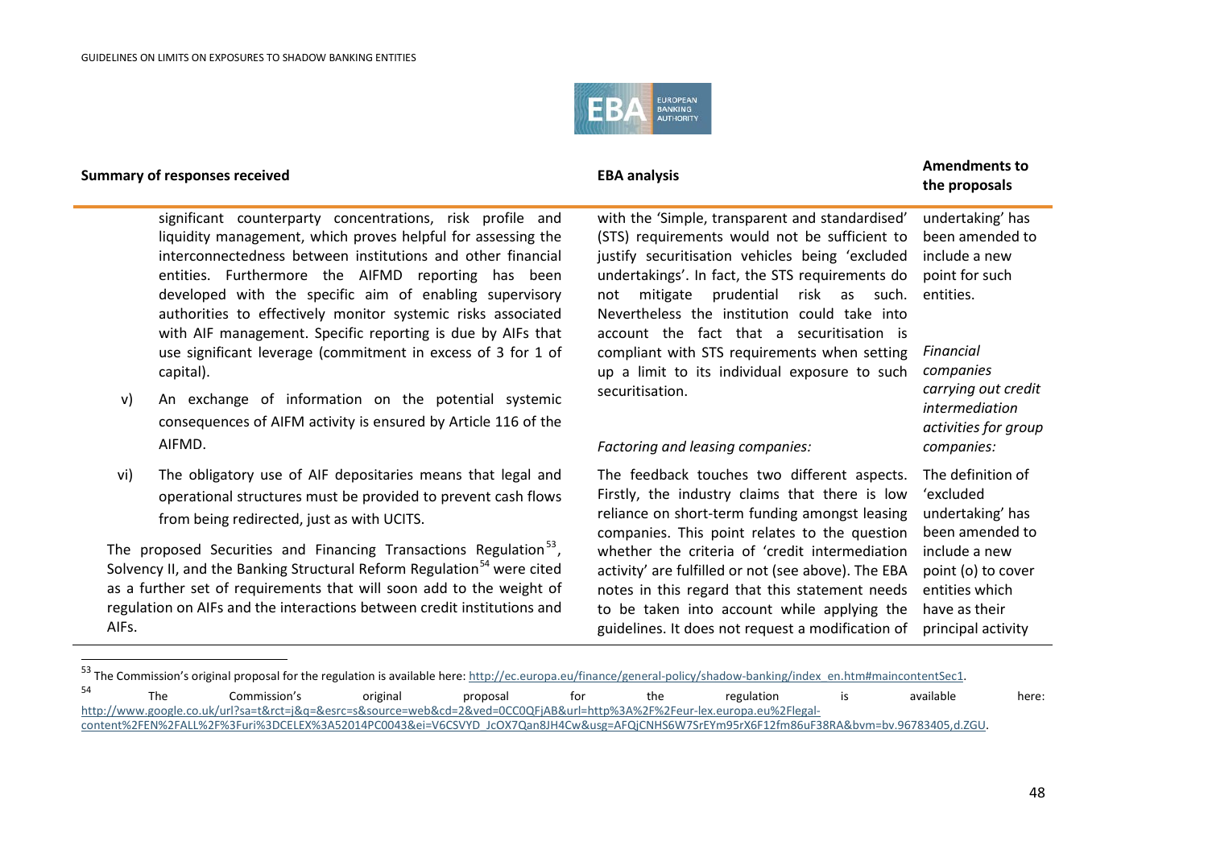| Summary of responses received | EBA analysis | Amendments to the proposals |
|---|---|---|
| significant counterparty concentrations, risk profile and liquidity management, which proves helpful for assessing the interconnectedness between institutions and other financial entities. Furthermore the AIFMD reporting has been developed with the specific aim of enabling supervisory authorities to effectively monitor systemic risks associated with AIF management. Specific reporting is due by AIFs that use significant leverage (commitment in excess of 3 for 1 of capital).<br><br>v) An exchange of information on the potential systemic consequences of AIFM activity is ensured by Article 116 of the AIFMD.<br><br>vi) The obligatory use of AIF depositaries means that legal and operational structures must be provided to prevent cash flows from being redirected, just as with UCITS.<br><br>The proposed Securities and Financing Transactions Regulation[53], Solvency II, and the Banking Structural Reform Regulation[54] were cited as a further set of requirements that will soon add to the weight of regulation on AIFs and the interactions between credit institutions and AIFs. | with the 'Simple, transparent and standardised' (STS) requirements would not be sufficient to justify securitisation vehicles being 'excluded undertakings'. In fact, the STS requirements do not mitigate prudential risk as such. Nevertheless the institution could take into account the fact that a securitisation is compliant with STS requirements when setting up a limit to its individual exposure to such securitisation.<br><br>*Factoring and leasing companies:*<br><br>The feedback touches two different aspects. Firstly, the industry claims that there is low reliance on short-term funding amongst leasing companies. This point relates to the question whether the criteria of 'credit intermediation activity' are fulfilled or not (see above). The EBA notes in this regard that this statement needs to be taken into account while applying the guidelines. It does not request a modification of | undertaking' has been amended to include a new point for such entities.<br><br>*Financial companies carrying out credit intermediation activities for group companies:*<br><br>The definition of 'excluded undertaking' has been amended to include a new point (o) to cover entities which have as their principal activity |

[53] The Commission's original proposal for the regulation is available here: http://ec.europa.eu/finance/general-policy/shadow-banking/index_en.htm#maincontentSec1.

[54] The Commission's original proposal for the regulation is available here: http://www.google.co.uk/url?sa=t&rct=j&q=&esrc=s&source=web&cd=2&ved=0CC0QFjAB&url=http%3A%2F%2Feur-lex.europa.eu%2Flegal-content%2FEN%2FALL%2F%3Furi%3DCELEX%3A52014PC0043&ei=V6CSVYD_JcOX7Qan8JH4Cw&usg=AFQjCNHS6W7SrEYm95rX6F12fm86uF38RA&bvm=bv.96783405,d.ZGU.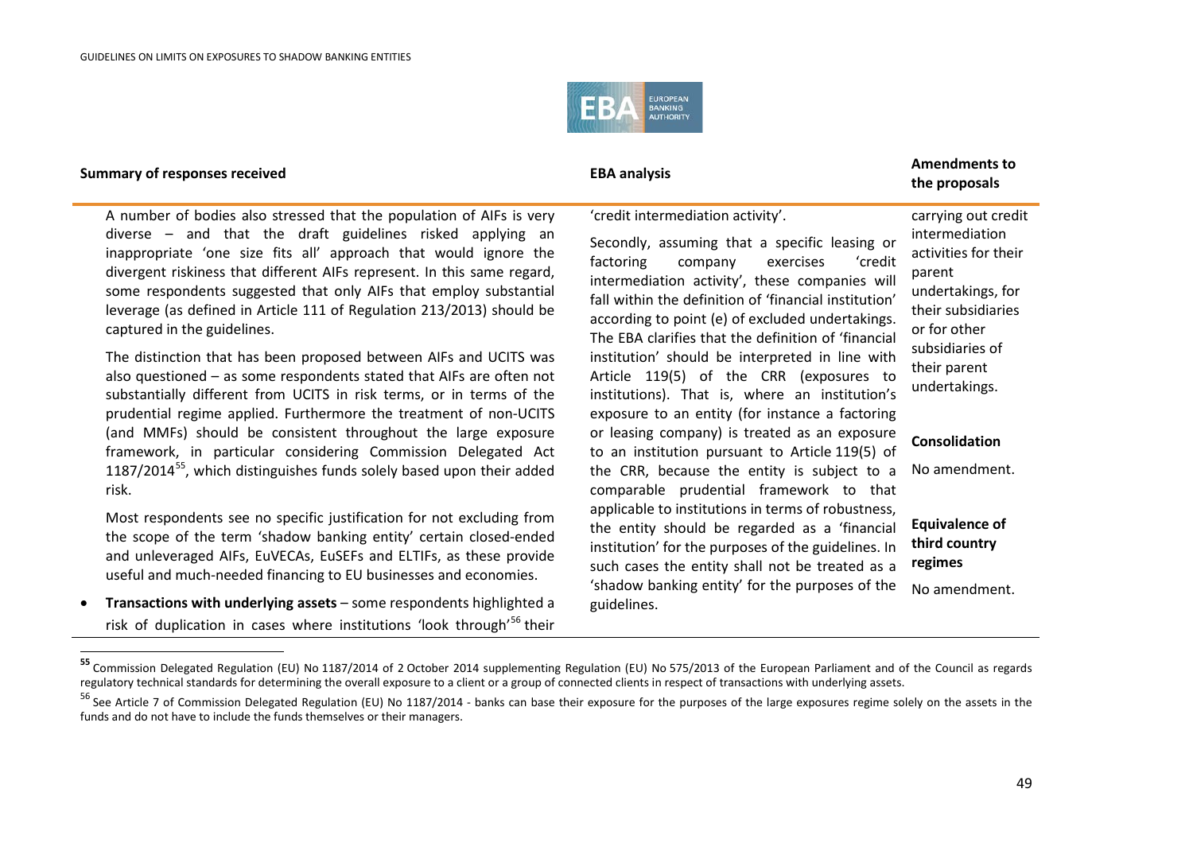| Summary of responses received | EBA analysis | Amendments to the proposals |
|---|---|---|
| A number of bodies also stressed that the population of AIFs is very diverse – and that the draft guidelines risked applying an inappropriate 'one size fits all' approach that would ignore the divergent riskiness that different AIFs represent. In this same regard, some respondents suggested that only AIFs that employ substantial leverage (as defined in Article 111 of Regulation 213/2013) should be captured in the guidelines.<br><br>The distinction that has been proposed between AIFs and UCITS was also questioned – as some respondents stated that AIFs are often not substantially different from UCITS in risk terms, or in terms of the prudential regime applied. Furthermore the treatment of non-UCITS (and MMFs) should be consistent throughout the large exposure framework, in particular considering Commission Delegated Act 1187/2014[55], which distinguishes funds solely based upon their added risk.<br><br>Most respondents see no specific justification for not excluding from the scope of the term 'shadow banking entity' certain closed-ended and unleveraged AIFs, EuVECAs, EuSEFs and ELTIFs, as these provide useful and much-needed financing to EU businesses and economies.<br><br>• **Transactions with underlying assets** – some respondents highlighted a risk of duplication in cases where institutions 'look through'[56] their | 'credit intermediation activity'.<br><br>Secondly, assuming that a specific leasing or factoring company exercises 'credit intermediation activity', these companies will fall within the definition of 'financial institution' according to point (e) of excluded undertakings. The EBA clarifies that the definition of 'financial institution' should be interpreted in line with Article 119(5) of the CRR (exposures to institutions). That is, where an institution's exposure to an entity (for instance a factoring or leasing company) is treated as an exposure to an institution pursuant to Article 119(5) of the CRR, because the entity is subject to a comparable prudential framework to that applicable to institutions in terms of robustness, the entity should be regarded as a 'financial institution' for the purposes of the guidelines. In such cases the entity shall not be treated as a 'shadow banking entity' for the purposes of the guidelines. | carrying out credit intermediation activities for their parent undertakings, for their subsidiaries or for other subsidiaries of their parent undertakings.<br><br>**Consolidation**<br><br>No amendment.<br><br>**Equivalence of third country regimes**<br><br>No amendment. |

[55] Commission Delegated Regulation (EU) No 1187/2014 of 2 October 2014 supplementing Regulation (EU) No 575/2013 of the European Parliament and of the Council as regards regulatory technical standards for determining the overall exposure to a client or a group of connected clients in respect of transactions with underlying assets.

[56] See Article 7 of Commission Delegated Regulation (EU) No 1187/2014 - banks can base their exposure for the purposes of the large exposures regime solely on the assets in the funds and do not have to include the funds themselves or their managers.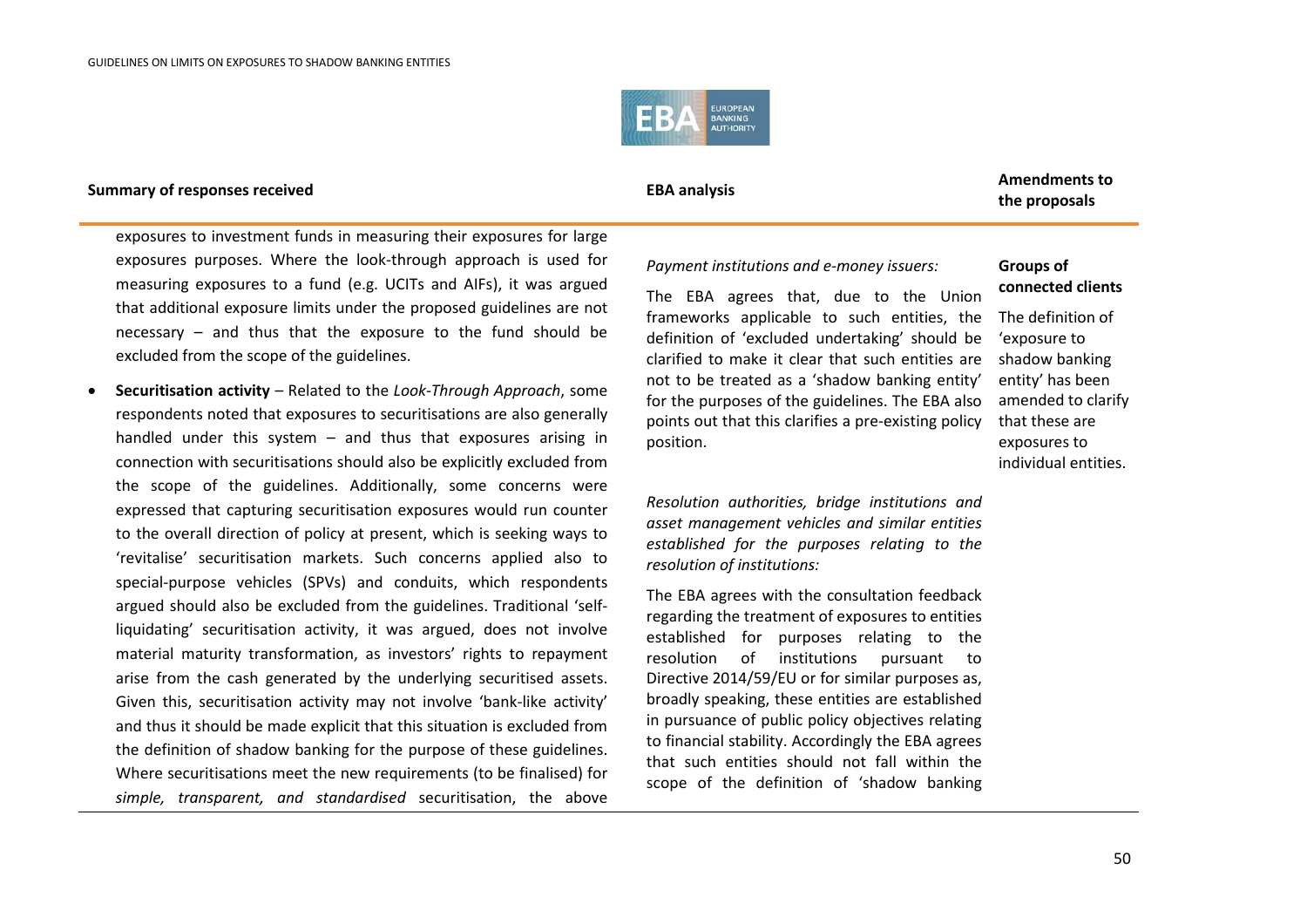| Summary of responses received | EBA analysis | Amendments to the proposals |
|---|---|---|
| exposures to investment funds in measuring their exposures for large exposures purposes. Where the look-through approach is used for measuring exposures to a fund (e.g. UCITs and AIFs), it was argued that additional exposure limits under the proposed guidelines are not necessary – and thus that the exposure to the fund should be excluded from the scope of the guidelines.<br><br>• **Securitisation activity** – Related to the *Look-Through Approach*, some respondents noted that exposures to securitisations are also generally handled under this system – and thus that exposures arising in connection with securitisations should also be explicitly excluded from the scope of the guidelines. Additionally, some concerns were expressed that capturing securitisation exposures would run counter to the overall direction of policy at present, which is seeking ways to 'revitalise' securitisation markets. Such concerns applied also to special-purpose vehicles (SPVs) and conduits, which respondents argued should also be excluded from the guidelines. Traditional 'self-liquidating' securitisation activity, it was argued, does not involve material maturity transformation, as investors' rights to repayment arise from the cash generated by the underlying securitised assets. Given this, securitisation activity may not involve 'bank-like activity' and thus it should be made explicit that this situation is excluded from the definition of shadow banking for the purpose of these guidelines. Where securitisations meet the new requirements (to be finalised) for *simple, transparent, and standardised* securitisation, the above | *Payment institutions and e-money issuers:*<br><br>The EBA agrees that, due to the Union frameworks applicable to such entities, the definition of 'excluded undertaking' should be clarified to make it clear that such entities are not to be treated as a 'shadow banking entity' for the purposes of the guidelines. The EBA also points out that this clarifies a pre-existing policy position.<br><br>*Resolution authorities, bridge institutions and asset management vehicles and similar entities established for the purposes relating to the resolution of institutions:*<br><br>The EBA agrees with the consultation feedback regarding the treatment of exposures to entities established for purposes relating to the resolution of institutions pursuant to Directive 2014/59/EU or for similar purposes as, broadly speaking, these entities are established in pursuance of public policy objectives relating to financial stability. Accordingly the EBA agrees that such entities should not fall within the scope of the definition of 'shadow banking | **Groups of connected clients**<br><br>The definition of 'exposure to shadow banking entity' has been amended to clarify that these are exposures to individual entities. |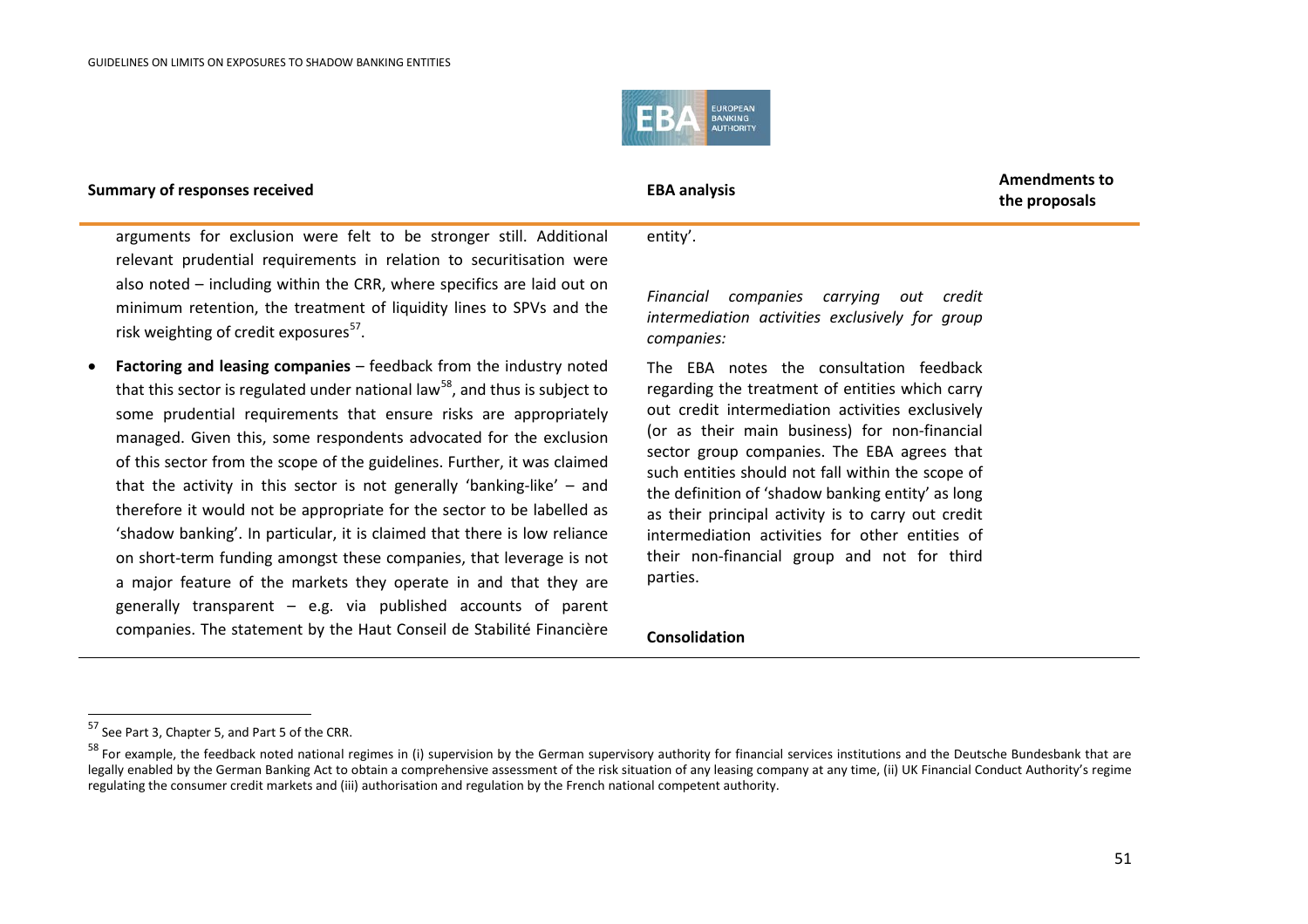| Summary of responses received | EBA analysis | Amendments to the proposals |
|---|---|---|
| arguments for exclusion were felt to be stronger still. Additional relevant prudential requirements in relation to securitisation were also noted – including within the CRR, where specifics are laid out on minimum retention, the treatment of liquidity lines to SPVs and the risk weighting of credit exposures[57].<br><br>• **Factoring and leasing companies** – feedback from the industry noted that this sector is regulated under national law[58], and thus is subject to some prudential requirements that ensure risks are appropriately managed. Given this, some respondents advocated for the exclusion of this sector from the scope of the guidelines. Further, it was claimed that the activity in this sector is not generally 'banking-like' – and therefore it would not be appropriate for the sector to be labelled as 'shadow banking'. In particular, it is claimed that there is low reliance on short-term funding amongst these companies, that leverage is not a major feature of the markets they operate in and that they are generally transparent – e.g. via published accounts of parent companies. The statement by the Haut Conseil de Stabilité Financière | entity'.<br><br>*Financial companies carrying out credit intermediation activities exclusively for group companies:*<br><br>The EBA notes the consultation feedback regarding the treatment of entities which carry out credit intermediation activities exclusively (or as their main business) for non-financial sector group companies. The EBA agrees that such entities should not fall within the scope of the definition of 'shadow banking entity' as long as their principal activity is to carry out credit intermediation activities for other entities of their non-financial group and not for third parties.<br><br>**Consolidation** | |

[57] See Part 3, Chapter 5, and Part 5 of the CRR.

[58] For example, the feedback noted national regimes in (i) supervision by the German supervisory authority for financial services institutions and the Deutsche Bundesbank that are legally enabled by the German Banking Act to obtain a comprehensive assessment of the risk situation of any leasing company at any time, (ii) UK Financial Conduct Authority's regime regulating the consumer credit markets and (iii) authorisation and regulation by the French national competent authority.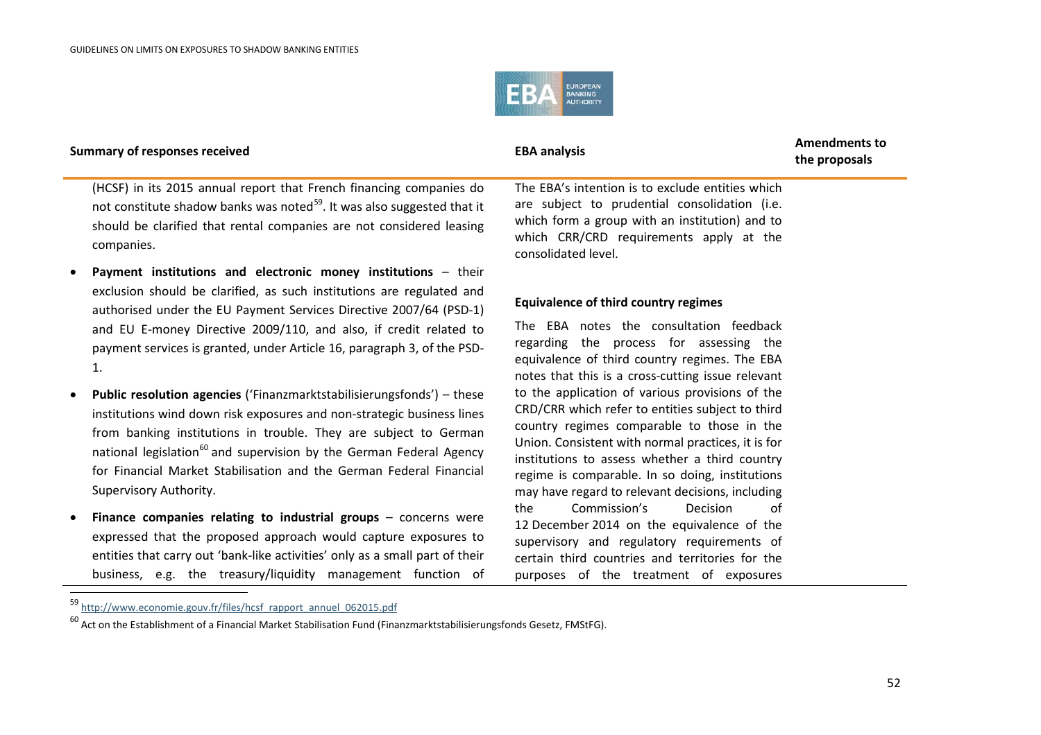| Summary of responses received | EBA analysis | Amendments to the proposals |
|---|---|---|
| (HCSF) in its 2015 annual report that French financing companies do not constitute shadow banks was noted[59]. It was also suggested that it should be clarified that rental companies are not considered leasing companies.<br><br>• **Payment institutions and electronic money institutions** – their exclusion should be clarified, as such institutions are regulated and authorised under the EU Payment Services Directive 2007/64 (PSD-1) and EU E-money Directive 2009/110, and also, if credit related to payment services is granted, under Article 16, paragraph 3, of the PSD-1.<br><br>• **Public resolution agencies** ('Finanzmarktstabilisierungsfonds') – these institutions wind down risk exposures and non-strategic business lines from banking institutions in trouble. They are subject to German national legislation[60] and supervision by the German Federal Agency for Financial Market Stabilisation and the German Federal Financial Supervisory Authority.<br><br>• **Finance companies relating to industrial groups** – concerns were expressed that the proposed approach would capture exposures to entities that carry out 'bank-like activities' only as a small part of their business, e.g. the treasury/liquidity management function of | The EBA's intention is to exclude entities which are subject to prudential consolidation (i.e. which form a group with an institution) and to which CRR/CRD requirements apply at the consolidated level.<br><br>**Equivalence of third country regimes**<br><br>The EBA notes the consultation feedback regarding the process for assessing the equivalence of third country regimes. The EBA notes that this is a cross-cutting issue relevant to the application of various provisions of the CRD/CRR which refer to entities subject to third country regimes comparable to those in the Union. Consistent with normal practices, it is for institutions to assess whether a third country regime is comparable. In so doing, institutions may have regard to relevant decisions, including the Commission's Decision of 12 December 2014 on the equivalence of the supervisory and regulatory requirements of certain third countries and territories for the purposes of the treatment of exposures | |

[59] http://www.economie.gouv.fr/files/hcsf_rapport_annuel_062015.pdf

[60] Act on the Establishment of a Financial Market Stabilisation Fund (Finanzmarktstabilisierungsfonds Gesetz, FMStFG).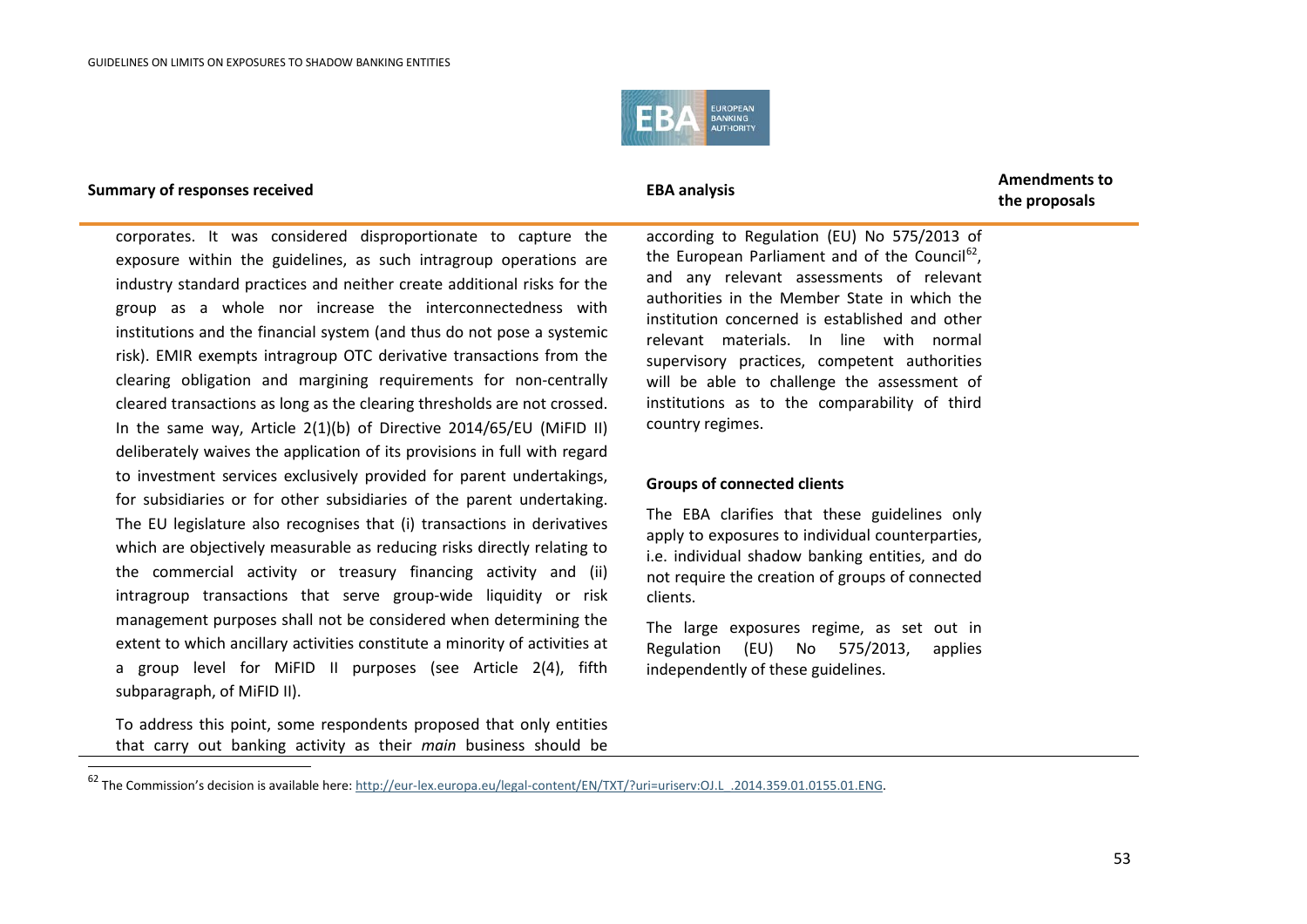| Summary of responses received | EBA analysis | Amendments to the proposals |
|---|---|---|
| corporates. It was considered disproportionate to capture the exposure within the guidelines, as such intragroup operations are industry standard practices and neither create additional risks for the group as a whole nor increase the interconnectedness with institutions and the financial system (and thus do not pose a systemic risk). EMIR exempts intragroup OTC derivative transactions from the clearing obligation and margining requirements for non-centrally cleared transactions as long as the clearing thresholds are not crossed. In the same way, Article 2(1)(b) of Directive 2014/65/EU (MiFID II) deliberately waives the application of its provisions in full with regard to investment services exclusively provided for parent undertakings, for subsidiaries or for other subsidiaries of the parent undertaking. The EU legislature also recognises that (i) transactions in derivatives which are objectively measurable as reducing risks directly relating to the commercial activity or treasury financing activity and (ii) intragroup transactions that serve group-wide liquidity or risk management purposes shall not be considered when determining the extent to which ancillary activities constitute a minority of activities at a group level for MiFID II purposes (see Article 2(4), fifth subparagraph, of MiFID II).<br><br>To address this point, some respondents proposed that only entities that carry out banking activity as their *main* business should be | according to Regulation (EU) No 575/2013 of the European Parliament and of the Council[62], and any relevant assessments of relevant authorities in the Member State in which the institution concerned is established and other relevant materials. In line with normal supervisory practices, competent authorities will be able to challenge the assessment of institutions as to the comparability of third country regimes.<br><br>**Groups of connected clients**<br><br>The EBA clarifies that these guidelines only apply to exposures to individual counterparties, i.e. individual shadow banking entities, and do not require the creation of groups of connected clients.<br><br>The large exposures regime, as set out in Regulation (EU) No 575/2013, applies independently of these guidelines. | |

[62] The Commission's decision is available here: http://eur-lex.europa.eu/legal-content/EN/TXT/?uri=uriserv:OJ.L_.2014.359.01.0155.01.ENG.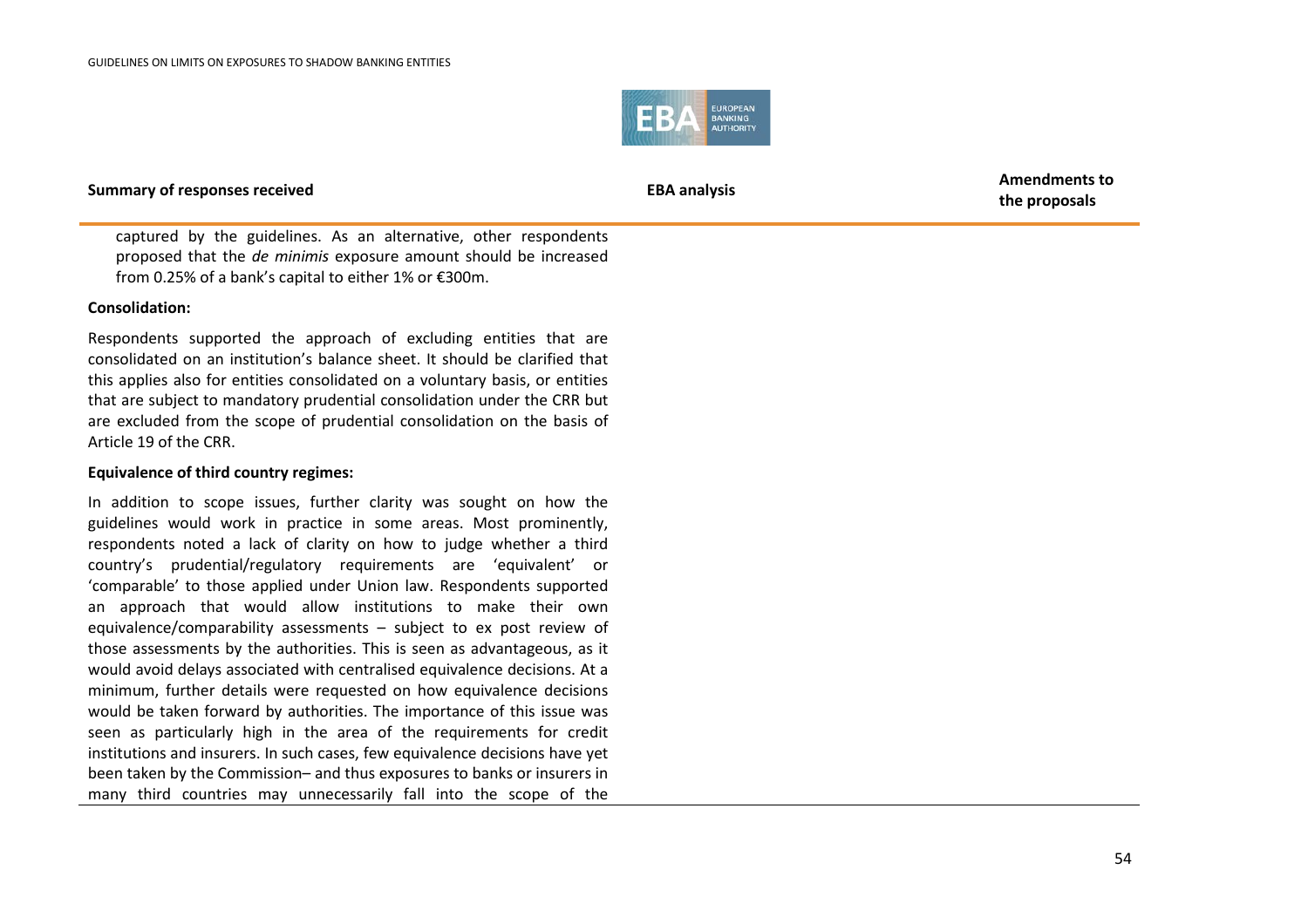| Summary of responses received | EBA analysis | Amendments to the proposals |
|---|---|---|
| captured by the guidelines. As an alternative, other respondents proposed that the *de minimis* exposure amount should be increased from 0.25% of a bank's capital to either 1% or €300m.<br><br>**Consolidation:**<br><br>Respondents supported the approach of excluding entities that are consolidated on an institution's balance sheet. It should be clarified that this applies also for entities consolidated on a voluntary basis, or entities that are subject to mandatory prudential consolidation under the CRR but are excluded from the scope of prudential consolidation on the basis of Article 19 of the CRR.<br><br>**Equivalence of third country regimes:**<br><br>In addition to scope issues, further clarity was sought on how the guidelines would work in practice in some areas. Most prominently, respondents noted a lack of clarity on how to judge whether a third country's prudential/regulatory requirements are 'equivalent' or 'comparable' to those applied under Union law. Respondents supported an approach that would allow institutions to make their own equivalence/comparability assessments – subject to ex post review of those assessments by the authorities. This is seen as advantageous, as it would avoid delays associated with centralised equivalence decisions. At a minimum, further details were requested on how equivalence decisions would be taken forward by authorities. The importance of this issue was seen as particularly high in the area of the requirements for credit institutions and insurers. In such cases, few equivalence decisions have yet been taken by the Commission– and thus exposures to banks or insurers in many third countries may unnecessarily fall into the scope of the | | |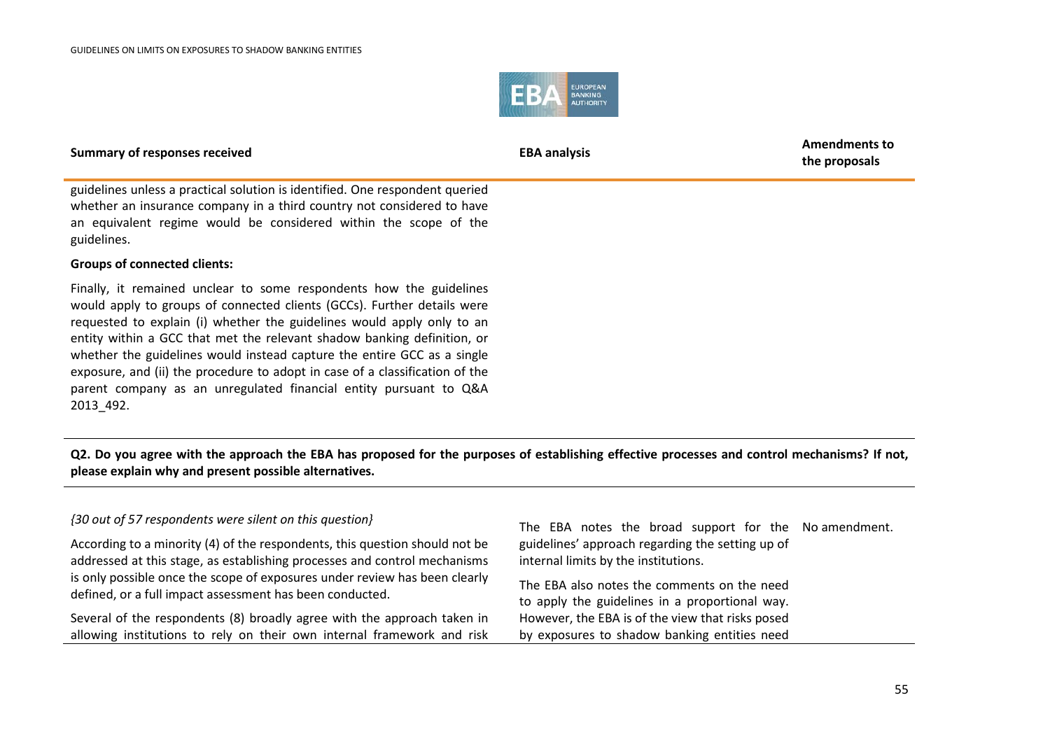| Summary of responses received | EBA analysis | Amendments to the proposals |
|---|---|---|
| guidelines unless a practical solution is identified. One respondent queried whether an insurance company in a third country not considered to have an equivalent regime would be considered within the scope of the guidelines.<br><br>**Groups of connected clients:**<br><br>Finally, it remained unclear to some respondents how the guidelines would apply to groups of connected clients (GCCs). Further details were requested to explain (i) whether the guidelines would apply only to an entity within a GCC that met the relevant shadow banking definition, or whether the guidelines would instead capture the entire GCC as a single exposure, and (ii) the procedure to adopt in case of a classification of the parent company as an unregulated financial entity pursuant to Q&A 2013_492. | | |
| **Q2. Do you agree with the approach the EBA has proposed for the purposes of establishing effective processes and control mechanisms? If not, please explain why and present possible alternatives.** | | |
| *{30 out of 57 respondents were silent on this question}*<br><br>According to a minority (4) of the respondents, this question should not be addressed at this stage, as establishing processes and control mechanisms is only possible once the scope of exposures under review has been clearly defined, or a full impact assessment has been conducted.<br><br>Several of the respondents (8) broadly agree with the approach taken in allowing institutions to rely on their own internal framework and risk | The EBA notes the broad support for the guidelines' approach regarding the setting up of internal limits by the institutions.<br><br>The EBA also notes the comments on the need to apply the guidelines in a proportional way. However, the EBA is of the view that risks posed by exposures to shadow banking entities need | No amendment. |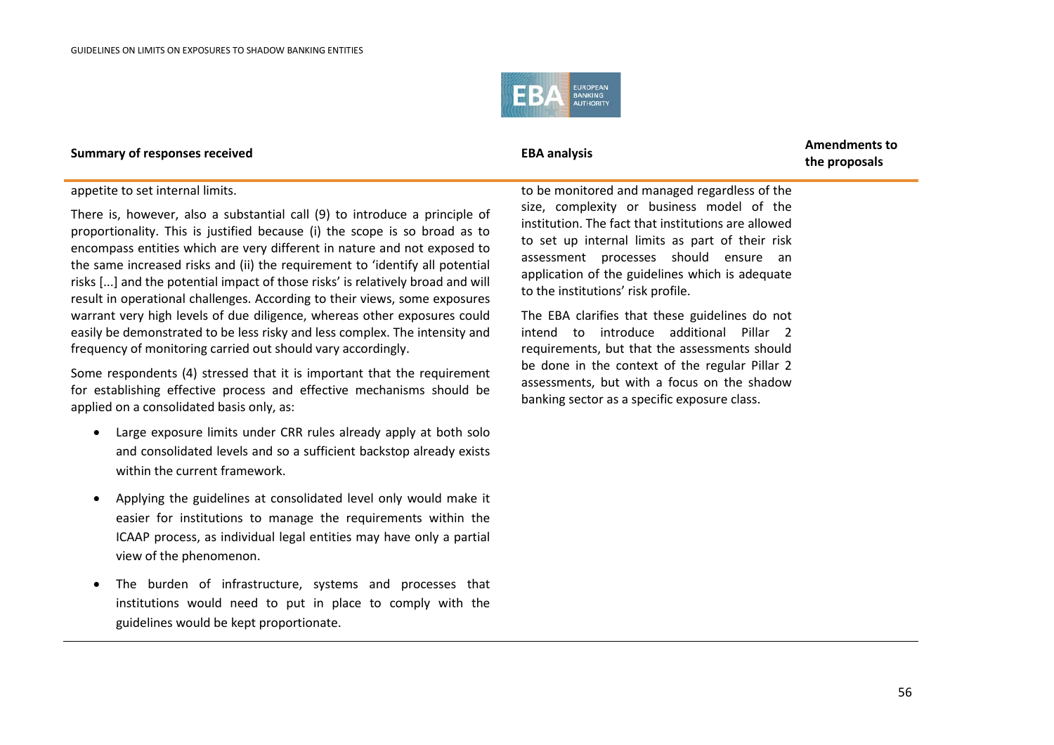| Summary of responses received | EBA analysis | Amendments to the proposals |
|---|---|---|
| appetite to set internal limits.<br><br>There is, however, also a substantial call (9) to introduce a principle of proportionality. This is justified because (i) the scope is so broad as to encompass entities which are very different in nature and not exposed to the same increased risks and (ii) the requirement to 'identify all potential risks [...] and the potential impact of those risks' is relatively broad and will result in operational challenges. According to their views, some exposures warrant very high levels of due diligence, whereas other exposures could easily be demonstrated to be less risky and less complex. The intensity and frequency of monitoring carried out should vary accordingly.<br><br>Some respondents (4) stressed that it is important that the requirement for establishing effective process and effective mechanisms should be applied on a consolidated basis only, as:<br><br>• Large exposure limits under CRR rules already apply at both solo and consolidated levels and so a sufficient backstop already exists within the current framework.<br><br>• Applying the guidelines at consolidated level only would make it easier for institutions to manage the requirements within the ICAAP process, as individual legal entities may have only a partial view of the phenomenon.<br><br>• The burden of infrastructure, systems and processes that institutions would need to put in place to comply with the guidelines would be kept proportionate. | to be monitored and managed regardless of the size, complexity or business model of the institution. The fact that institutions are allowed to set up internal limits as part of their risk assessment processes should ensure an application of the guidelines which is adequate to the institutions' risk profile.<br><br>The EBA clarifies that these guidelines do not intend to introduce additional Pillar 2 requirements, but that the assessments should be done in the context of the regular Pillar 2 assessments, but with a focus on the shadow banking sector as a specific exposure class. | |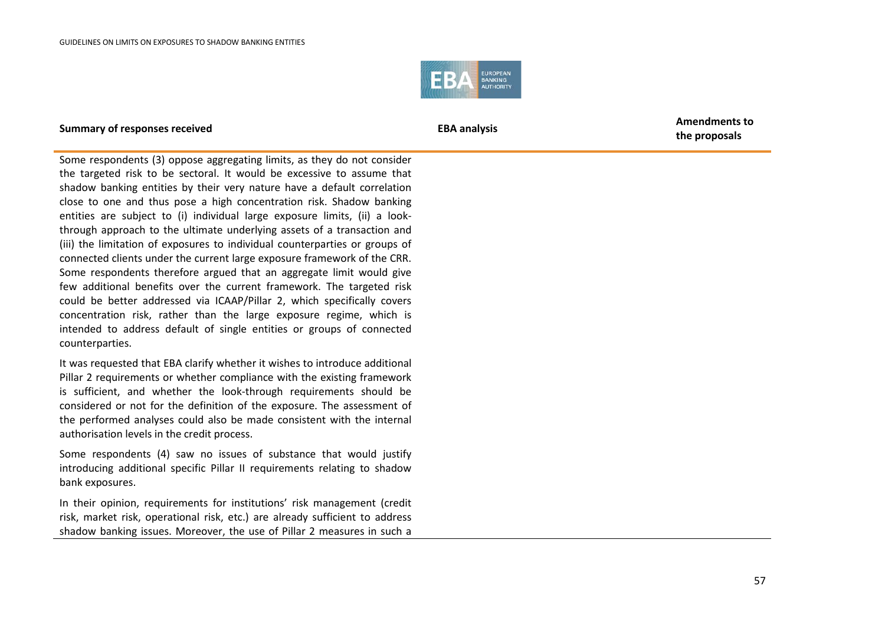| Summary of responses received | EBA analysis | Amendments to the proposals |
|---|---|---|
| Some respondents (3) oppose aggregating limits, as they do not consider the targeted risk to be sectoral. It would be excessive to assume that shadow banking entities by their very nature have a default correlation close to one and thus pose a high concentration risk. Shadow banking entities are subject to (i) individual large exposure limits, (ii) a look-through approach to the ultimate underlying assets of a transaction and (iii) the limitation of exposures to individual counterparties or groups of connected clients under the current large exposure framework of the CRR. Some respondents therefore argued that an aggregate limit would give few additional benefits over the current framework. The targeted risk could be better addressed via ICAAP/Pillar 2, which specifically covers concentration risk, rather than the large exposure regime, which is intended to address default of single entities or groups of connected counterparties.<br><br>It was requested that EBA clarify whether it wishes to introduce additional Pillar 2 requirements or whether compliance with the existing framework is sufficient, and whether the look-through requirements should be considered or not for the definition of the exposure. The assessment of the performed analyses could also be made consistent with the internal authorisation levels in the credit process.<br><br>Some respondents (4) saw no issues of substance that would justify introducing additional specific Pillar II requirements relating to shadow bank exposures.<br><br>In their opinion, requirements for institutions' risk management (credit risk, market risk, operational risk, etc.) are already sufficient to address shadow banking issues. Moreover, the use of Pillar 2 measures in such a | | |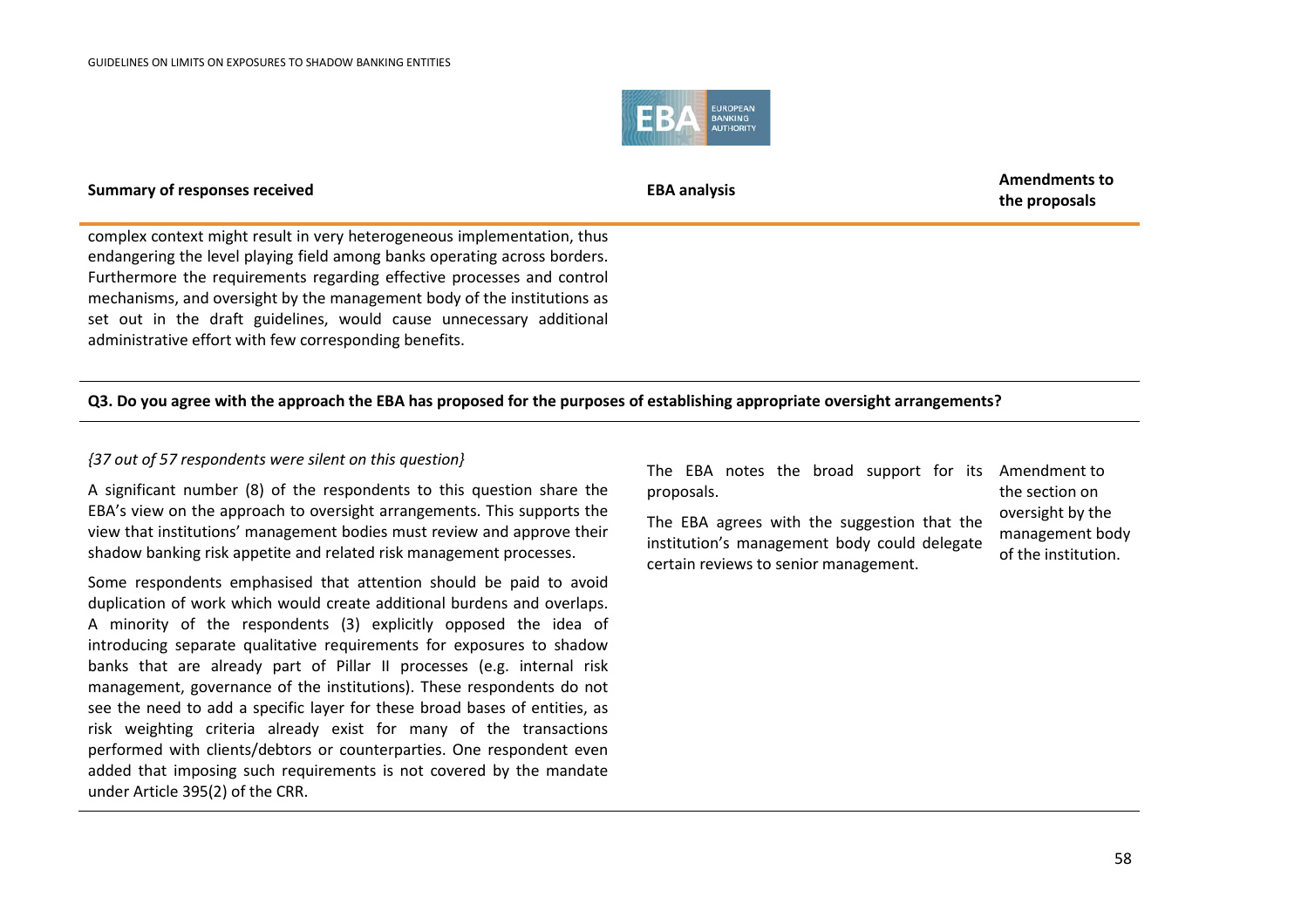| Summary of responses received | EBA analysis | Amendments to the proposals |
|---|---|---|
| complex context might result in very heterogeneous implementation, thus endangering the level playing field among banks operating across borders. Furthermore the requirements regarding effective processes and control mechanisms, and oversight by the management body of the institutions as set out in the draft guidelines, would cause unnecessary additional administrative effort with few corresponding benefits. | | |
| **Q3. Do you agree with the approach the EBA has proposed for the purposes of establishing appropriate oversight arrangements?** | | |
| *{37 out of 57 respondents were silent on this question}*<br><br>A significant number (8) of the respondents to this question share the EBA's view on the approach to oversight arrangements. This supports the view that institutions' management bodies must review and approve their shadow banking risk appetite and related risk management processes.<br><br>Some respondents emphasised that attention should be paid to avoid duplication of work which would create additional burdens and overlaps. A minority of the respondents (3) explicitly opposed the idea of introducing separate qualitative requirements for exposures to shadow banks that are already part of Pillar II processes (e.g. internal risk management, governance of the institutions). These respondents do not see the need to add a specific layer for these broad bases of entities, as risk weighting criteria already exist for many of the transactions performed with clients/debtors or counterparties. One respondent even added that imposing such requirements is not covered by the mandate under Article 395(2) of the CRR. | The EBA notes the broad support for its proposals.<br><br>The EBA agrees with the suggestion that the institution's management body could delegate certain reviews to senior management. | Amendment to the section on oversight by the management body of the institution. |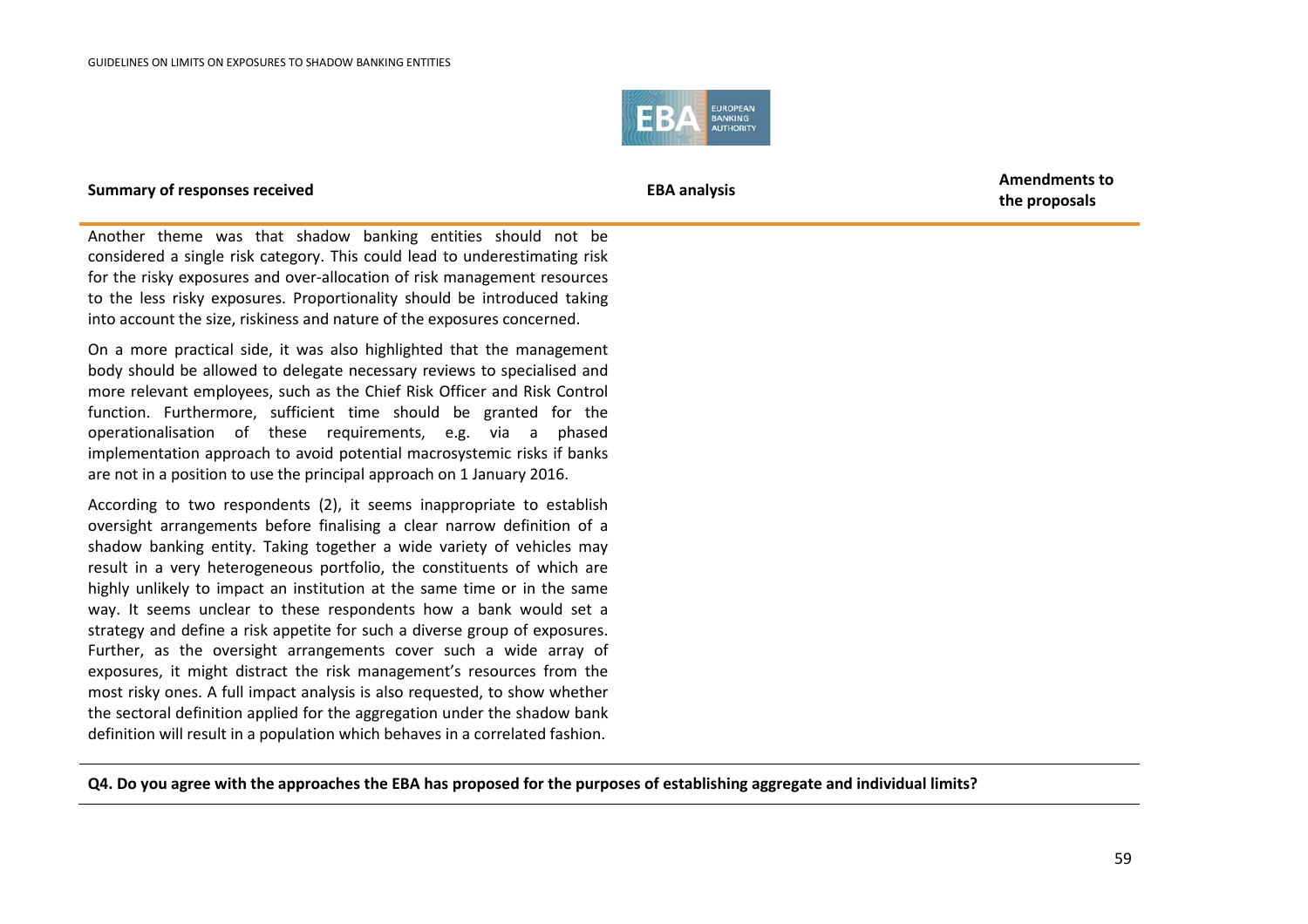| Summary of responses received | EBA analysis | Amendments to the proposals |
|---|---|---|
| Another theme was that shadow banking entities should not be considered a single risk category. This could lead to underestimating risk for the risky exposures and over-allocation of risk management resources to the less risky exposures. Proportionality should be introduced taking into account the size, riskiness and nature of the exposures concerned.<br><br>On a more practical side, it was also highlighted that the management body should be allowed to delegate necessary reviews to specialised and more relevant employees, such as the Chief Risk Officer and Risk Control function. Furthermore, sufficient time should be granted for the operationalisation of these requirements, e.g. via a phased implementation approach to avoid potential macrosystemic risks if banks are not in a position to use the principal approach on 1 January 2016.<br><br>According to two respondents (2), it seems inappropriate to establish oversight arrangements before finalising a clear narrow definition of a shadow banking entity. Taking together a wide variety of vehicles may result in a very heterogeneous portfolio, the constituents of which are highly unlikely to impact an institution at the same time or in the same way. It seems unclear to these respondents how a bank would set a strategy and define a risk appetite for such a diverse group of exposures. Further, as the oversight arrangements cover such a wide array of exposures, it might distract the risk management's resources from the most risky ones. A full impact analysis is also requested, to show whether the sectoral definition applied for the aggregation under the shadow bank definition will result in a population which behaves in a correlated fashion. | | |
| **Q4. Do you agree with the approaches the EBA has proposed for the purposes of establishing aggregate and individual limits?** | | |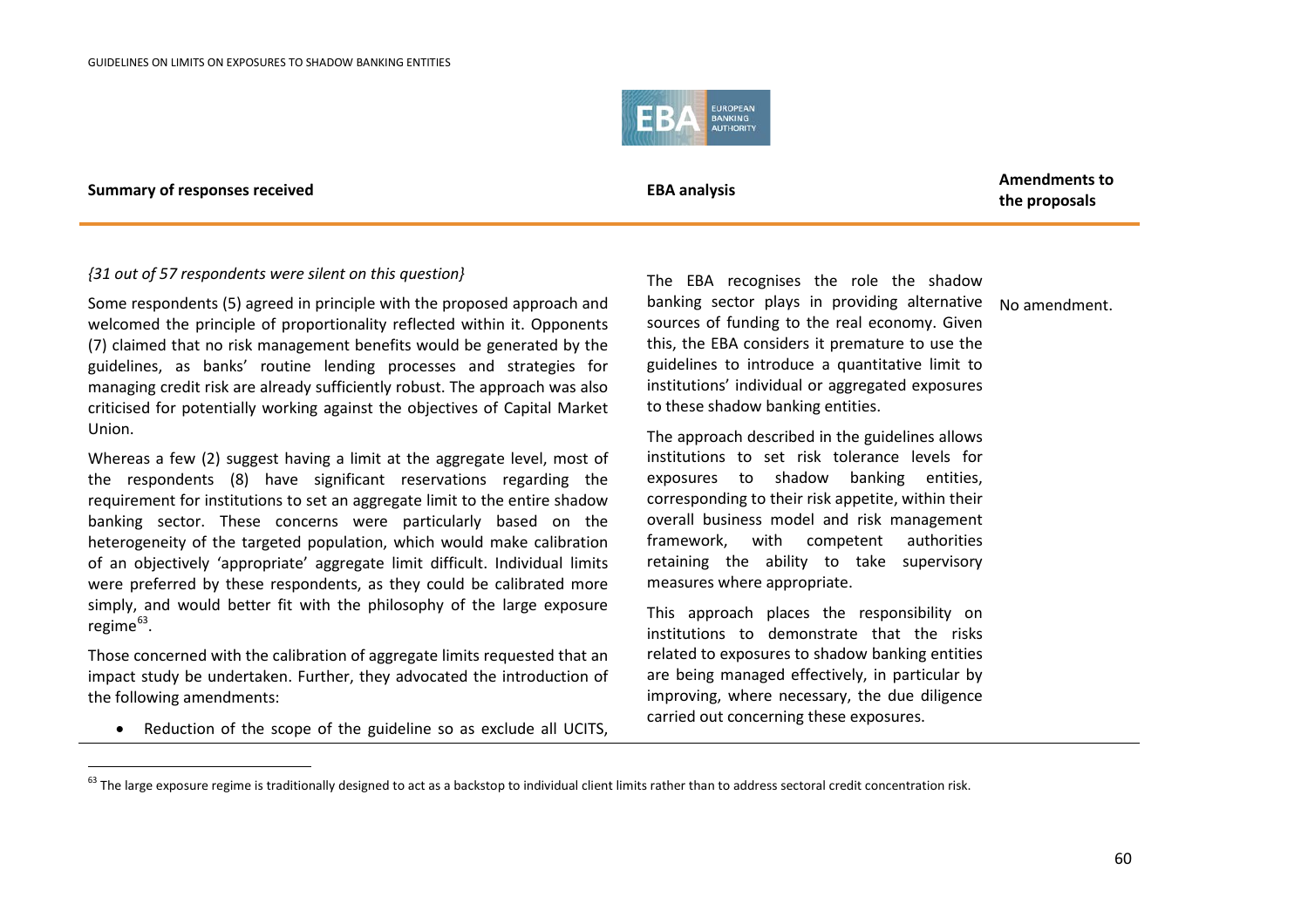| Summary of responses received | EBA analysis | Amendments to the proposals |
|---|---|---|
| *{31 out of 57 respondents were silent on this question}*<br><br>Some respondents (5) agreed in principle with the proposed approach and welcomed the principle of proportionality reflected within it. Opponents (7) claimed that no risk management benefits would be generated by the guidelines, as banks' routine lending processes and strategies for managing credit risk are already sufficiently robust. The approach was also criticised for potentially working against the objectives of Capital Market Union.<br><br>Whereas a few (2) suggest having a limit at the aggregate level, most of the respondents (8) have significant reservations regarding the requirement for institutions to set an aggregate limit to the entire shadow banking sector. These concerns were particularly based on the heterogeneity of the targeted population, which would make calibration of an objectively 'appropriate' aggregate limit difficult. Individual limits were preferred by these respondents, as they could be calibrated more simply, and would better fit with the philosophy of the large exposure regime[63].<br><br>Those concerned with the calibration of aggregate limits requested that an impact study be undertaken. Further, they advocated the introduction of the following amendments:<br><br>• Reduction of the scope of the guideline so as exclude all UCITS, | The EBA recognises the role the shadow banking sector plays in providing alternative sources of funding to the real economy. Given this, the EBA considers it premature to use the guidelines to introduce a quantitative limit to institutions' individual or aggregated exposures to these shadow banking entities.<br><br>The approach described in the guidelines allows institutions to set risk tolerance levels for exposures to shadow banking entities, corresponding to their risk appetite, within their overall business model and risk management framework, with competent authorities retaining the ability to take supervisory measures where appropriate.<br><br>This approach places the responsibility on institutions to demonstrate that the risks related to exposures to shadow banking entities are being managed effectively, in particular by improving, where necessary, the due diligence carried out concerning these exposures. | No amendment. |

[63] The large exposure regime is traditionally designed to act as a backstop to individual client limits rather than to address sectoral credit concentration risk.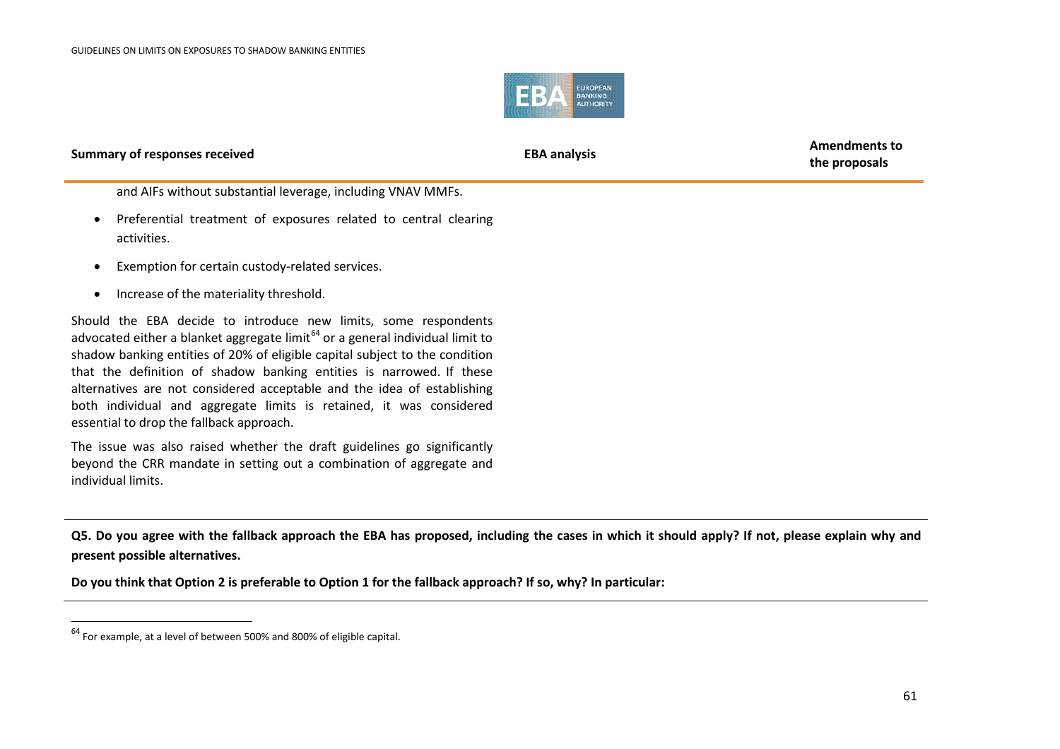| Summary of responses received | EBA analysis | Amendments to the proposals |
|---|---|---|
| and AIFs without substantial leverage, including VNAV MMFs.<br><br>• Preferential treatment of exposures related to central clearing activities.<br><br>• Exemption for certain custody-related services.<br><br>• Increase of the materiality threshold.<br><br>Should the EBA decide to introduce new limits, some respondents advocated either a blanket aggregate limit[64] or a general individual limit to shadow banking entities of 20% of eligible capital subject to the condition that the definition of shadow banking entities is narrowed. If these alternatives are not considered acceptable and the idea of establishing both individual and aggregate limits is retained, it was considered essential to drop the fallback approach.<br><br>The issue was also raised whether the draft guidelines go significantly beyond the CRR mandate in setting out a combination of aggregate and individual limits. | | |

**Q5. Do you agree with the fallback approach the EBA has proposed, including the cases in which it should apply? If not, please explain why and present possible alternatives.**

**Do you think that Option 2 is preferable to Option 1 for the fallback approach? If so, why? In particular:**

[64] For example, at a level of between 500% and 800% of eligible capital.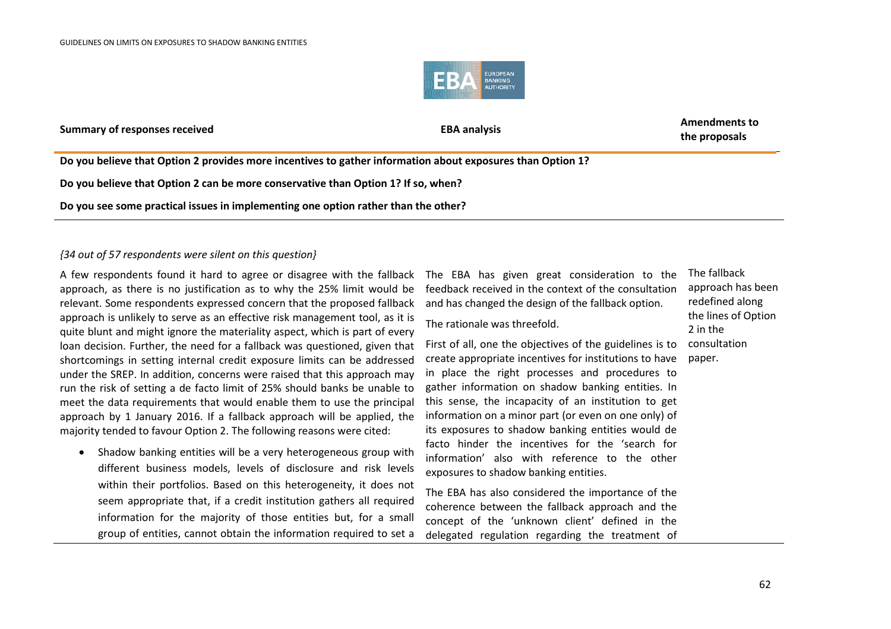| Summary of responses received | EBA analysis | Amendments to the proposals |
|---|---|---|
| **Do you believe that Option 2 provides more incentives to gather information about exposures than Option 1?**<br><br>**Do you believe that Option 2 can be more conservative than Option 1? If so, when?**<br><br>**Do you see some practical issues in implementing one option rather than the other?** | | |
| *{34 out of 57 respondents were silent on this question}*<br><br>A few respondents found it hard to agree or disagree with the fallback approach, as there is no justification as to why the 25% limit would be relevant. Some respondents expressed concern that the proposed fallback approach is unlikely to serve as an effective risk management tool, as it is quite blunt and might ignore the materiality aspect, which is part of every loan decision. Further, the need for a fallback was questioned, given that shortcomings in setting internal credit exposure limits can be addressed under the SREP. In addition, concerns were raised that this approach may run the risk of setting a de facto limit of 25% should banks be unable to meet the data requirements that would enable them to use the principal approach by 1 January 2016. If a fallback approach will be applied, the majority tended to favour Option 2. The following reasons were cited:<br><br>• Shadow banking entities will be a very heterogeneous group with different business models, levels of disclosure and risk levels within their portfolios. Based on this heterogeneity, it does not seem appropriate that, if a credit institution gathers all required information for the majority of those entities but, for a small group of entities, cannot obtain the information required to set a | The EBA has given great consideration to the feedback received in the context of the consultation and has changed the design of the fallback option.<br><br>The rationale was threefold.<br><br>First of all, one the objectives of the guidelines is to create appropriate incentives for institutions to have in place the right processes and procedures to gather information on shadow banking entities. In this sense, the incapacity of an institution to get information on a minor part (or even on one only) of its exposures to shadow banking entities would de facto hinder the incentives for the 'search for information' also with reference to the other exposures to shadow banking entities.<br><br>The EBA has also considered the importance of the coherence between the fallback approach and the concept of the 'unknown client' defined in the delegated regulation regarding the treatment of | The fallback approach has been redefined along the lines of Option 2 in the consultation paper. |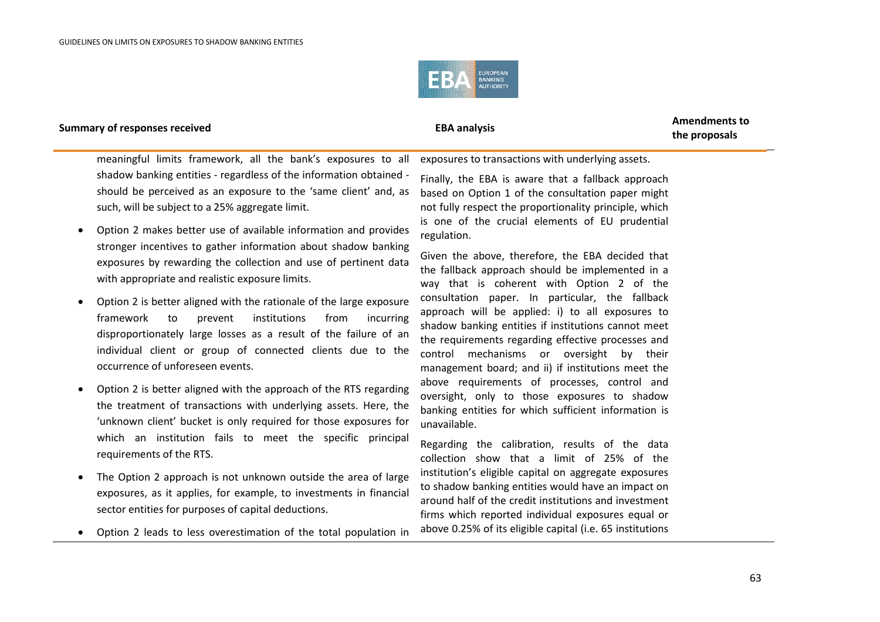| Summary of responses received | EBA analysis | Amendments to the proposals |
|---|---|---|
| meaningful limits framework, all the bank's exposures to all shadow banking entities - regardless of the information obtained - should be perceived as an exposure to the 'same client' and, as such, will be subject to a 25% aggregate limit.<br><br>• Option 2 makes better use of available information and provides stronger incentives to gather information about shadow banking exposures by rewarding the collection and use of pertinent data with appropriate and realistic exposure limits.<br><br>• Option 2 is better aligned with the rationale of the large exposure framework to prevent institutions from incurring disproportionately large losses as a result of the failure of an individual client or group of connected clients due to the occurrence of unforeseen events.<br><br>• Option 2 is better aligned with the approach of the RTS regarding the treatment of transactions with underlying assets. Here, the 'unknown client' bucket is only required for those exposures for which an institution fails to meet the specific principal requirements of the RTS.<br><br>• The Option 2 approach is not unknown outside the area of large exposures, as it applies, for example, to investments in financial sector entities for purposes of capital deductions.<br><br>• Option 2 leads to less overestimation of the total population in | exposures to transactions with underlying assets.<br><br>Finally, the EBA is aware that a fallback approach based on Option 1 of the consultation paper might not fully respect the proportionality principle, which is one of the crucial elements of EU prudential regulation.<br><br>Given the above, therefore, the EBA decided that the fallback approach should be implemented in a way that is coherent with Option 2 of the consultation paper. In particular, the fallback approach will be applied: i) to all exposures to shadow banking entities if institutions cannot meet the requirements regarding effective processes and control mechanisms or oversight by their management board; and ii) if institutions meet the above requirements of processes, control and oversight, only to those exposures to shadow banking entities for which sufficient information is unavailable.<br><br>Regarding the calibration, results of the data collection show that a limit of 25% of the institution's eligible capital on aggregate exposures to shadow banking entities would have an impact on around half of the credit institutions and investment firms which reported individual exposures equal or above 0.25% of its eligible capital (i.e. 65 institutions | |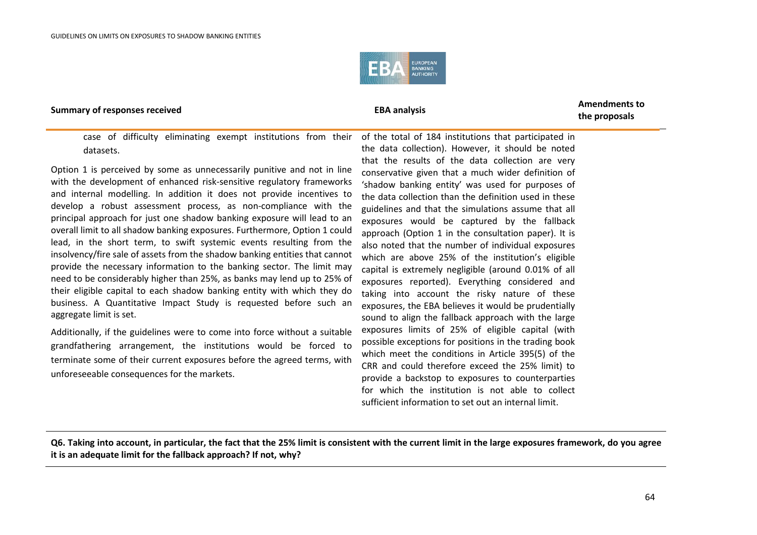| Summary of responses received | EBA analysis | Amendments to the proposals |
|---|---|---|
| case of difficulty eliminating exempt institutions from their datasets.<br><br>Option 1 is perceived by some as unnecessarily punitive and not in line with the development of enhanced risk-sensitive regulatory frameworks and internal modelling. In addition it does not provide incentives to develop a robust assessment process, as non-compliance with the principal approach for just one shadow banking exposure will lead to an overall limit to all shadow banking exposures. Furthermore, Option 1 could lead, in the short term, to swift systemic events resulting from the insolvency/fire sale of assets from the shadow banking entities that cannot provide the necessary information to the banking sector. The limit may need to be considerably higher than 25%, as banks may lend up to 25% of their eligible capital to each shadow banking entity with which they do business. A Quantitative Impact Study is requested before such an aggregate limit is set.<br><br>Additionally, if the guidelines were to come into force without a suitable grandfathering arrangement, the institutions would be forced to terminate some of their current exposures before the agreed terms, with unforeseeable consequences for the markets. | of the total of 184 institutions that participated in the data collection). However, it should be noted that the results of the data collection are very conservative given that a much wider definition of 'shadow banking entity' was used for purposes of the data collection than the definition used in these guidelines and that the simulations assume that all exposures would be captured by the fallback approach (Option 1 in the consultation paper). It is also noted that the number of individual exposures which are above 25% of the institution's eligible capital is extremely negligible (around 0.01% of all exposures reported). Everything considered and taking into account the risky nature of these exposures, the EBA believes it would be prudentially sound to align the fallback approach with the large exposures limits of 25% of eligible capital (with possible exceptions for positions in the trading book which meet the conditions in Article 395(5) of the CRR and could therefore exceed the 25% limit) to provide a backstop to exposures to counterparties for which the institution is not able to collect sufficient information to set out an internal limit. | |

**Q6. Taking into account, in particular, the fact that the 25% limit is consistent with the current limit in the large exposures framework, do you agree it is an adequate limit for the fallback approach? If not, why?**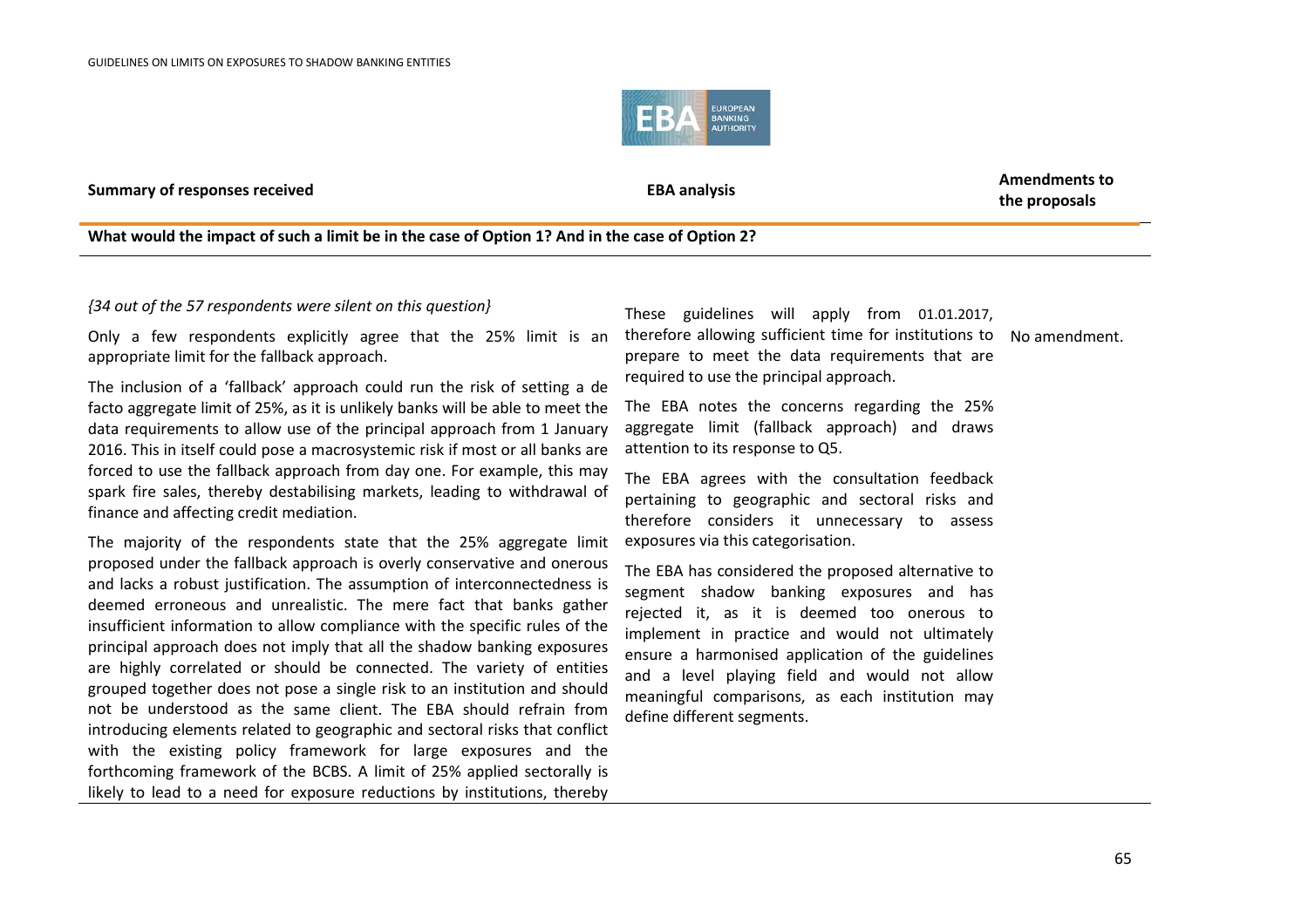| Summary of responses received | EBA analysis | Amendments to the proposals |
|---|---|---|
| **What would the impact of such a limit be in the case of Option 1? And in the case of Option 2?** | | |
| *{34 out of the 57 respondents were silent on this question}*<br><br>Only a few respondents explicitly agree that the 25% limit is an appropriate limit for the fallback approach.<br><br>The inclusion of a 'fallback' approach could run the risk of setting a de facto aggregate limit of 25%, as it is unlikely banks will be able to meet the data requirements to allow use of the principal approach from 1 January 2016. This in itself could pose a macrosystemic risk if most or all banks are forced to use the fallback approach from day one. For example, this may spark fire sales, thereby destabilising markets, leading to withdrawal of finance and affecting credit mediation.<br><br>The majority of the respondents state that the 25% aggregate limit proposed under the fallback approach is overly conservative and onerous and lacks a robust justification. The assumption of interconnectedness is deemed erroneous and unrealistic. The mere fact that banks gather insufficient information to allow compliance with the specific rules of the principal approach does not imply that all the shadow banking exposures are highly correlated or should be connected. The variety of entities grouped together does not pose a single risk to an institution and should not be understood as the same client. The EBA should refrain from introducing elements related to geographic and sectoral risks that conflict with the existing policy framework for large exposures and the forthcoming framework of the BCBS. A limit of 25% applied sectorally is likely to lead to a need for exposure reductions by institutions, thereby | These guidelines will apply from 01.01.2017, therefore allowing sufficient time for institutions to prepare to meet the data requirements that are required to use the principal approach.<br><br>The EBA notes the concerns regarding the 25% aggregate limit (fallback approach) and draws attention to its response to Q5.<br><br>The EBA agrees with the consultation feedback pertaining to geographic and sectoral risks and therefore considers it unnecessary to assess exposures via this categorisation.<br><br>The EBA has considered the proposed alternative to segment shadow banking exposures and has rejected it, as it is deemed too onerous to implement in practice and would not ultimately ensure a harmonised application of the guidelines and a level playing field and would not allow meaningful comparisons, as each institution may define different segments. | No amendment. |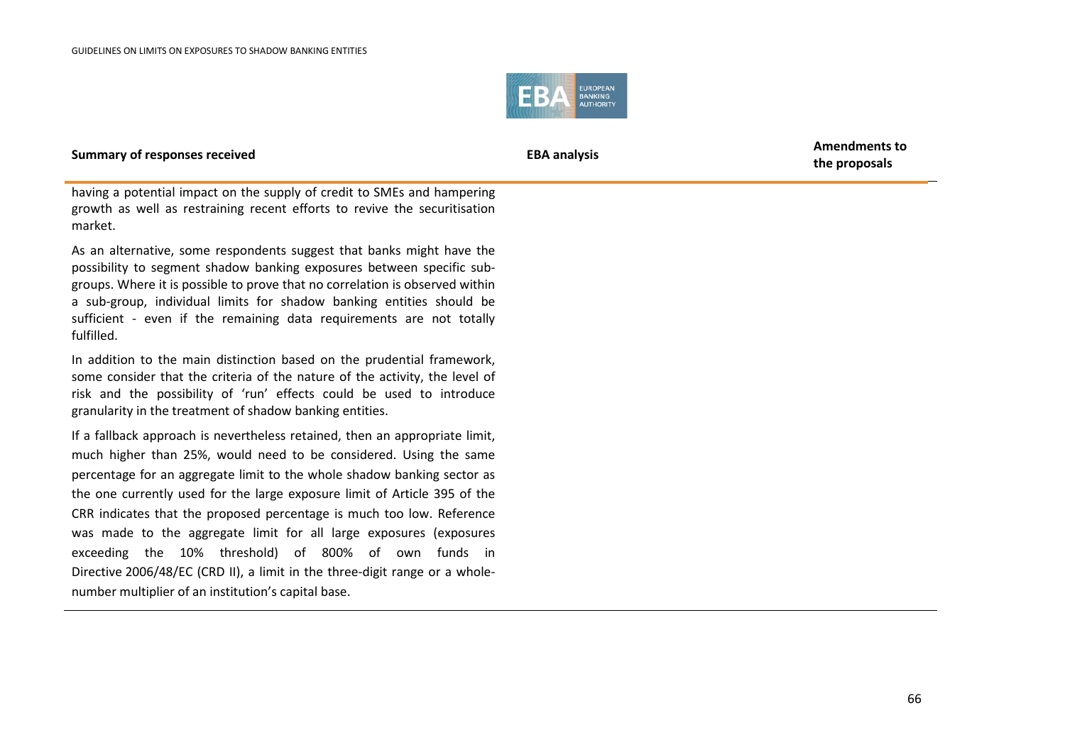| Summary of responses received | EBA analysis | Amendments to the proposals |
|---|---|---|
| having a potential impact on the supply of credit to SMEs and hampering growth as well as restraining recent efforts to revive the securitisation market.<br><br>As an alternative, some respondents suggest that banks might have the possibility to segment shadow banking exposures between specific sub-groups. Where it is possible to prove that no correlation is observed within a sub-group, individual limits for shadow banking entities should be sufficient - even if the remaining data requirements are not totally fulfilled.<br><br>In addition to the main distinction based on the prudential framework, some consider that the criteria of the nature of the activity, the level of risk and the possibility of 'run' effects could be used to introduce granularity in the treatment of shadow banking entities.<br><br>If a fallback approach is nevertheless retained, then an appropriate limit, much higher than 25%, would need to be considered. Using the same percentage for an aggregate limit to the whole shadow banking sector as the one currently used for the large exposure limit of Article 395 of the CRR indicates that the proposed percentage is much too low. Reference was made to the aggregate limit for all large exposures (exposures exceeding the 10% threshold) of 800% of own funds in Directive 2006/48/EC (CRD II), a limit in the three-digit range or a whole-number multiplier of an institution's capital base. | | |